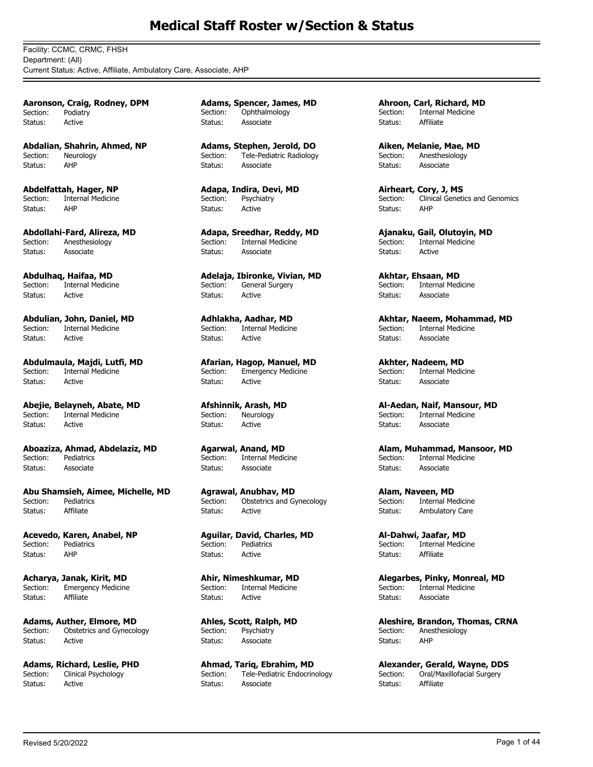# Medical Staff Roster w/Section & Status

Facility: CCMC, CRMC, FHSH
Department: (All)
Current Status: Active, Affiliate, Ambulatory Care, Associate, AHP

**Aaronson, Craig, Rodney, DPM**
Section: Podiatry
Status: Active

**Abdalian, Shahrin, Ahmed, NP**
Section: Neurology
Status: AHP

**Abdelfattah, Hager, NP**
Section: Internal Medicine
Status: AHP

**Abdollahi-Fard, Alireza, MD**
Section: Anesthesiology
Status: Associate

**Abdulhaq, Haifaa, MD**
Section: Internal Medicine
Status: Active

**Abdulian, John, Daniel, MD**
Section: Internal Medicine
Status: Active

**Abdulmaula, Majdi, Lutfi, MD**
Section: Internal Medicine
Status: Active

**Abejie, Belayneh, Abate, MD**
Section: Internal Medicine
Status: Active

**Aboaziza, Ahmad, Abdelaziz, MD**
Section: Pediatrics
Status: Associate

**Abu Shamsieh, Aimee, Michelle, MD**
Section: Pediatrics
Status: Affiliate

**Acevedo, Karen, Anabel, NP**
Section: Pediatrics
Status: AHP

**Acharya, Janak, Kirit, MD**
Section: Emergency Medicine
Status: Affiliate

**Adams, Auther, Elmore, MD**
Section: Obstetrics and Gynecology
Status: Active

**Adams, Richard, Leslie, PHD**
Section: Clinical Psychology
Status: Active

**Adams, Spencer, James, MD**
Section: Ophthalmology
Status: Associate

**Adams, Stephen, Jerold, DO**
Section: Tele-Pediatric Radiology
Status: Associate

**Adapa, Indira, Devi, MD**
Section: Psychiatry
Status: Active

**Adapa, Sreedhar, Reddy, MD**
Section: Internal Medicine
Status: Associate

**Adelaja, Ibironke, Vivian, MD**
Section: General Surgery
Status: Active

**Adhlakha, Aadhar, MD**
Section: Internal Medicine
Status: Active

**Afarian, Hagop, Manuel, MD**
Section: Emergency Medicine
Status: Active

**Afshinnik, Arash, MD**
Section: Neurology
Status: Active

**Agarwal, Anand, MD**
Section: Internal Medicine
Status: Associate

**Agrawal, Anubhav, MD**
Section: Obstetrics and Gynecology
Status: Active

**Aguilar, David, Charles, MD**
Section: Pediatrics
Status: Active

**Ahir, Nimeshkumar, MD**
Section: Internal Medicine
Status: Active

**Ahles, Scott, Ralph, MD**
Section: Psychiatry
Status: Associate

**Ahmad, Tariq, Ebrahim, MD**
Section: Tele-Pediatric Endocrinology
Status: Associate

**Ahroon, Carl, Richard, MD**
Section: Internal Medicine
Status: Affiliate

**Aiken, Melanie, Mae, MD**
Section: Anesthesiology
Status: Associate

**Airheart, Cory, J, MS**
Section: Clinical Genetics and Genomics
Status: AHP

**Ajanaku, Gail, Olutoyin, MD**
Section: Internal Medicine
Status: Active

**Akhtar, Ehsaan, MD**
Section: Internal Medicine
Status: Associate

**Akhtar, Naeem, Mohammad, MD**
Section: Internal Medicine
Status: Associate

**Akhter, Nadeem, MD**
Section: Internal Medicine
Status: Associate

**Al-Aedan, Naif, Mansour, MD**
Section: Internal Medicine
Status: Associate

**Alam, Muhammad, Mansoor, MD**
Section: Internal Medicine
Status: Associate

**Alam, Naveen, MD**
Section: Internal Medicine
Status: Ambulatory Care

**Al-Dahwi, Jaafar, MD**
Section: Internal Medicine
Status: Affiliate

**Alegarbes, Pinky, Monreal, MD**
Section: Internal Medicine
Status: Associate

**Aleshire, Brandon, Thomas, CRNA**
Section: Anesthesiology
Status: AHP

**Alexander, Gerald, Wayne, DDS**
Section: Oral/Maxillofacial Surgery
Status: Affiliate

Revised 5/20/2022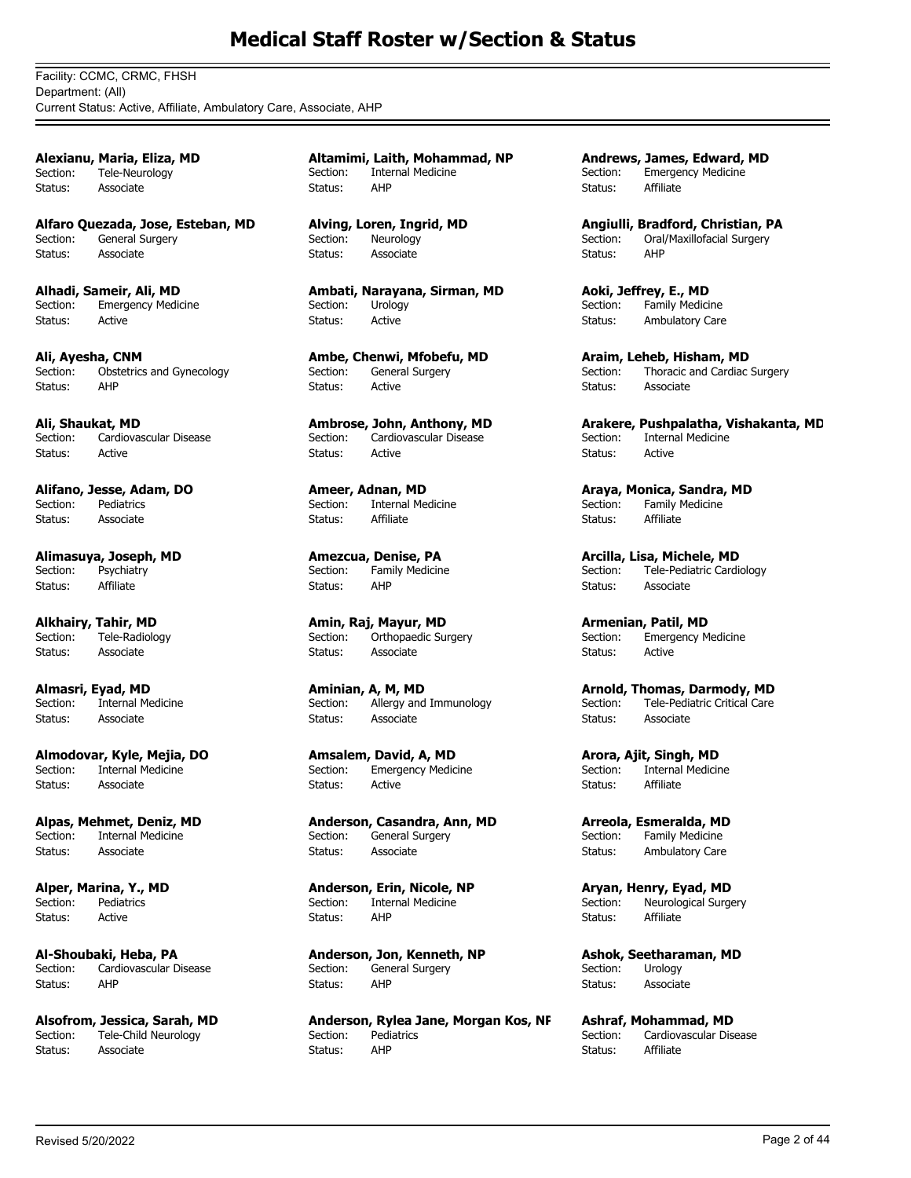# Medical Staff Roster w/Section & Status

Facility: CCMC, CRMC, FHSH
Department: (All)
Current Status: Active, Affiliate, Ambulatory Care, Associate, AHP

**Alexianu, Maria, Eliza, MD**
Section: Tele-Neurology
Status: Associate

**Alfaro Quezada, Jose, Esteban, MD**
Section: General Surgery
Status: Associate

**Alhadi, Sameir, Ali, MD**
Section: Emergency Medicine
Status: Active

**Ali, Ayesha, CNM**
Section: Obstetrics and Gynecology
Status: AHP

**Ali, Shaukat, MD**
Section: Cardiovascular Disease
Status: Active

**Alifano, Jesse, Adam, DO**
Section: Pediatrics
Status: Associate

**Alimasuya, Joseph, MD**
Section: Psychiatry
Status: Affiliate

**Alkhairy, Tahir, MD**
Section: Tele-Radiology
Status: Associate

**Almasri, Eyad, MD**
Section: Internal Medicine
Status: Associate

**Almodovar, Kyle, Mejia, DO**
Section: Internal Medicine
Status: Associate

**Alpas, Mehmet, Deniz, MD**
Section: Internal Medicine
Status: Associate

**Alper, Marina, Y., MD**
Section: Pediatrics
Status: Active

**Al-Shoubaki, Heba, PA**
Section: Cardiovascular Disease
Status: AHP

**Alsofrom, Jessica, Sarah, MD**
Section: Tele-Child Neurology
Status: Associate

**Altamimi, Laith, Mohammad, NP**
Section: Internal Medicine
Status: AHP

**Alving, Loren, Ingrid, MD**
Section: Neurology
Status: Associate

**Ambati, Narayana, Sirman, MD**
Section: Urology
Status: Active

**Ambe, Chenwi, Mfobefu, MD**
Section: General Surgery
Status: Active

**Ambrose, John, Anthony, MD**
Section: Cardiovascular Disease
Status: Active

**Ameer, Adnan, MD**
Section: Internal Medicine
Status: Affiliate

**Amezcua, Denise, PA**
Section: Family Medicine
Status: AHP

**Amin, Raj, Mayur, MD**
Section: Orthopaedic Surgery
Status: Associate

**Aminian, A, M, MD**
Section: Allergy and Immunology
Status: Associate

**Amsalem, David, A, MD**
Section: Emergency Medicine
Status: Active

**Anderson, Casandra, Ann, MD**
Section: General Surgery
Status: Associate

**Anderson, Erin, Nicole, NP**
Section: Internal Medicine
Status: AHP

**Anderson, Jon, Kenneth, NP**
Section: General Surgery
Status: AHP

**Anderson, Rylea Jane, Morgan Kos, NP**
Section: Pediatrics
Status: AHP

**Andrews, James, Edward, MD**
Section: Emergency Medicine
Status: Affiliate

**Angiulli, Bradford, Christian, PA**
Section: Oral/Maxillofacial Surgery
Status: AHP

**Aoki, Jeffrey, E., MD**
Section: Family Medicine
Status: Ambulatory Care

**Araim, Leheb, Hisham, MD**
Section: Thoracic and Cardiac Surgery
Status: Associate

**Arakere, Pushpalatha, Vishakanta, MD**
Section: Internal Medicine
Status: Active

**Araya, Monica, Sandra, MD**
Section: Family Medicine
Status: Affiliate

**Arcilla, Lisa, Michele, MD**
Section: Tele-Pediatric Cardiology
Status: Associate

**Armenian, Patil, MD**
Section: Emergency Medicine
Status: Active

**Arnold, Thomas, Darmody, MD**
Section: Tele-Pediatric Critical Care
Status: Associate

**Arora, Ajit, Singh, MD**
Section: Internal Medicine
Status: Affiliate

**Arreola, Esmeralda, MD**
Section: Family Medicine
Status: Ambulatory Care

**Aryan, Henry, Eyad, MD**
Section: Neurological Surgery
Status: Affiliate

**Ashok, Seetharaman, MD**
Section: Urology
Status: Associate

**Ashraf, Mohammad, MD**
Section: Cardiovascular Disease
Status: Affiliate

Revised 5/20/2022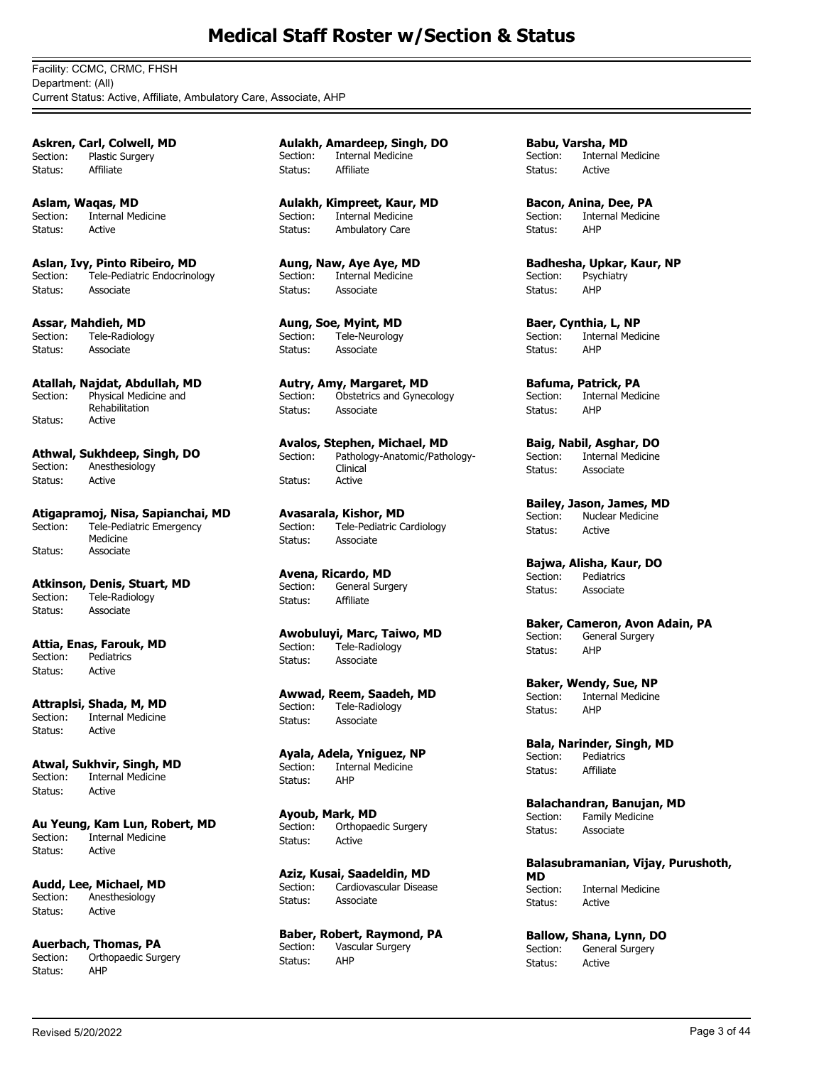# Medical Staff Roster w/Section & Status

Facility: CCMC, CRMC, FHSH
Department: (All)
Current Status: Active, Affiliate, Ambulatory Care, Associate, AHP

**Askren, Carl, Colwell, MD**
Section: Plastic Surgery
Status: Affiliate

**Aslam, Waqas, MD**
Section: Internal Medicine
Status: Active

**Aslan, Ivy, Pinto Ribeiro, MD**
Section: Tele-Pediatric Endocrinology
Status: Associate

**Assar, Mahdieh, MD**
Section: Tele-Radiology
Status: Associate

**Atallah, Najdat, Abdullah, MD**
Section: Physical Medicine and Rehabilitation
Status: Active

**Athwal, Sukhdeep, Singh, DO**
Section: Anesthesiology
Status: Active

**Atigapramoj, Nisa, Sapianchai, MD**
Section: Tele-Pediatric Emergency Medicine
Status: Associate

**Atkinson, Denis, Stuart, MD**
Section: Tele-Radiology
Status: Associate

**Attia, Enas, Farouk, MD**
Section: Pediatrics
Status: Active

**Attraplsi, Shada, M, MD**
Section: Internal Medicine
Status: Active

**Atwal, Sukhvir, Singh, MD**
Section: Internal Medicine
Status: Active

**Au Yeung, Kam Lun, Robert, MD**
Section: Internal Medicine
Status: Active

**Audd, Lee, Michael, MD**
Section: Anesthesiology
Status: Active

**Auerbach, Thomas, PA**
Section: Orthopaedic Surgery
Status: AHP

**Aulakh, Amardeep, Singh, DO**
Section: Internal Medicine
Status: Affiliate

**Aulakh, Kimpreet, Kaur, MD**
Section: Internal Medicine
Status: Ambulatory Care

**Aung, Naw, Aye Aye, MD**
Section: Internal Medicine
Status: Associate

**Aung, Soe, Myint, MD**
Section: Tele-Neurology
Status: Associate

**Autry, Amy, Margaret, MD**
Section: Obstetrics and Gynecology
Status: Associate

**Avalos, Stephen, Michael, MD**
Section: Pathology-Anatomic/Pathology-Clinical
Status: Active

**Avasarala, Kishor, MD**
Section: Tele-Pediatric Cardiology
Status: Associate

**Avena, Ricardo, MD**
Section: General Surgery
Status: Affiliate

**Awobuluyi, Marc, Taiwo, MD**
Section: Tele-Radiology
Status: Associate

**Awwad, Reem, Saadeh, MD**
Section: Tele-Radiology
Status: Associate

**Ayala, Adela, Yniguez, NP**
Section: Internal Medicine
Status: AHP

**Ayoub, Mark, MD**
Section: Orthopaedic Surgery
Status: Active

**Aziz, Kusai, Saadeldin, MD**
Section: Cardiovascular Disease
Status: Associate

**Baber, Robert, Raymond, PA**
Section: Vascular Surgery
Status: AHP

**Babu, Varsha, MD**
Section: Internal Medicine
Status: Active

**Bacon, Anina, Dee, PA**
Section: Internal Medicine
Status: AHP

**Badhesha, Upkar, Kaur, NP**
Section: Psychiatry
Status: AHP

**Baer, Cynthia, L, NP**
Section: Internal Medicine
Status: AHP

**Bafuma, Patrick, PA**
Section: Internal Medicine
Status: AHP

**Baig, Nabil, Asghar, DO**
Section: Internal Medicine
Status: Associate

**Bailey, Jason, James, MD**
Section: Nuclear Medicine
Status: Active

**Bajwa, Alisha, Kaur, DO**
Section: Pediatrics
Status: Associate

**Baker, Cameron, Avon Adain, PA**
Section: General Surgery
Status: AHP

**Baker, Wendy, Sue, NP**
Section: Internal Medicine
Status: AHP

**Bala, Narinder, Singh, MD**
Section: Pediatrics
Status: Affiliate

**Balachandran, Banujan, MD**
Section: Family Medicine
Status: Associate

**Balasubramanian, Vijay, Purushoth, MD**
Section: Internal Medicine
Status: Active

**Ballow, Shana, Lynn, DO**
Section: General Surgery
Status: Active

Revised 5/20/2022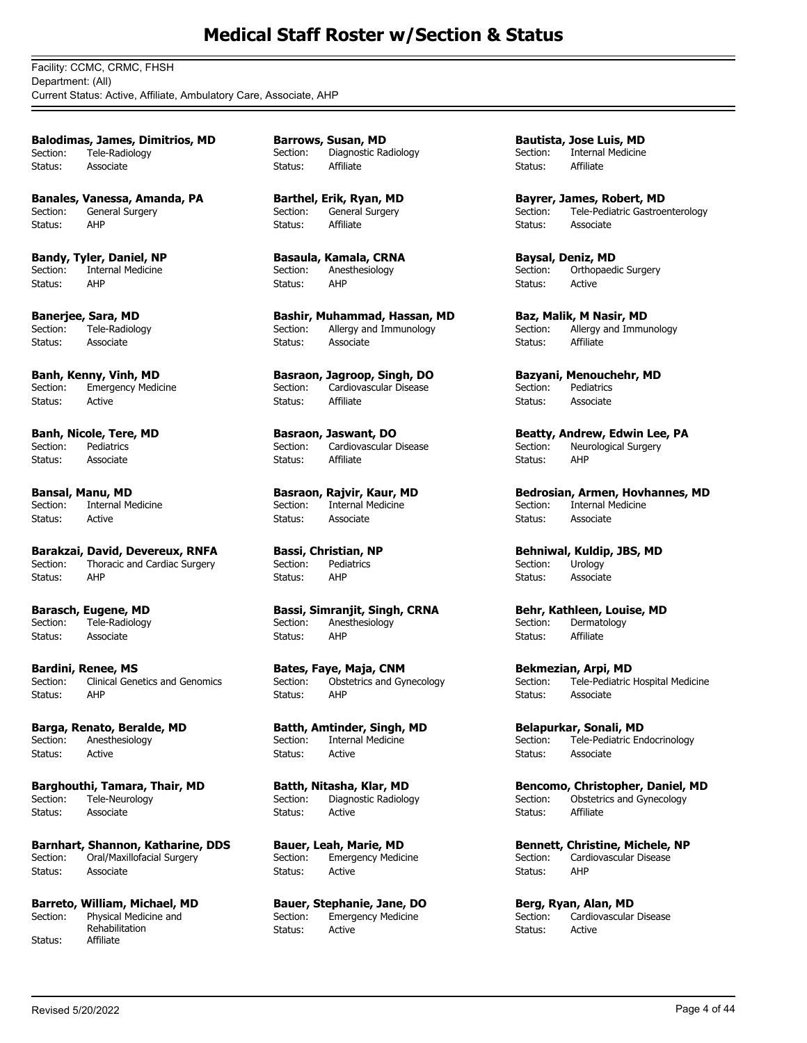# Medical Staff Roster w/Section & Status

Facility: CCMC, CRMC, FHSH
Department: (All)
Current Status: Active, Affiliate, Ambulatory Care, Associate, AHP

**Balodimas, James, Dimitrios, MD**
Section: Tele-Radiology
Status: Associate

**Banales, Vanessa, Amanda, PA**
Section: General Surgery
Status: AHP

**Bandy, Tyler, Daniel, NP**
Section: Internal Medicine
Status: AHP

**Banerjee, Sara, MD**
Section: Tele-Radiology
Status: Associate

**Banh, Kenny, Vinh, MD**
Section: Emergency Medicine
Status: Active

**Banh, Nicole, Tere, MD**
Section: Pediatrics
Status: Associate

**Bansal, Manu, MD**
Section: Internal Medicine
Status: Active

**Barakzai, David, Devereux, RNFA**
Section: Thoracic and Cardiac Surgery
Status: AHP

**Barasch, Eugene, MD**
Section: Tele-Radiology
Status: Associate

**Bardini, Renee, MS**
Section: Clinical Genetics and Genomics
Status: AHP

**Barga, Renato, Beralde, MD**
Section: Anesthesiology
Status: Active

**Barghouthi, Tamara, Thair, MD**
Section: Tele-Neurology
Status: Associate

**Barnhart, Shannon, Katharine, DDS**
Section: Oral/Maxillofacial Surgery
Status: Associate

**Barreto, William, Michael, MD**
Section: Physical Medicine and Rehabilitation
Status: Affiliate

**Barrows, Susan, MD**
Section: Diagnostic Radiology
Status: Affiliate

**Barthel, Erik, Ryan, MD**
Section: General Surgery
Status: Affiliate

**Basaula, Kamala, CRNA**
Section: Anesthesiology
Status: AHP

**Bashir, Muhammad, Hassan, MD**
Section: Allergy and Immunology
Status: Associate

**Basraon, Jagroop, Singh, DO**
Section: Cardiovascular Disease
Status: Affiliate

**Basraon, Jaswant, DO**
Section: Cardiovascular Disease
Status: Affiliate

**Basraon, Rajvir, Kaur, MD**
Section: Internal Medicine
Status: Associate

**Bassi, Christian, NP**
Section: Pediatrics
Status: AHP

**Bassi, Simranjit, Singh, CRNA**
Section: Anesthesiology
Status: AHP

**Bates, Faye, Maja, CNM**
Section: Obstetrics and Gynecology
Status: AHP

**Batth, Amtinder, Singh, MD**
Section: Internal Medicine
Status: Active

**Batth, Nitasha, Klar, MD**
Section: Diagnostic Radiology
Status: Active

**Bauer, Leah, Marie, MD**
Section: Emergency Medicine
Status: Active

**Bauer, Stephanie, Jane, DO**
Section: Emergency Medicine
Status: Active

**Bautista, Jose Luis, MD**
Section: Internal Medicine
Status: Affiliate

**Bayrer, James, Robert, MD**
Section: Tele-Pediatric Gastroenterology
Status: Associate

**Baysal, Deniz, MD**
Section: Orthopaedic Surgery
Status: Active

**Baz, Malik, M Nasir, MD**
Section: Allergy and Immunology
Status: Affiliate

**Bazyani, Menouchehr, MD**
Section: Pediatrics
Status: Associate

**Beatty, Andrew, Edwin Lee, PA**
Section: Neurological Surgery
Status: AHP

**Bedrosian, Armen, Hovhannes, MD**
Section: Internal Medicine
Status: Associate

**Behniwal, Kuldip, JBS, MD**
Section: Urology
Status: Associate

**Behr, Kathleen, Louise, MD**
Section: Dermatology
Status: Affiliate

**Bekmezian, Arpi, MD**
Section: Tele-Pediatric Hospital Medicine
Status: Associate

**Belapurkar, Sonali, MD**
Section: Tele-Pediatric Endocrinology
Status: Associate

**Bencomo, Christopher, Daniel, MD**
Section: Obstetrics and Gynecology
Status: Affiliate

**Bennett, Christine, Michele, NP**
Section: Cardiovascular Disease
Status: AHP

**Berg, Ryan, Alan, MD**
Section: Cardiovascular Disease
Status: Active

Revised 5/20/2022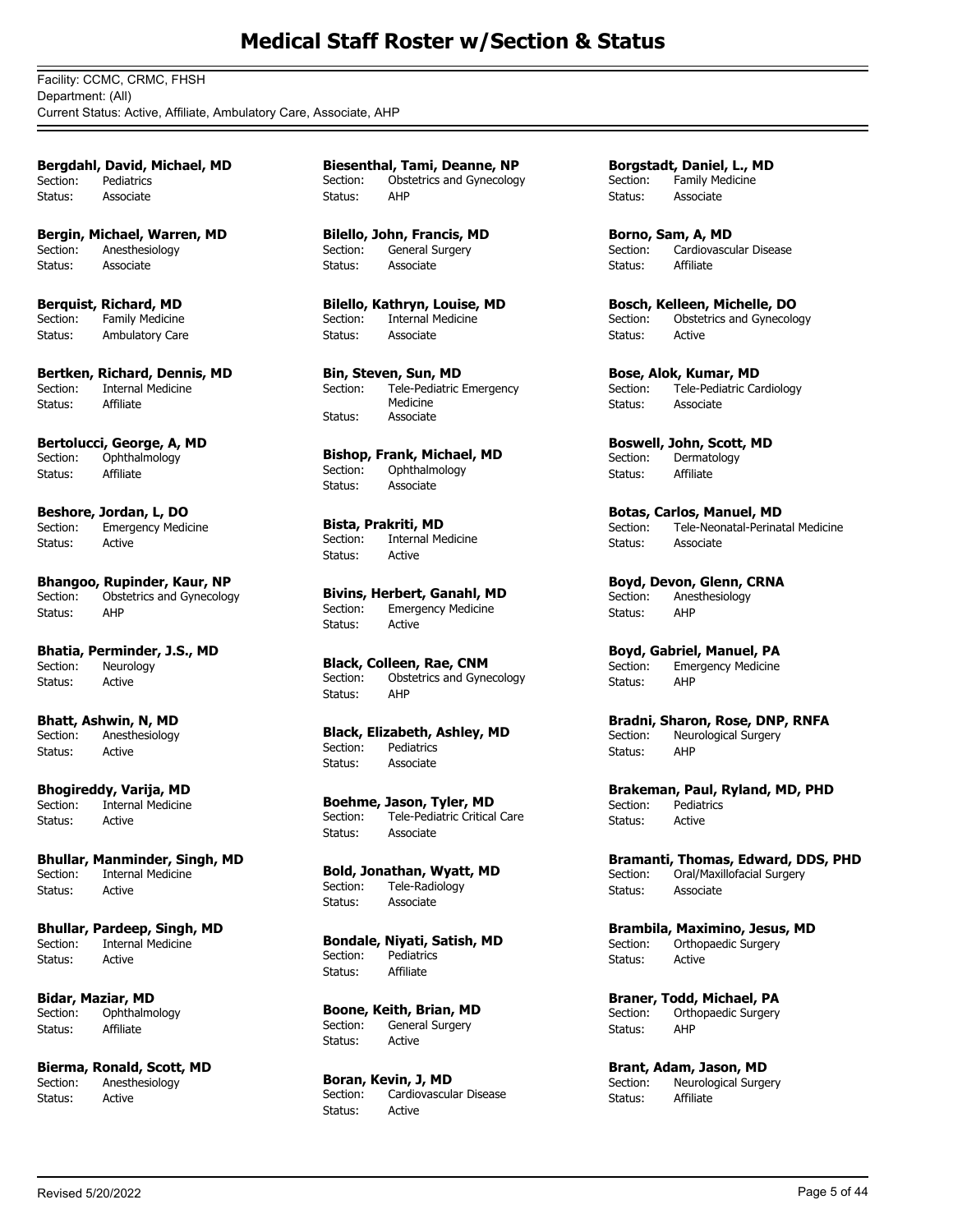# Medical Staff Roster w/Section & Status

Facility: CCMC, CRMC, FHSH
Department: (All)
Current Status: Active, Affiliate, Ambulatory Care, Associate, AHP

**Bergdahl, David, Michael, MD**
Section: Pediatrics
Status: Associate

**Bergin, Michael, Warren, MD**
Section: Anesthesiology
Status: Associate

**Berquist, Richard, MD**
Section: Family Medicine
Status: Ambulatory Care

**Bertken, Richard, Dennis, MD**
Section: Internal Medicine
Status: Affiliate

**Bertolucci, George, A, MD**
Section: Ophthalmology
Status: Affiliate

**Beshore, Jordan, L, DO**
Section: Emergency Medicine
Status: Active

**Bhangoo, Rupinder, Kaur, NP**
Section: Obstetrics and Gynecology
Status: AHP

**Bhatia, Perminder, J.S., MD**
Section: Neurology
Status: Active

**Bhatt, Ashwin, N, MD**
Section: Anesthesiology
Status: Active

**Bhogireddy, Varija, MD**
Section: Internal Medicine
Status: Active

**Bhullar, Manminder, Singh, MD**
Section: Internal Medicine
Status: Active

**Bhullar, Pardeep, Singh, MD**
Section: Internal Medicine
Status: Active

**Bidar, Maziar, MD**
Section: Ophthalmology
Status: Affiliate

**Bierma, Ronald, Scott, MD**
Section: Anesthesiology
Status: Active

**Biesenthal, Tami, Deanne, NP**
Section: Obstetrics and Gynecology
Status: AHP

**Bilello, John, Francis, MD**
Section: General Surgery
Status: Associate

**Bilello, Kathryn, Louise, MD**
Section: Internal Medicine
Status: Associate

**Bin, Steven, Sun, MD**
Section: Tele-Pediatric Emergency Medicine
Status: Associate

**Bishop, Frank, Michael, MD**
Section: Ophthalmology
Status: Associate

**Bista, Prakriti, MD**
Section: Internal Medicine
Status: Active

**Bivins, Herbert, Ganahl, MD**
Section: Emergency Medicine
Status: Active

**Black, Colleen, Rae, CNM**
Section: Obstetrics and Gynecology
Status: AHP

**Black, Elizabeth, Ashley, MD**
Section: Pediatrics
Status: Associate

**Boehme, Jason, Tyler, MD**
Section: Tele-Pediatric Critical Care
Status: Associate

**Bold, Jonathan, Wyatt, MD**
Section: Tele-Radiology
Status: Associate

**Bondale, Niyati, Satish, MD**
Section: Pediatrics
Status: Affiliate

**Boone, Keith, Brian, MD**
Section: General Surgery
Status: Active

**Boran, Kevin, J, MD**
Section: Cardiovascular Disease
Status: Active

**Borgstadt, Daniel, L., MD**
Section: Family Medicine
Status: Associate

**Borno, Sam, A, MD**
Section: Cardiovascular Disease
Status: Affiliate

**Bosch, Kelleen, Michelle, DO**
Section: Obstetrics and Gynecology
Status: Active

**Bose, Alok, Kumar, MD**
Section: Tele-Pediatric Cardiology
Status: Associate

**Boswell, John, Scott, MD**
Section: Dermatology
Status: Affiliate

**Botas, Carlos, Manuel, MD**
Section: Tele-Neonatal-Perinatal Medicine
Status: Associate

**Boyd, Devon, Glenn, CRNA**
Section: Anesthesiology
Status: AHP

**Boyd, Gabriel, Manuel, PA**
Section: Emergency Medicine
Status: AHP

**Bradni, Sharon, Rose, DNP, RNFA**
Section: Neurological Surgery
Status: AHP

**Brakeman, Paul, Ryland, MD, PHD**
Section: Pediatrics
Status: Active

**Bramanti, Thomas, Edward, DDS, PHD**
Section: Oral/Maxillofacial Surgery
Status: Associate

**Brambila, Maximino, Jesus, MD**
Section: Orthopaedic Surgery
Status: Active

**Braner, Todd, Michael, PA**
Section: Orthopaedic Surgery
Status: AHP

**Brant, Adam, Jason, MD**
Section: Neurological Surgery
Status: Affiliate

Revised 5/20/2022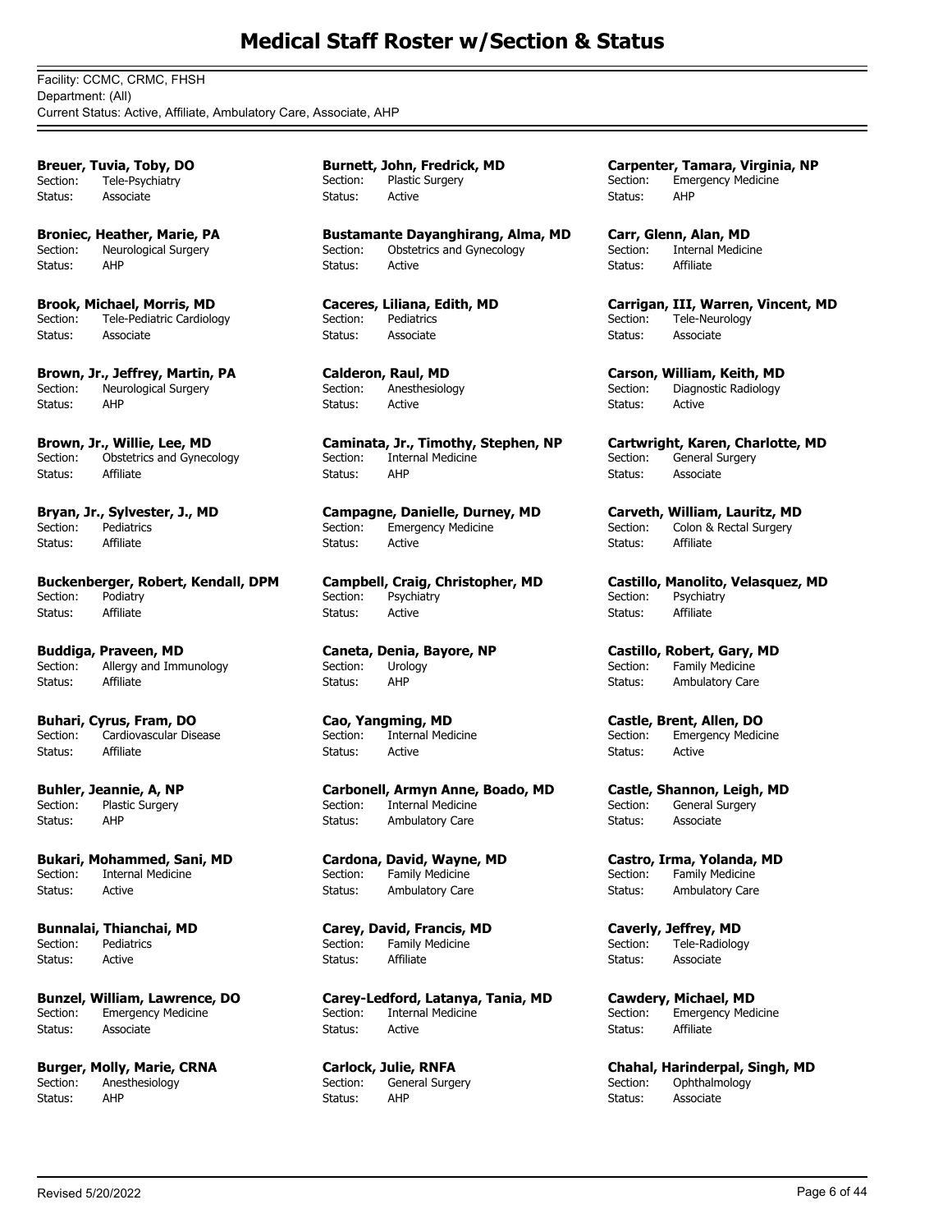# Medical Staff Roster w/Section & Status

Facility: CCMC, CRMC, FHSH
Department: (All)
Current Status: Active, Affiliate, Ambulatory Care, Associate, AHP

**Breuer, Tuvia, Toby, DO**
Section: Tele-Psychiatry
Status: Associate

**Broniec, Heather, Marie, PA**
Section: Neurological Surgery
Status: AHP

**Brook, Michael, Morris, MD**
Section: Tele-Pediatric Cardiology
Status: Associate

**Brown, Jr., Jeffrey, Martin, PA**
Section: Neurological Surgery
Status: AHP

**Brown, Jr., Willie, Lee, MD**
Section: Obstetrics and Gynecology
Status: Affiliate

**Bryan, Jr., Sylvester, J., MD**
Section: Pediatrics
Status: Affiliate

**Buckenberger, Robert, Kendall, DPM**
Section: Podiatry
Status: Affiliate

**Buddiga, Praveen, MD**
Section: Allergy and Immunology
Status: Affiliate

**Buhari, Cyrus, Fram, DO**
Section: Cardiovascular Disease
Status: Affiliate

**Buhler, Jeannie, A, NP**
Section: Plastic Surgery
Status: AHP

**Bukari, Mohammed, Sani, MD**
Section: Internal Medicine
Status: Active

**Bunnalai, Thianchai, MD**
Section: Pediatrics
Status: Active

**Bunzel, William, Lawrence, DO**
Section: Emergency Medicine
Status: Associate

**Burger, Molly, Marie, CRNA**
Section: Anesthesiology
Status: AHP

**Burnett, John, Fredrick, MD**
Section: Plastic Surgery
Status: Active

**Bustamante Dayanghirang, Alma, MD**
Section: Obstetrics and Gynecology
Status: Active

**Caceres, Liliana, Edith, MD**
Section: Pediatrics
Status: Associate

**Calderon, Raul, MD**
Section: Anesthesiology
Status: Active

**Caminata, Jr., Timothy, Stephen, NP**
Section: Internal Medicine
Status: AHP

**Campagne, Danielle, Durney, MD**
Section: Emergency Medicine
Status: Active

**Campbell, Craig, Christopher, MD**
Section: Psychiatry
Status: Active

**Caneta, Denia, Bayore, NP**
Section: Urology
Status: AHP

**Cao, Yangming, MD**
Section: Internal Medicine
Status: Active

**Carbonell, Armyn Anne, Boado, MD**
Section: Internal Medicine
Status: Ambulatory Care

**Cardona, David, Wayne, MD**
Section: Family Medicine
Status: Ambulatory Care

**Carey, David, Francis, MD**
Section: Family Medicine
Status: Affiliate

**Carey-Ledford, Latanya, Tania, MD**
Section: Internal Medicine
Status: Active

**Carlock, Julie, RNFA**
Section: General Surgery
Status: AHP

**Carpenter, Tamara, Virginia, NP**
Section: Emergency Medicine
Status: AHP

**Carr, Glenn, Alan, MD**
Section: Internal Medicine
Status: Affiliate

**Carrigan, III, Warren, Vincent, MD**
Section: Tele-Neurology
Status: Associate

**Carson, William, Keith, MD**
Section: Diagnostic Radiology
Status: Active

**Cartwright, Karen, Charlotte, MD**
Section: General Surgery
Status: Associate

**Carveth, William, Lauritz, MD**
Section: Colon & Rectal Surgery
Status: Affiliate

**Castillo, Manolito, Velasquez, MD**
Section: Psychiatry
Status: Affiliate

**Castillo, Robert, Gary, MD**
Section: Family Medicine
Status: Ambulatory Care

**Castle, Brent, Allen, DO**
Section: Emergency Medicine
Status: Active

**Castle, Shannon, Leigh, MD**
Section: General Surgery
Status: Associate

**Castro, Irma, Yolanda, MD**
Section: Family Medicine
Status: Ambulatory Care

**Caverly, Jeffrey, MD**
Section: Tele-Radiology
Status: Associate

**Cawdery, Michael, MD**
Section: Emergency Medicine
Status: Affiliate

**Chahal, Harinderpal, Singh, MD**
Section: Ophthalmology
Status: Associate

Revised 5/20/2022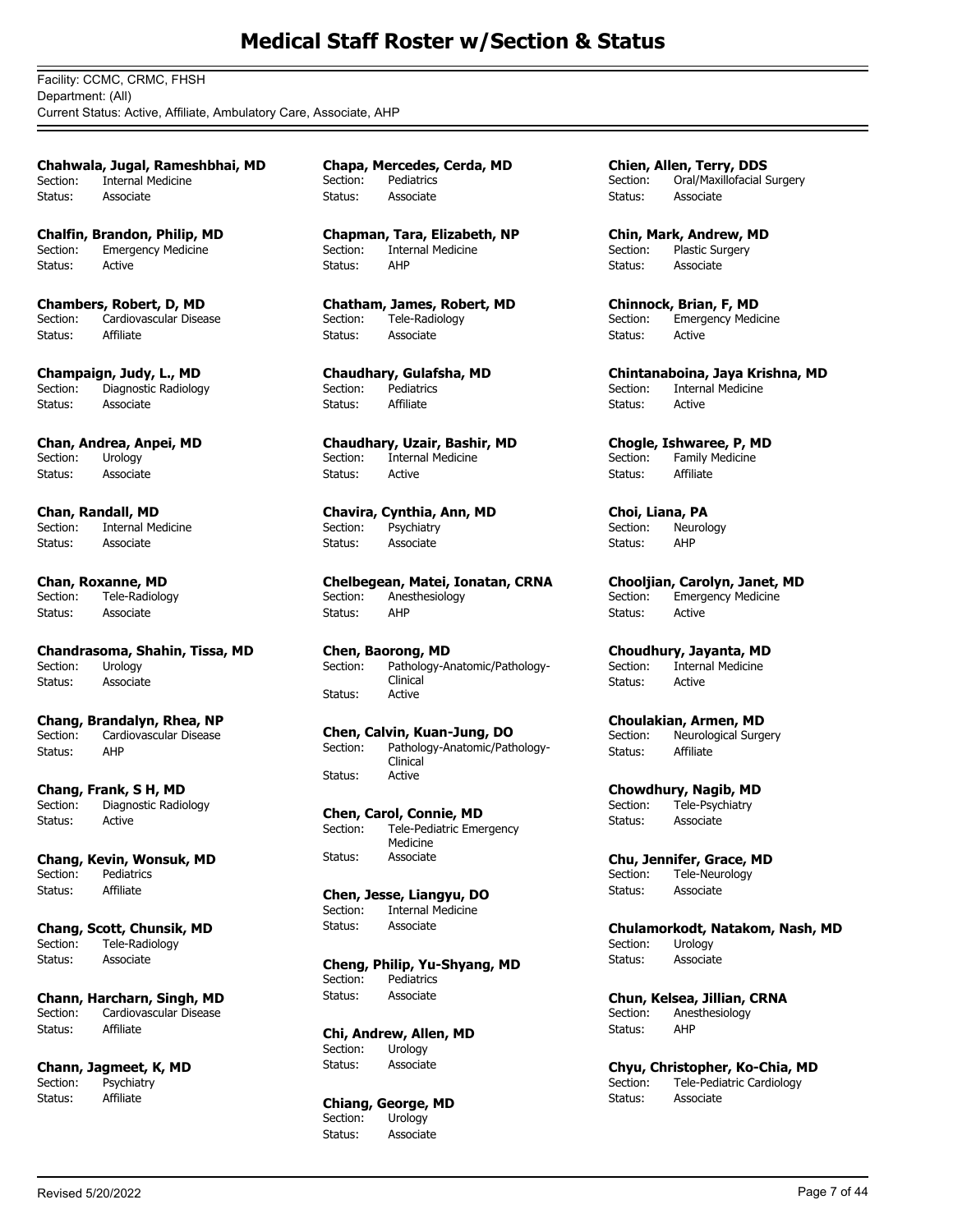# Medical Staff Roster w/Section & Status

Facility: CCMC, CRMC, FHSH
Department: (All)
Current Status: Active, Affiliate, Ambulatory Care, Associate, AHP

**Chahwala, Jugal, Rameshbhai, MD**
Section: Internal Medicine
Status: Associate

**Chalfin, Brandon, Philip, MD**
Section: Emergency Medicine
Status: Active

**Chambers, Robert, D, MD**
Section: Cardiovascular Disease
Status: Affiliate

**Champaign, Judy, L., MD**
Section: Diagnostic Radiology
Status: Associate

**Chan, Andrea, Anpei, MD**
Section: Urology
Status: Associate

**Chan, Randall, MD**
Section: Internal Medicine
Status: Associate

**Chan, Roxanne, MD**
Section: Tele-Radiology
Status: Associate

**Chandrasoma, Shahin, Tissa, MD**
Section: Urology
Status: Associate

**Chang, Brandalyn, Rhea, NP**
Section: Cardiovascular Disease
Status: AHP

**Chang, Frank, S H, MD**
Section: Diagnostic Radiology
Status: Active

**Chang, Kevin, Wonsuk, MD**
Section: Pediatrics
Status: Affiliate

**Chang, Scott, Chunsik, MD**
Section: Tele-Radiology
Status: Associate

**Chann, Harcharn, Singh, MD**
Section: Cardiovascular Disease
Status: Affiliate

**Chann, Jagmeet, K, MD**
Section: Psychiatry
Status: Affiliate

**Chapa, Mercedes, Cerda, MD**
Section: Pediatrics
Status: Associate

**Chapman, Tara, Elizabeth, NP**
Section: Internal Medicine
Status: AHP

**Chatham, James, Robert, MD**
Section: Tele-Radiology
Status: Associate

**Chaudhary, Gulafsha, MD**
Section: Pediatrics
Status: Affiliate

**Chaudhary, Uzair, Bashir, MD**
Section: Internal Medicine
Status: Active

**Chavira, Cynthia, Ann, MD**
Section: Psychiatry
Status: Associate

**Chelbegean, Matei, Ionatan, CRNA**
Section: Anesthesiology
Status: AHP

**Chen, Baorong, MD**
Section: Pathology-Anatomic/Pathology-Clinical
Status: Active

**Chen, Calvin, Kuan-Jung, DO**
Section: Pathology-Anatomic/Pathology-Clinical
Status: Active

**Chen, Carol, Connie, MD**
Section: Tele-Pediatric Emergency Medicine
Status: Associate

**Chen, Jesse, Liangyu, DO**
Section: Internal Medicine
Status: Associate

**Cheng, Philip, Yu-Shyang, MD**
Section: Pediatrics
Status: Associate

**Chi, Andrew, Allen, MD**
Section: Urology
Status: Associate

**Chiang, George, MD**
Section: Urology
Status: Associate

**Chien, Allen, Terry, DDS**
Section: Oral/Maxillofacial Surgery
Status: Associate

**Chin, Mark, Andrew, MD**
Section: Plastic Surgery
Status: Associate

**Chinnock, Brian, F, MD**
Section: Emergency Medicine
Status: Active

**Chintanaboina, Jaya Krishna, MD**
Section: Internal Medicine
Status: Active

**Chogle, Ishwaree, P, MD**
Section: Family Medicine
Status: Affiliate

**Choi, Liana, PA**
Section: Neurology
Status: AHP

**Chooljian, Carolyn, Janet, MD**
Section: Emergency Medicine
Status: Active

**Choudhury, Jayanta, MD**
Section: Internal Medicine
Status: Active

**Choulakian, Armen, MD**
Section: Neurological Surgery
Status: Affiliate

**Chowdhury, Nagib, MD**
Section: Tele-Psychiatry
Status: Associate

**Chu, Jennifer, Grace, MD**
Section: Tele-Neurology
Status: Associate

**Chulamorkodt, Natakom, Nash, MD**
Section: Urology
Status: Associate

**Chun, Kelsea, Jillian, CRNA**
Section: Anesthesiology
Status: AHP

**Chyu, Christopher, Ko-Chia, MD**
Section: Tele-Pediatric Cardiology
Status: Associate

Revised 5/20/2022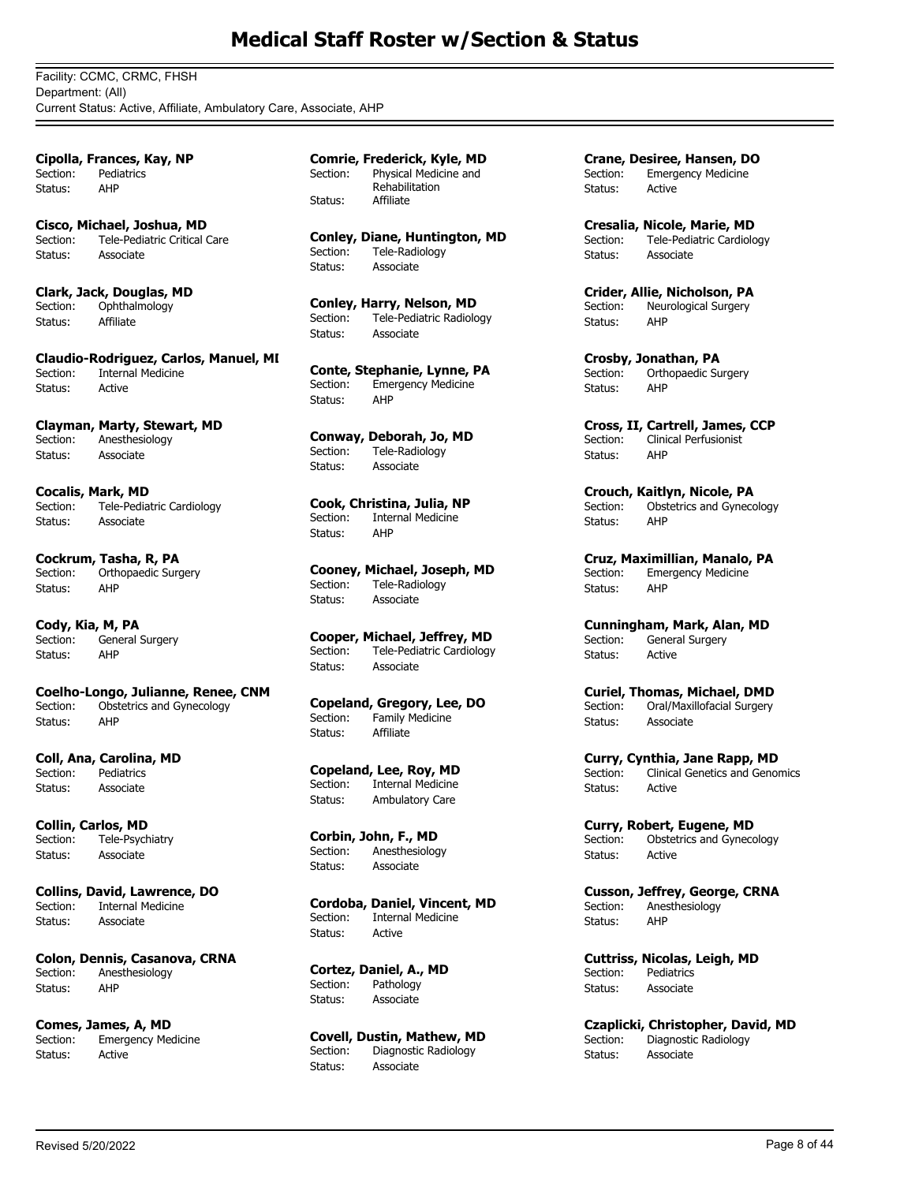# Medical Staff Roster w/Section & Status

Facility: CCMC, CRMC, FHSH
Department: (All)
Current Status: Active, Affiliate, Ambulatory Care, Associate, AHP

**Cipolla, Frances, Kay, NP**
Section: Pediatrics
Status: AHP

**Cisco, Michael, Joshua, MD**
Section: Tele-Pediatric Critical Care
Status: Associate

**Clark, Jack, Douglas, MD**
Section: Ophthalmology
Status: Affiliate

**Claudio-Rodriguez, Carlos, Manuel, MI**
Section: Internal Medicine
Status: Active

**Clayman, Marty, Stewart, MD**
Section: Anesthesiology
Status: Associate

**Cocalis, Mark, MD**
Section: Tele-Pediatric Cardiology
Status: Associate

**Cockrum, Tasha, R, PA**
Section: Orthopaedic Surgery
Status: AHP

**Cody, Kia, M, PA**
Section: General Surgery
Status: AHP

**Coelho-Longo, Julianne, Renee, CNM**
Section: Obstetrics and Gynecology
Status: AHP

**Coll, Ana, Carolina, MD**
Section: Pediatrics
Status: Associate

**Collin, Carlos, MD**
Section: Tele-Psychiatry
Status: Associate

**Collins, David, Lawrence, DO**
Section: Internal Medicine
Status: Associate

**Colon, Dennis, Casanova, CRNA**
Section: Anesthesiology
Status: AHP

**Comes, James, A, MD**
Section: Emergency Medicine
Status: Active

**Comrie, Frederick, Kyle, MD**
Section: Physical Medicine and Rehabilitation
Status: Affiliate

**Conley, Diane, Huntington, MD**
Section: Tele-Radiology
Status: Associate

**Conley, Harry, Nelson, MD**
Section: Tele-Pediatric Radiology
Status: Associate

**Conte, Stephanie, Lynne, PA**
Section: Emergency Medicine
Status: AHP

**Conway, Deborah, Jo, MD**
Section: Tele-Radiology
Status: Associate

**Cook, Christina, Julia, NP**
Section: Internal Medicine
Status: AHP

**Cooney, Michael, Joseph, MD**
Section: Tele-Radiology
Status: Associate

**Cooper, Michael, Jeffrey, MD**
Section: Tele-Pediatric Cardiology
Status: Associate

**Copeland, Gregory, Lee, DO**
Section: Family Medicine
Status: Affiliate

**Copeland, Lee, Roy, MD**
Section: Internal Medicine
Status: Ambulatory Care

**Corbin, John, F., MD**
Section: Anesthesiology
Status: Associate

**Cordoba, Daniel, Vincent, MD**
Section: Internal Medicine
Status: Active

**Cortez, Daniel, A., MD**
Section: Pathology
Status: Associate

**Covell, Dustin, Mathew, MD**
Section: Diagnostic Radiology
Status: Associate

**Crane, Desiree, Hansen, DO**
Section: Emergency Medicine
Status: Active

**Cresalia, Nicole, Marie, MD**
Section: Tele-Pediatric Cardiology
Status: Associate

**Crider, Allie, Nicholson, PA**
Section: Neurological Surgery
Status: AHP

**Crosby, Jonathan, PA**
Section: Orthopaedic Surgery
Status: AHP

**Cross, II, Cartrell, James, CCP**
Section: Clinical Perfusionist
Status: AHP

**Crouch, Kaitlyn, Nicole, PA**
Section: Obstetrics and Gynecology
Status: AHP

**Cruz, Maximillian, Manalo, PA**
Section: Emergency Medicine
Status: AHP

**Cunningham, Mark, Alan, MD**
Section: General Surgery
Status: Active

**Curiel, Thomas, Michael, DMD**
Section: Oral/Maxillofacial Surgery
Status: Associate

**Curry, Cynthia, Jane Rapp, MD**
Section: Clinical Genetics and Genomics
Status: Active

**Curry, Robert, Eugene, MD**
Section: Obstetrics and Gynecology
Status: Active

**Cusson, Jeffrey, George, CRNA**
Section: Anesthesiology
Status: AHP

**Cuttriss, Nicolas, Leigh, MD**
Section: Pediatrics
Status: Associate

**Czaplicki, Christopher, David, MD**
Section: Diagnostic Radiology
Status: Associate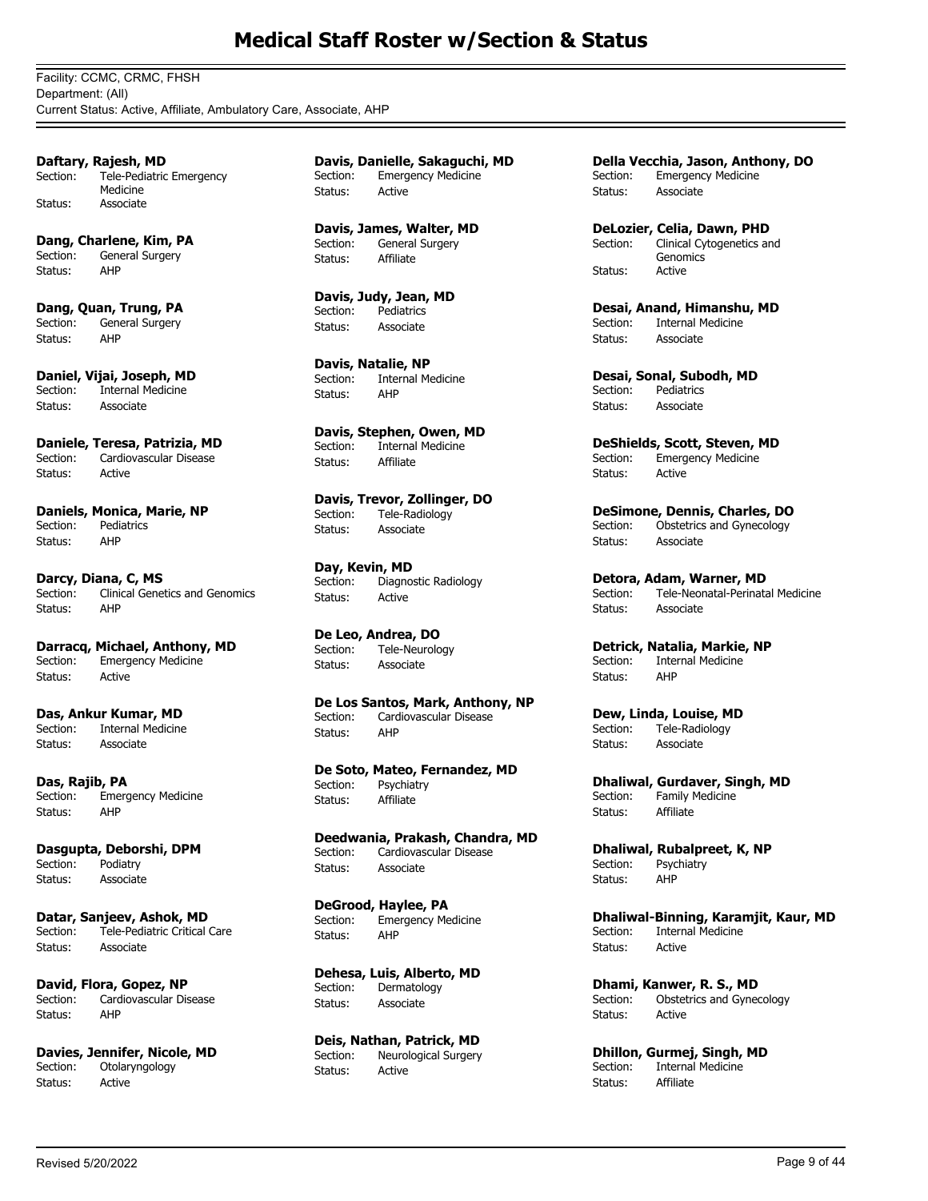# Medical Staff Roster w/Section & Status

Facility: CCMC, CRMC, FHSH
Department: (All)
Current Status: Active, Affiliate, Ambulatory Care, Associate, AHP

**Daftary, Rajesh, MD**
Section: Tele-Pediatric Emergency Medicine
Status: Associate

**Dang, Charlene, Kim, PA**
Section: General Surgery
Status: AHP

**Dang, Quan, Trung, PA**
Section: General Surgery
Status: AHP

**Daniel, Vijai, Joseph, MD**
Section: Internal Medicine
Status: Associate

**Daniele, Teresa, Patrizia, MD**
Section: Cardiovascular Disease
Status: Active

**Daniels, Monica, Marie, NP**
Section: Pediatrics
Status: AHP

**Darcy, Diana, C, MS**
Section: Clinical Genetics and Genomics
Status: AHP

**Darracq, Michael, Anthony, MD**
Section: Emergency Medicine
Status: Active

**Das, Ankur Kumar, MD**
Section: Internal Medicine
Status: Associate

**Das, Rajib, PA**
Section: Emergency Medicine
Status: AHP

**Dasgupta, Deborshi, DPM**
Section: Podiatry
Status: Associate

**Datar, Sanjeev, Ashok, MD**
Section: Tele-Pediatric Critical Care
Status: Associate

**David, Flora, Gopez, NP**
Section: Cardiovascular Disease
Status: AHP

**Davies, Jennifer, Nicole, MD**
Section: Otolaryngology
Status: Active

**Davis, Danielle, Sakaguchi, MD**
Section: Emergency Medicine
Status: Active

**Davis, James, Walter, MD**
Section: General Surgery
Status: Affiliate

**Davis, Judy, Jean, MD**
Section: Pediatrics
Status: Associate

**Davis, Natalie, NP**
Section: Internal Medicine
Status: AHP

**Davis, Stephen, Owen, MD**
Section: Internal Medicine
Status: Affiliate

**Davis, Trevor, Zollinger, DO**
Section: Tele-Radiology
Status: Associate

**Day, Kevin, MD**
Section: Diagnostic Radiology
Status: Active

**De Leo, Andrea, DO**
Section: Tele-Neurology
Status: Associate

**De Los Santos, Mark, Anthony, NP**
Section: Cardiovascular Disease
Status: AHP

**De Soto, Mateo, Fernandez, MD**
Section: Psychiatry
Status: Affiliate

**Deedwania, Prakash, Chandra, MD**
Section: Cardiovascular Disease
Status: Associate

**DeGrood, Haylee, PA**
Section: Emergency Medicine
Status: AHP

**Dehesa, Luis, Alberto, MD**
Section: Dermatology
Status: Associate

**Deis, Nathan, Patrick, MD**
Section: Neurological Surgery
Status: Active

**Della Vecchia, Jason, Anthony, DO**
Section: Emergency Medicine
Status: Associate

**DeLozier, Celia, Dawn, PHD**
Section: Clinical Cytogenetics and Genomics
Status: Active

**Desai, Anand, Himanshu, MD**
Section: Internal Medicine
Status: Associate

**Desai, Sonal, Subodh, MD**
Section: Pediatrics
Status: Associate

**DeShields, Scott, Steven, MD**
Section: Emergency Medicine
Status: Active

**DeSimone, Dennis, Charles, DO**
Section: Obstetrics and Gynecology
Status: Associate

**Detora, Adam, Warner, MD**
Section: Tele-Neonatal-Perinatal Medicine
Status: Associate

**Detrick, Natalia, Markie, NP**
Section: Internal Medicine
Status: AHP

**Dew, Linda, Louise, MD**
Section: Tele-Radiology
Status: Associate

**Dhaliwal, Gurdaver, Singh, MD**
Section: Family Medicine
Status: Affiliate

**Dhaliwal, Rubalpreet, K, NP**
Section: Psychiatry
Status: AHP

**Dhaliwal-Binning, Karamjit, Kaur, MD**
Section: Internal Medicine
Status: Active

**Dhami, Kanwer, R. S., MD**
Section: Obstetrics and Gynecology
Status: Active

**Dhillon, Gurmej, Singh, MD**
Section: Internal Medicine
Status: Affiliate

Revised 5/20/2022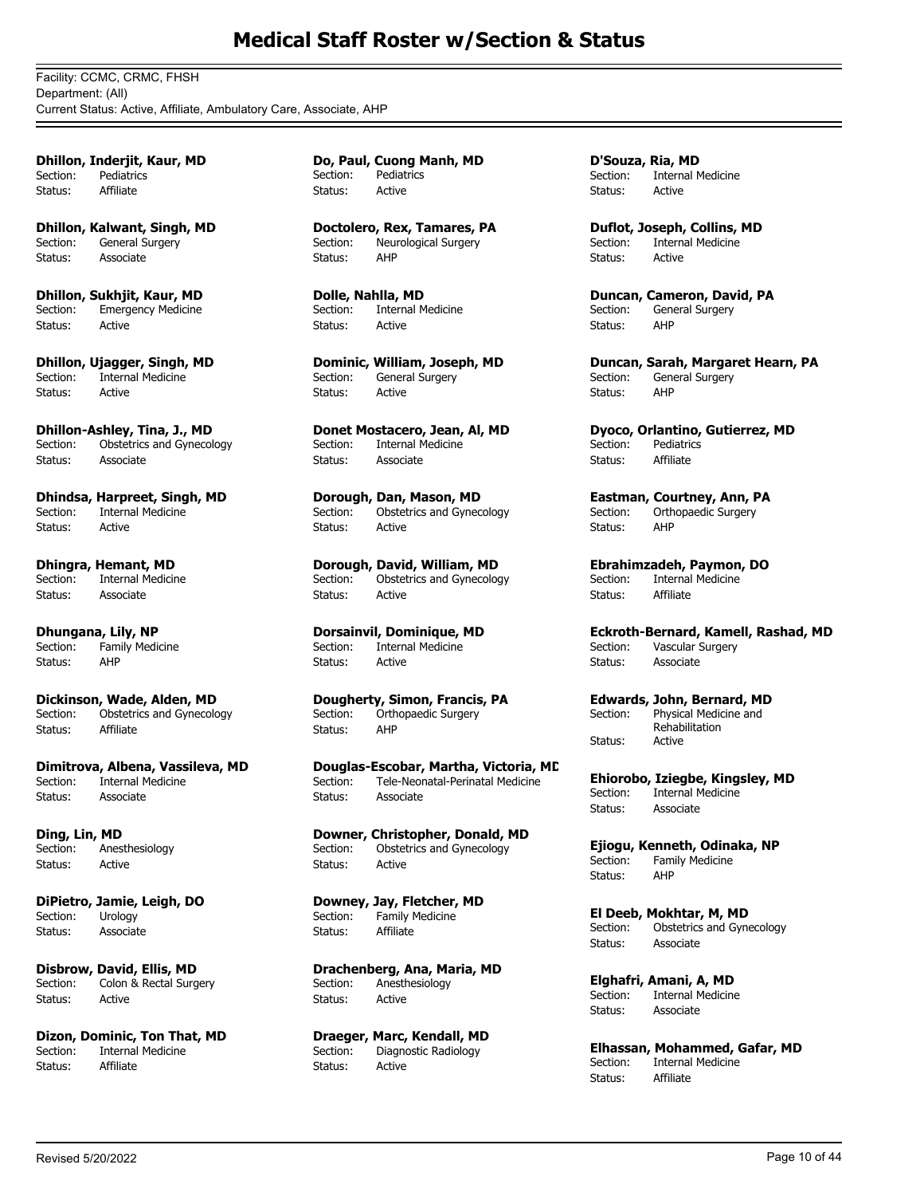# Medical Staff Roster w/Section & Status

Facility: CCMC, CRMC, FHSH
Department: (All)
Current Status: Active, Affiliate, Ambulatory Care, Associate, AHP

**Dhillon, Inderjit, Kaur, MD**
Section: Pediatrics
Status: Affiliate

**Dhillon, Kalwant, Singh, MD**
Section: General Surgery
Status: Associate

**Dhillon, Sukhjit, Kaur, MD**
Section: Emergency Medicine
Status: Active

**Dhillon, Ujagger, Singh, MD**
Section: Internal Medicine
Status: Active

**Dhillon-Ashley, Tina, J., MD**
Section: Obstetrics and Gynecology
Status: Associate

**Dhindsa, Harpreet, Singh, MD**
Section: Internal Medicine
Status: Active

**Dhingra, Hemant, MD**
Section: Internal Medicine
Status: Associate

**Dhungana, Lily, NP**
Section: Family Medicine
Status: AHP

**Dickinson, Wade, Alden, MD**
Section: Obstetrics and Gynecology
Status: Affiliate

**Dimitrova, Albena, Vassileva, MD**
Section: Internal Medicine
Status: Associate

**Ding, Lin, MD**
Section: Anesthesiology
Status: Active

**DiPietro, Jamie, Leigh, DO**
Section: Urology
Status: Associate

**Disbrow, David, Ellis, MD**
Section: Colon & Rectal Surgery
Status: Active

**Dizon, Dominic, Ton That, MD**
Section: Internal Medicine
Status: Affiliate

**Do, Paul, Cuong Manh, MD**
Section: Pediatrics
Status: Active

**Doctolero, Rex, Tamares, PA**
Section: Neurological Surgery
Status: AHP

**Dolle, Nahlla, MD**
Section: Internal Medicine
Status: Active

**Dominic, William, Joseph, MD**
Section: General Surgery
Status: Active

**Donet Mostacero, Jean, Al, MD**
Section: Internal Medicine
Status: Associate

**Dorough, Dan, Mason, MD**
Section: Obstetrics and Gynecology
Status: Active

**Dorough, David, William, MD**
Section: Obstetrics and Gynecology
Status: Active

**Dorsainvil, Dominique, MD**
Section: Internal Medicine
Status: Active

**Dougherty, Simon, Francis, PA**
Section: Orthopaedic Surgery
Status: AHP

**Douglas-Escobar, Martha, Victoria, MD**
Section: Tele-Neonatal-Perinatal Medicine
Status: Associate

**Downer, Christopher, Donald, MD**
Section: Obstetrics and Gynecology
Status: Active

**Downey, Jay, Fletcher, MD**
Section: Family Medicine
Status: Affiliate

**Drachenberg, Ana, Maria, MD**
Section: Anesthesiology
Status: Active

**Draeger, Marc, Kendall, MD**
Section: Diagnostic Radiology
Status: Active

**D'Souza, Ria, MD**
Section: Internal Medicine
Status: Active

**Duflot, Joseph, Collins, MD**
Section: Internal Medicine
Status: Active

**Duncan, Cameron, David, PA**
Section: General Surgery
Status: AHP

**Duncan, Sarah, Margaret Hearn, PA**
Section: General Surgery
Status: AHP

**Dyoco, Orlantino, Gutierrez, MD**
Section: Pediatrics
Status: Affiliate

**Eastman, Courtney, Ann, PA**
Section: Orthopaedic Surgery
Status: AHP

**Ebrahimzadeh, Paymon, DO**
Section: Internal Medicine
Status: Affiliate

**Eckroth-Bernard, Kamell, Rashad, MD**
Section: Vascular Surgery
Status: Associate

**Edwards, John, Bernard, MD**
Section: Physical Medicine and Rehabilitation
Status: Active

**Ehiorobo, Iziegbe, Kingsley, MD**
Section: Internal Medicine
Status: Associate

**Ejiogu, Kenneth, Odinaka, NP**
Section: Family Medicine
Status: AHP

**El Deeb, Mokhtar, M, MD**
Section: Obstetrics and Gynecology
Status: Associate

**Elghafri, Amani, A, MD**
Section: Internal Medicine
Status: Associate

**Elhassan, Mohammed, Gafar, MD**
Section: Internal Medicine
Status: Affiliate

Revised 5/20/2022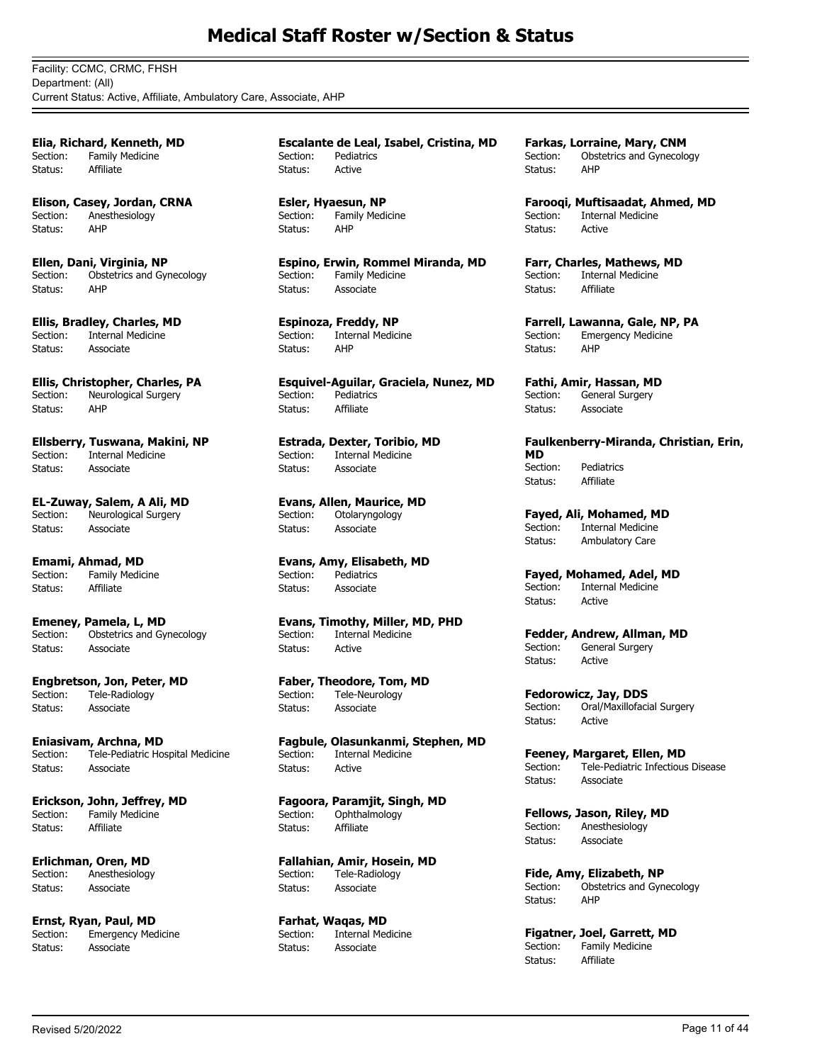# Medical Staff Roster w/Section & Status

Facility: CCMC, CRMC, FHSH
Department: (All)
Current Status: Active, Affiliate, Ambulatory Care, Associate, AHP

**Elia, Richard, Kenneth, MD**
Section: Family Medicine
Status: Affiliate

**Elison, Casey, Jordan, CRNA**
Section: Anesthesiology
Status: AHP

**Ellen, Dani, Virginia, NP**
Section: Obstetrics and Gynecology
Status: AHP

**Ellis, Bradley, Charles, MD**
Section: Internal Medicine
Status: Associate

**Ellis, Christopher, Charles, PA**
Section: Neurological Surgery
Status: AHP

**Ellsberry, Tuswana, Makini, NP**
Section: Internal Medicine
Status: Associate

**EL-Zuway, Salem, A Ali, MD**
Section: Neurological Surgery
Status: Associate

**Emami, Ahmad, MD**
Section: Family Medicine
Status: Affiliate

**Emeney, Pamela, L, MD**
Section: Obstetrics and Gynecology
Status: Associate

**Engbretson, Jon, Peter, MD**
Section: Tele-Radiology
Status: Associate

**Eniasivam, Archna, MD**
Section: Tele-Pediatric Hospital Medicine
Status: Associate

**Erickson, John, Jeffrey, MD**
Section: Family Medicine
Status: Affiliate

**Erlichman, Oren, MD**
Section: Anesthesiology
Status: Associate

**Ernst, Ryan, Paul, MD**
Section: Emergency Medicine
Status: Associate

**Escalante de Leal, Isabel, Cristina, MD**
Section: Pediatrics
Status: Active

**Esler, Hyaesun, NP**
Section: Family Medicine
Status: AHP

**Espino, Erwin, Rommel Miranda, MD**
Section: Family Medicine
Status: Associate

**Espinoza, Freddy, NP**
Section: Internal Medicine
Status: AHP

**Esquivel-Aguilar, Graciela, Nunez, MD**
Section: Pediatrics
Status: Affiliate

**Estrada, Dexter, Toribio, MD**
Section: Internal Medicine
Status: Associate

**Evans, Allen, Maurice, MD**
Section: Otolaryngology
Status: Associate

**Evans, Amy, Elisabeth, MD**
Section: Pediatrics
Status: Associate

**Evans, Timothy, Miller, MD, PHD**
Section: Internal Medicine
Status: Active

**Faber, Theodore, Tom, MD**
Section: Tele-Neurology
Status: Associate

**Fagbule, Olasunkanmi, Stephen, MD**
Section: Internal Medicine
Status: Active

**Fagoora, Paramjit, Singh, MD**
Section: Ophthalmology
Status: Affiliate

**Fallahian, Amir, Hosein, MD**
Section: Tele-Radiology
Status: Associate

**Farhat, Waqas, MD**
Section: Internal Medicine
Status: Associate

**Farkas, Lorraine, Mary, CNM**
Section: Obstetrics and Gynecology
Status: AHP

**Farooqi, Muftisaadat, Ahmed, MD**
Section: Internal Medicine
Status: Active

**Farr, Charles, Mathews, MD**
Section: Internal Medicine
Status: Affiliate

**Farrell, Lawanna, Gale, NP, PA**
Section: Emergency Medicine
Status: AHP

**Fathi, Amir, Hassan, MD**
Section: General Surgery
Status: Associate

**Faulkenberry-Miranda, Christian, Erin, MD**
Section: Pediatrics
Status: Affiliate

**Fayed, Ali, Mohamed, MD**
Section: Internal Medicine
Status: Ambulatory Care

**Fayed, Mohamed, Adel, MD**
Section: Internal Medicine
Status: Active

**Fedder, Andrew, Allman, MD**
Section: General Surgery
Status: Active

**Fedorowicz, Jay, DDS**
Section: Oral/Maxillofacial Surgery
Status: Active

**Feeney, Margaret, Ellen, MD**
Section: Tele-Pediatric Infectious Disease
Status: Associate

**Fellows, Jason, Riley, MD**
Section: Anesthesiology
Status: Associate

**Fide, Amy, Elizabeth, NP**
Section: Obstetrics and Gynecology
Status: AHP

**Figatner, Joel, Garrett, MD**
Section: Family Medicine
Status: Affiliate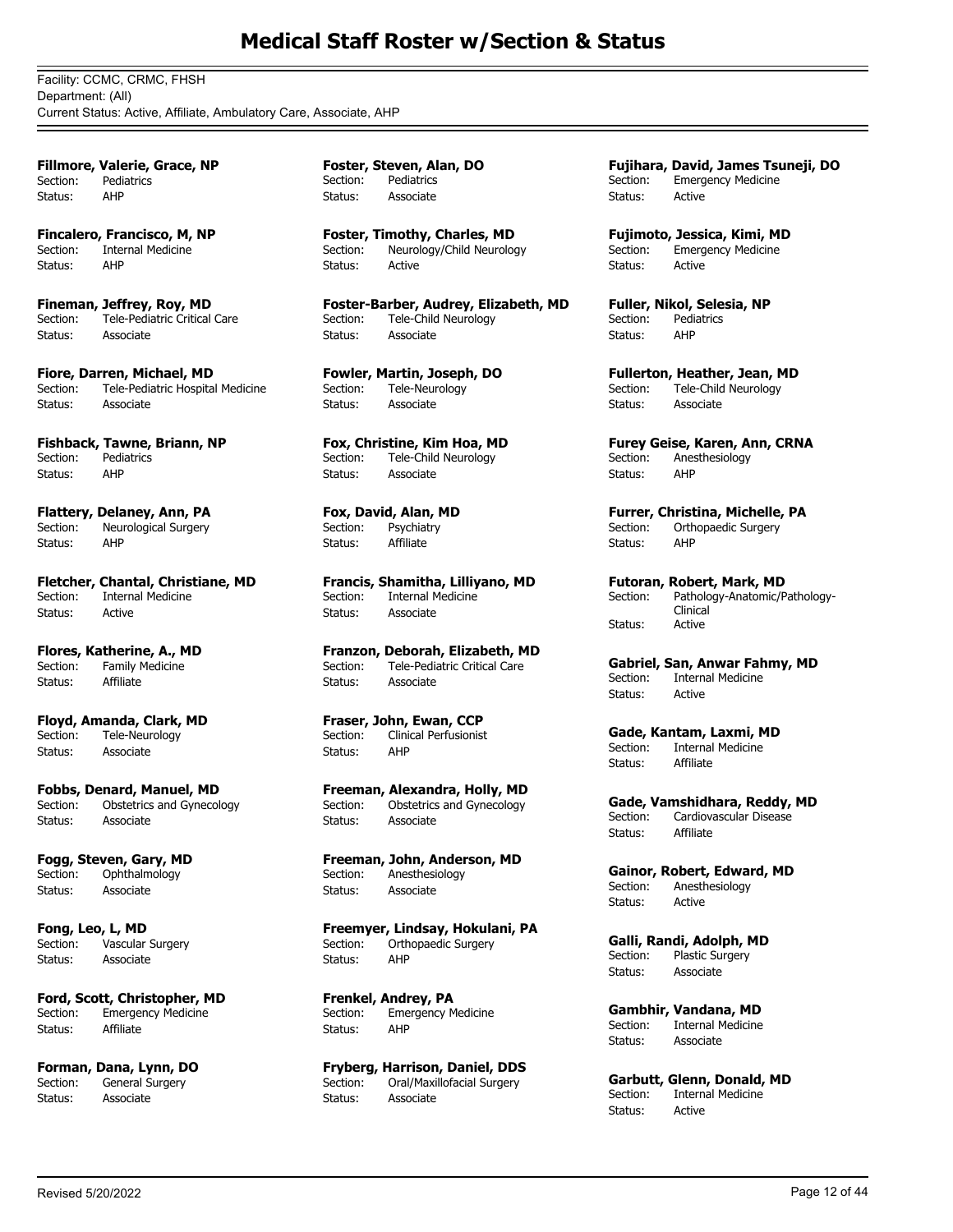# Medical Staff Roster w/Section & Status

Facility: CCMC, CRMC, FHSH
Department: (All)
Current Status: Active, Affiliate, Ambulatory Care, Associate, AHP

**Fillmore, Valerie, Grace, NP**
Section: Pediatrics
Status: AHP

**Fincalero, Francisco, M, NP**
Section: Internal Medicine
Status: AHP

**Fineman, Jeffrey, Roy, MD**
Section: Tele-Pediatric Critical Care
Status: Associate

**Fiore, Darren, Michael, MD**
Section: Tele-Pediatric Hospital Medicine
Status: Associate

**Fishback, Tawne, Briann, NP**
Section: Pediatrics
Status: AHP

**Flattery, Delaney, Ann, PA**
Section: Neurological Surgery
Status: AHP

**Fletcher, Chantal, Christiane, MD**
Section: Internal Medicine
Status: Active

**Flores, Katherine, A., MD**
Section: Family Medicine
Status: Affiliate

**Floyd, Amanda, Clark, MD**
Section: Tele-Neurology
Status: Associate

**Fobbs, Denard, Manuel, MD**
Section: Obstetrics and Gynecology
Status: Associate

**Fogg, Steven, Gary, MD**
Section: Ophthalmology
Status: Associate

**Fong, Leo, L, MD**
Section: Vascular Surgery
Status: Associate

**Ford, Scott, Christopher, MD**
Section: Emergency Medicine
Status: Affiliate

**Forman, Dana, Lynn, DO**
Section: General Surgery
Status: Associate

**Foster, Steven, Alan, DO**
Section: Pediatrics
Status: Associate

**Foster, Timothy, Charles, MD**
Section: Neurology/Child Neurology
Status: Active

**Foster-Barber, Audrey, Elizabeth, MD**
Section: Tele-Child Neurology
Status: Associate

**Fowler, Martin, Joseph, DO**
Section: Tele-Neurology
Status: Associate

**Fox, Christine, Kim Hoa, MD**
Section: Tele-Child Neurology
Status: Associate

**Fox, David, Alan, MD**
Section: Psychiatry
Status: Affiliate

**Francis, Shamitha, Lilliyano, MD**
Section: Internal Medicine
Status: Associate

**Franzon, Deborah, Elizabeth, MD**
Section: Tele-Pediatric Critical Care
Status: Associate

**Fraser, John, Ewan, CCP**
Section: Clinical Perfusionist
Status: AHP

**Freeman, Alexandra, Holly, MD**
Section: Obstetrics and Gynecology
Status: Associate

**Freeman, John, Anderson, MD**
Section: Anesthesiology
Status: Associate

**Freemyer, Lindsay, Hokulani, PA**
Section: Orthopaedic Surgery
Status: AHP

**Frenkel, Andrey, PA**
Section: Emergency Medicine
Status: AHP

**Fryberg, Harrison, Daniel, DDS**
Section: Oral/Maxillofacial Surgery
Status: Associate

**Fujihara, David, James Tsuneji, DO**
Section: Emergency Medicine
Status: Active

**Fujimoto, Jessica, Kimi, MD**
Section: Emergency Medicine
Status: Active

**Fuller, Nikol, Selesia, NP**
Section: Pediatrics
Status: AHP

**Fullerton, Heather, Jean, MD**
Section: Tele-Child Neurology
Status: Associate

**Furey Geise, Karen, Ann, CRNA**
Section: Anesthesiology
Status: AHP

**Furrer, Christina, Michelle, PA**
Section: Orthopaedic Surgery
Status: AHP

**Futoran, Robert, Mark, MD**
Section: Pathology-Anatomic/Pathology-Clinical
Status: Active

**Gabriel, San, Anwar Fahmy, MD**
Section: Internal Medicine
Status: Active

**Gade, Kantam, Laxmi, MD**
Section: Internal Medicine
Status: Affiliate

**Gade, Vamshidhara, Reddy, MD**
Section: Cardiovascular Disease
Status: Affiliate

**Gainor, Robert, Edward, MD**
Section: Anesthesiology
Status: Active

**Galli, Randi, Adolph, MD**
Section: Plastic Surgery
Status: Associate

**Gambhir, Vandana, MD**
Section: Internal Medicine
Status: Associate

**Garbutt, Glenn, Donald, MD**
Section: Internal Medicine
Status: Active

Revised 5/20/2022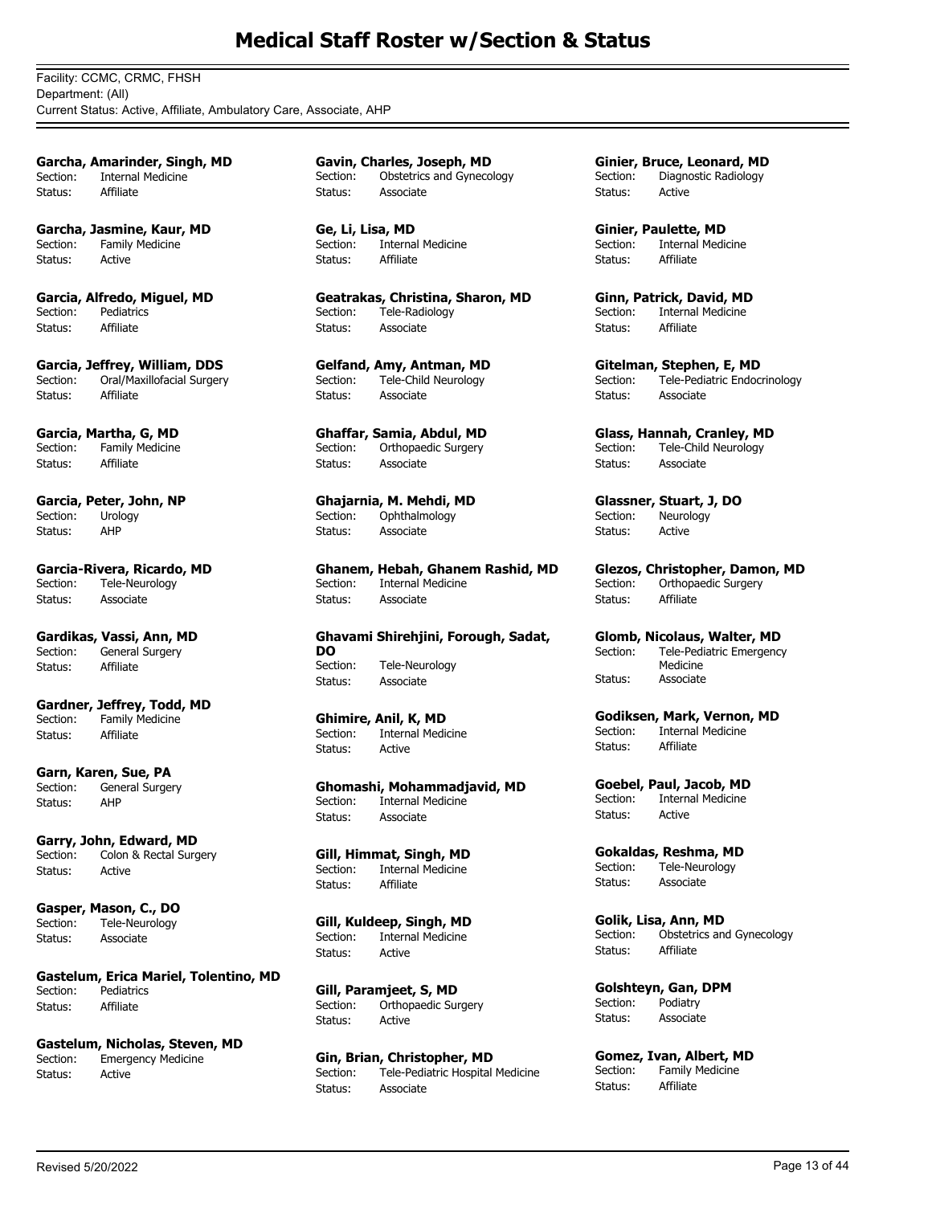# Medical Staff Roster w/Section & Status

Facility: CCMC, CRMC, FHSH
Department: (All)
Current Status: Active, Affiliate, Ambulatory Care, Associate, AHP

**Garcha, Amarinder, Singh, MD**
Section: Internal Medicine
Status: Affiliate

**Garcha, Jasmine, Kaur, MD**
Section: Family Medicine
Status: Active

**Garcia, Alfredo, Miguel, MD**
Section: Pediatrics
Status: Affiliate

**Garcia, Jeffrey, William, DDS**
Section: Oral/Maxillofacial Surgery
Status: Affiliate

**Garcia, Martha, G, MD**
Section: Family Medicine
Status: Affiliate

**Garcia, Peter, John, NP**
Section: Urology
Status: AHP

**Garcia-Rivera, Ricardo, MD**
Section: Tele-Neurology
Status: Associate

**Gardikas, Vassi, Ann, MD**
Section: General Surgery
Status: Affiliate

**Gardner, Jeffrey, Todd, MD**
Section: Family Medicine
Status: Affiliate

**Garn, Karen, Sue, PA**
Section: General Surgery
Status: AHP

**Garry, John, Edward, MD**
Section: Colon & Rectal Surgery
Status: Active

**Gasper, Mason, C., DO**
Section: Tele-Neurology
Status: Associate

**Gastelum, Erica Mariel, Tolentino, MD**
Section: Pediatrics
Status: Affiliate

**Gastelum, Nicholas, Steven, MD**
Section: Emergency Medicine
Status: Active

**Gavin, Charles, Joseph, MD**
Section: Obstetrics and Gynecology
Status: Associate

**Ge, Li, Lisa, MD**
Section: Internal Medicine
Status: Affiliate

**Geatrakas, Christina, Sharon, MD**
Section: Tele-Radiology
Status: Associate

**Gelfand, Amy, Antman, MD**
Section: Tele-Child Neurology
Status: Associate

**Ghaffar, Samia, Abdul, MD**
Section: Orthopaedic Surgery
Status: Associate

**Ghajarnia, M. Mehdi, MD**
Section: Ophthalmology
Status: Associate

**Ghanem, Hebah, Ghanem Rashid, MD**
Section: Internal Medicine
Status: Associate

**Ghavami Shirehjini, Forough, Sadat, DO**
Section: Tele-Neurology
Status: Associate

**Ghimire, Anil, K, MD**
Section: Internal Medicine
Status: Active

**Ghomashi, Mohammadjavid, MD**
Section: Internal Medicine
Status: Associate

**Gill, Himmat, Singh, MD**
Section: Internal Medicine
Status: Affiliate

**Gill, Kuldeep, Singh, MD**
Section: Internal Medicine
Status: Active

**Gill, Paramjeet, S, MD**
Section: Orthopaedic Surgery
Status: Active

**Gin, Brian, Christopher, MD**
Section: Tele-Pediatric Hospital Medicine
Status: Associate

**Ginier, Bruce, Leonard, MD**
Section: Diagnostic Radiology
Status: Active

**Ginier, Paulette, MD**
Section: Internal Medicine
Status: Affiliate

**Ginn, Patrick, David, MD**
Section: Internal Medicine
Status: Affiliate

**Gitelman, Stephen, E, MD**
Section: Tele-Pediatric Endocrinology
Status: Associate

**Glass, Hannah, Cranley, MD**
Section: Tele-Child Neurology
Status: Associate

**Glassner, Stuart, J, DO**
Section: Neurology
Status: Active

**Glezos, Christopher, Damon, MD**
Section: Orthopaedic Surgery
Status: Affiliate

**Glomb, Nicolaus, Walter, MD**
Section: Tele-Pediatric Emergency Medicine
Status: Associate

**Godiksen, Mark, Vernon, MD**
Section: Internal Medicine
Status: Affiliate

**Goebel, Paul, Jacob, MD**
Section: Internal Medicine
Status: Active

**Gokaldas, Reshma, MD**
Section: Tele-Neurology
Status: Associate

**Golik, Lisa, Ann, MD**
Section: Obstetrics and Gynecology
Status: Affiliate

**Golshteyn, Gan, DPM**
Section: Podiatry
Status: Associate

**Gomez, Ivan, Albert, MD**
Section: Family Medicine
Status: Affiliate

Revised 5/20/2022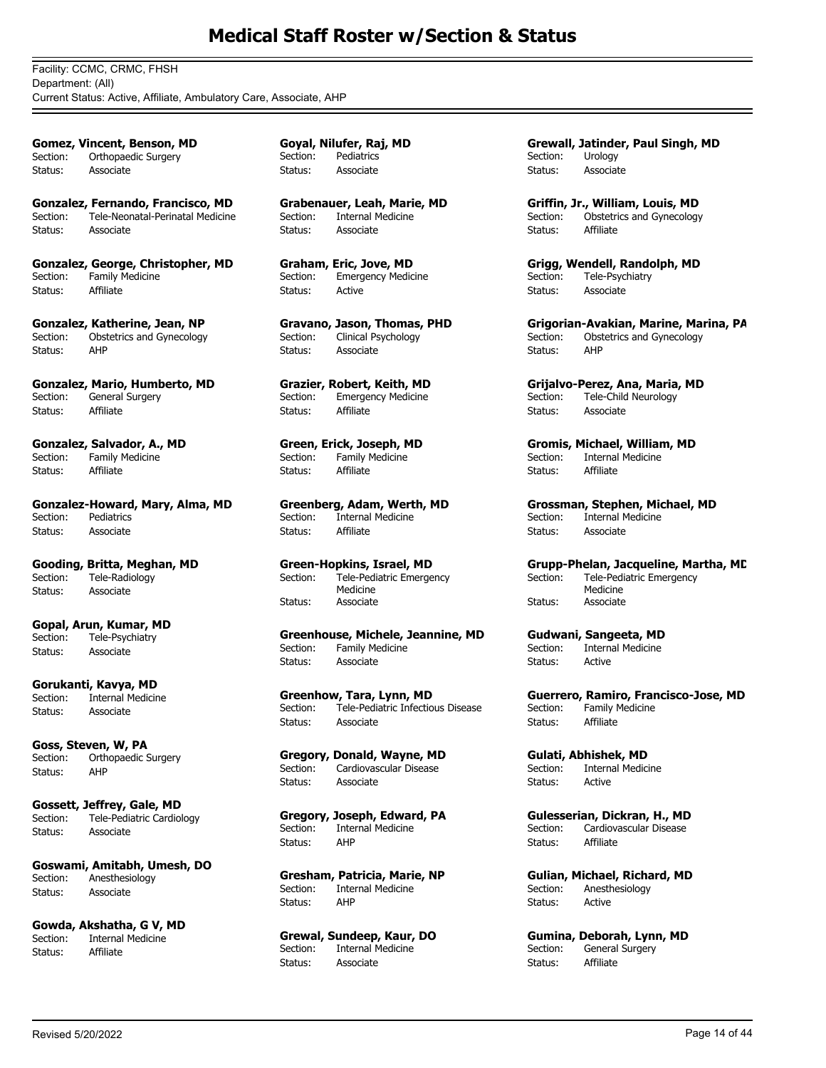# Medical Staff Roster w/Section & Status

Facility: CCMC, CRMC, FHSH
Department: (All)
Current Status: Active, Affiliate, Ambulatory Care, Associate, AHP

**Gomez, Vincent, Benson, MD**
Section: Orthopaedic Surgery
Status: Associate

**Gonzalez, Fernando, Francisco, MD**
Section: Tele-Neonatal-Perinatal Medicine
Status: Associate

**Gonzalez, George, Christopher, MD**
Section: Family Medicine
Status: Affiliate

**Gonzalez, Katherine, Jean, NP**
Section: Obstetrics and Gynecology
Status: AHP

**Gonzalez, Mario, Humberto, MD**
Section: General Surgery
Status: Affiliate

**Gonzalez, Salvador, A., MD**
Section: Family Medicine
Status: Affiliate

**Gonzalez-Howard, Mary, Alma, MD**
Section: Pediatrics
Status: Associate

**Gooding, Britta, Meghan, MD**
Section: Tele-Radiology
Status: Associate

**Gopal, Arun, Kumar, MD**
Section: Tele-Psychiatry
Status: Associate

**Gorukanti, Kavya, MD**
Section: Internal Medicine
Status: Associate

**Goss, Steven, W, PA**
Section: Orthopaedic Surgery
Status: AHP

**Gossett, Jeffrey, Gale, MD**
Section: Tele-Pediatric Cardiology
Status: Associate

**Goswami, Amitabh, Umesh, DO**
Section: Anesthesiology
Status: Associate

**Gowda, Akshatha, G V, MD**
Section: Internal Medicine
Status: Affiliate

**Goyal, Nilufer, Raj, MD**
Section: Pediatrics
Status: Associate

**Grabenauer, Leah, Marie, MD**
Section: Internal Medicine
Status: Associate

**Graham, Eric, Jove, MD**
Section: Emergency Medicine
Status: Active

**Gravano, Jason, Thomas, PHD**
Section: Clinical Psychology
Status: Associate

**Grazier, Robert, Keith, MD**
Section: Emergency Medicine
Status: Affiliate

**Green, Erick, Joseph, MD**
Section: Family Medicine
Status: Affiliate

**Greenberg, Adam, Werth, MD**
Section: Internal Medicine
Status: Affiliate

**Green-Hopkins, Israel, MD**
Section: Tele-Pediatric Emergency Medicine
Status: Associate

**Greenhouse, Michele, Jeannine, MD**
Section: Family Medicine
Status: Associate

**Greenhow, Tara, Lynn, MD**
Section: Tele-Pediatric Infectious Disease
Status: Associate

**Gregory, Donald, Wayne, MD**
Section: Cardiovascular Disease
Status: Associate

**Gregory, Joseph, Edward, PA**
Section: Internal Medicine
Status: AHP

**Gresham, Patricia, Marie, NP**
Section: Internal Medicine
Status: AHP

**Grewal, Sundeep, Kaur, DO**
Section: Internal Medicine
Status: Associate

**Grewall, Jatinder, Paul Singh, MD**
Section: Urology
Status: Associate

**Griffin, Jr., William, Louis, MD**
Section: Obstetrics and Gynecology
Status: Affiliate

**Grigg, Wendell, Randolph, MD**
Section: Tele-Psychiatry
Status: Associate

**Grigorian-Avakian, Marine, Marina, PA**
Section: Obstetrics and Gynecology
Status: AHP

**Grijalvo-Perez, Ana, Maria, MD**
Section: Tele-Child Neurology
Status: Associate

**Gromis, Michael, William, MD**
Section: Internal Medicine
Status: Affiliate

**Grossman, Stephen, Michael, MD**
Section: Internal Medicine
Status: Associate

**Grupp-Phelan, Jacqueline, Martha, MD**
Section: Tele-Pediatric Emergency Medicine
Status: Associate

**Gudwani, Sangeeta, MD**
Section: Internal Medicine
Status: Active

**Guerrero, Ramiro, Francisco-Jose, MD**
Section: Family Medicine
Status: Affiliate

**Gulati, Abhishek, MD**
Section: Internal Medicine
Status: Active

**Gulesserian, Dickran, H., MD**
Section: Cardiovascular Disease
Status: Affiliate

**Gulian, Michael, Richard, MD**
Section: Anesthesiology
Status: Active

**Gumina, Deborah, Lynn, MD**
Section: General Surgery
Status: Affiliate

Revised 5/20/2022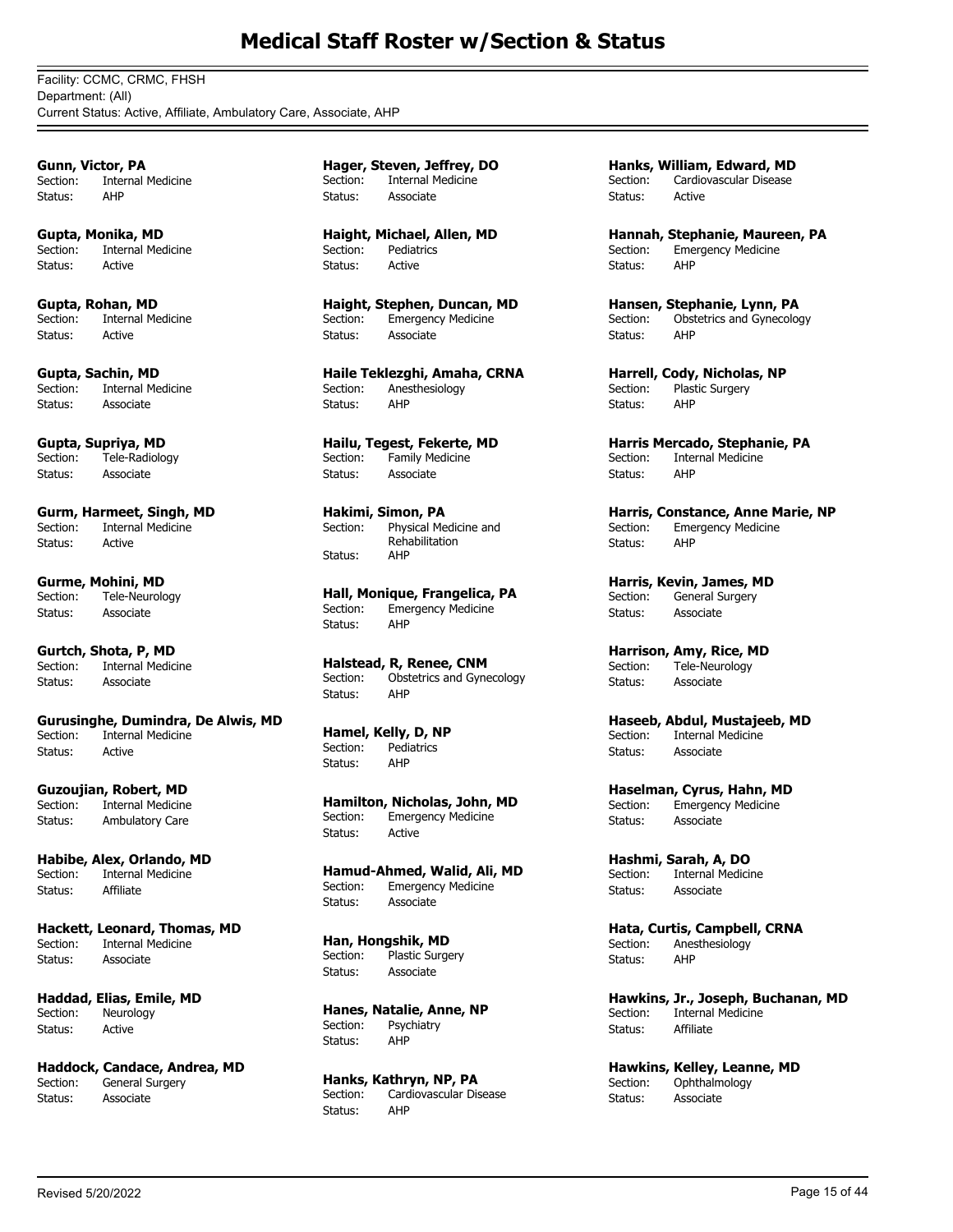# Medical Staff Roster w/Section & Status

Facility: CCMC, CRMC, FHSH
Department: (All)
Current Status: Active, Affiliate, Ambulatory Care, Associate, AHP

**Gunn, Victor, PA**
Section: Internal Medicine
Status: AHP

**Gupta, Monika, MD**
Section: Internal Medicine
Status: Active

**Gupta, Rohan, MD**
Section: Internal Medicine
Status: Active

**Gupta, Sachin, MD**
Section: Internal Medicine
Status: Associate

**Gupta, Supriya, MD**
Section: Tele-Radiology
Status: Associate

**Gurm, Harmeet, Singh, MD**
Section: Internal Medicine
Status: Active

**Gurme, Mohini, MD**
Section: Tele-Neurology
Status: Associate

**Gurtch, Shota, P, MD**
Section: Internal Medicine
Status: Associate

**Gurusinghe, Dumindra, De Alwis, MD**
Section: Internal Medicine
Status: Active

**Guzoujian, Robert, MD**
Section: Internal Medicine
Status: Ambulatory Care

**Habibe, Alex, Orlando, MD**
Section: Internal Medicine
Status: Affiliate

**Hackett, Leonard, Thomas, MD**
Section: Internal Medicine
Status: Associate

**Haddad, Elias, Emile, MD**
Section: Neurology
Status: Active

**Haddock, Candace, Andrea, MD**
Section: General Surgery
Status: Associate

**Hager, Steven, Jeffrey, DO**
Section: Internal Medicine
Status: Associate

**Haight, Michael, Allen, MD**
Section: Pediatrics
Status: Active

**Haight, Stephen, Duncan, MD**
Section: Emergency Medicine
Status: Associate

**Haile Teklezghi, Amaha, CRNA**
Section: Anesthesiology
Status: AHP

**Hailu, Tegest, Fekerte, MD**
Section: Family Medicine
Status: Associate

**Hakimi, Simon, PA**
Section: Physical Medicine and Rehabilitation
Status: AHP

**Hall, Monique, Frangelica, PA**
Section: Emergency Medicine
Status: AHP

**Halstead, R, Renee, CNM**
Section: Obstetrics and Gynecology
Status: AHP

**Hamel, Kelly, D, NP**
Section: Pediatrics
Status: AHP

**Hamilton, Nicholas, John, MD**
Section: Emergency Medicine
Status: Active

**Hamud-Ahmed, Walid, Ali, MD**
Section: Emergency Medicine
Status: Associate

**Han, Hongshik, MD**
Section: Plastic Surgery
Status: Associate

**Hanes, Natalie, Anne, NP**
Section: Psychiatry
Status: AHP

**Hanks, Kathryn, NP, PA**
Section: Cardiovascular Disease
Status: AHP

**Hanks, William, Edward, MD**
Section: Cardiovascular Disease
Status: Active

**Hannah, Stephanie, Maureen, PA**
Section: Emergency Medicine
Status: AHP

**Hansen, Stephanie, Lynn, PA**
Section: Obstetrics and Gynecology
Status: AHP

**Harrell, Cody, Nicholas, NP**
Section: Plastic Surgery
Status: AHP

**Harris Mercado, Stephanie, PA**
Section: Internal Medicine
Status: AHP

**Harris, Constance, Anne Marie, NP**
Section: Emergency Medicine
Status: AHP

**Harris, Kevin, James, MD**
Section: General Surgery
Status: Associate

**Harrison, Amy, Rice, MD**
Section: Tele-Neurology
Status: Associate

**Haseeb, Abdul, Mustajeeb, MD**
Section: Internal Medicine
Status: Associate

**Haselman, Cyrus, Hahn, MD**
Section: Emergency Medicine
Status: Associate

**Hashmi, Sarah, A, DO**
Section: Internal Medicine
Status: Associate

**Hata, Curtis, Campbell, CRNA**
Section: Anesthesiology
Status: AHP

**Hawkins, Jr., Joseph, Buchanan, MD**
Section: Internal Medicine
Status: Affiliate

**Hawkins, Kelley, Leanne, MD**
Section: Ophthalmology
Status: Associate

Revised 5/20/2022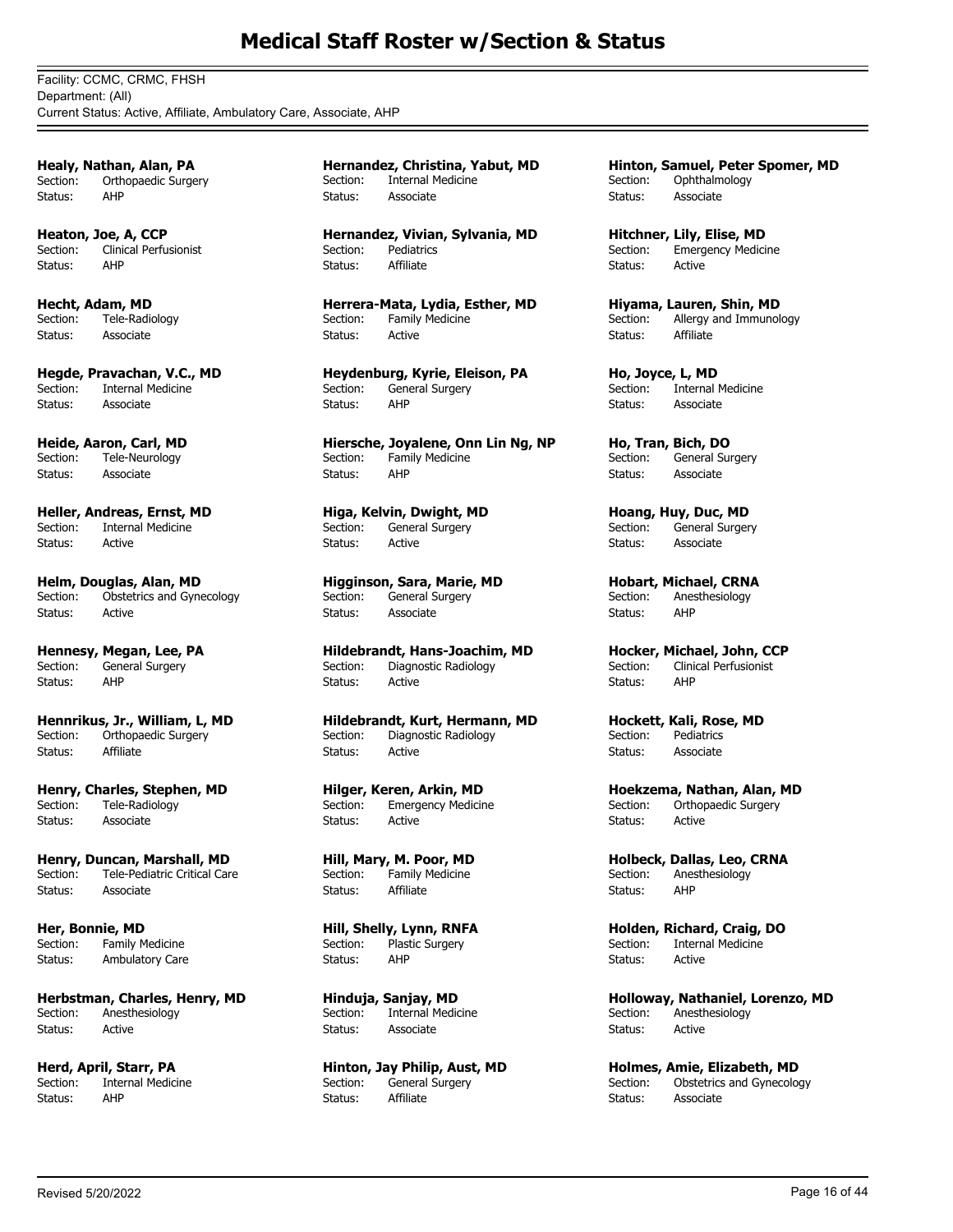# Medical Staff Roster w/Section & Status

Facility: CCMC, CRMC, FHSH
Department: (All)
Current Status: Active, Affiliate, Ambulatory Care, Associate, AHP

**Healy, Nathan, Alan, PA**
Section: Orthopaedic Surgery
Status: AHP

**Heaton, Joe, A, CCP**
Section: Clinical Perfusionist
Status: AHP

**Hecht, Adam, MD**
Section: Tele-Radiology
Status: Associate

**Hegde, Pravachan, V.C., MD**
Section: Internal Medicine
Status: Associate

**Heide, Aaron, Carl, MD**
Section: Tele-Neurology
Status: Associate

**Heller, Andreas, Ernst, MD**
Section: Internal Medicine
Status: Active

**Helm, Douglas, Alan, MD**
Section: Obstetrics and Gynecology
Status: Active

**Hennesy, Megan, Lee, PA**
Section: General Surgery
Status: AHP

**Hennrikus, Jr., William, L, MD**
Section: Orthopaedic Surgery
Status: Affiliate

**Henry, Charles, Stephen, MD**
Section: Tele-Radiology
Status: Associate

**Henry, Duncan, Marshall, MD**
Section: Tele-Pediatric Critical Care
Status: Associate

**Her, Bonnie, MD**
Section: Family Medicine
Status: Ambulatory Care

**Herbstman, Charles, Henry, MD**
Section: Anesthesiology
Status: Active

**Herd, April, Starr, PA**
Section: Internal Medicine
Status: AHP

**Hernandez, Christina, Yabut, MD**
Section: Internal Medicine
Status: Associate

**Hernandez, Vivian, Sylvania, MD**
Section: Pediatrics
Status: Affiliate

**Herrera-Mata, Lydia, Esther, MD**
Section: Family Medicine
Status: Active

**Heydenburg, Kyrie, Eleison, PA**
Section: General Surgery
Status: AHP

**Hiersche, Joyalene, Onn Lin Ng, NP**
Section: Family Medicine
Status: AHP

**Higa, Kelvin, Dwight, MD**
Section: General Surgery
Status: Active

**Higginson, Sara, Marie, MD**
Section: General Surgery
Status: Associate

**Hildebrandt, Hans-Joachim, MD**
Section: Diagnostic Radiology
Status: Active

**Hildebrandt, Kurt, Hermann, MD**
Section: Diagnostic Radiology
Status: Active

**Hilger, Keren, Arkin, MD**
Section: Emergency Medicine
Status: Active

**Hill, Mary, M. Poor, MD**
Section: Family Medicine
Status: Affiliate

**Hill, Shelly, Lynn, RNFA**
Section: Plastic Surgery
Status: AHP

**Hinduja, Sanjay, MD**
Section: Internal Medicine
Status: Associate

**Hinton, Jay Philip, Aust, MD**
Section: General Surgery
Status: Affiliate

**Hinton, Samuel, Peter Spomer, MD**
Section: Ophthalmology
Status: Associate

**Hitchner, Lily, Elise, MD**
Section: Emergency Medicine
Status: Active

**Hiyama, Lauren, Shin, MD**
Section: Allergy and Immunology
Status: Affiliate

**Ho, Joyce, L, MD**
Section: Internal Medicine
Status: Associate

**Ho, Tran, Bich, DO**
Section: General Surgery
Status: Associate

**Hoang, Huy, Duc, MD**
Section: General Surgery
Status: Associate

**Hobart, Michael, CRNA**
Section: Anesthesiology
Status: AHP

**Hocker, Michael, John, CCP**
Section: Clinical Perfusionist
Status: AHP

**Hockett, Kali, Rose, MD**
Section: Pediatrics
Status: Associate

**Hoekzema, Nathan, Alan, MD**
Section: Orthopaedic Surgery
Status: Active

**Holbeck, Dallas, Leo, CRNA**
Section: Anesthesiology
Status: AHP

**Holden, Richard, Craig, DO**
Section: Internal Medicine
Status: Active

**Holloway, Nathaniel, Lorenzo, MD**
Section: Anesthesiology
Status: Active

**Holmes, Amie, Elizabeth, MD**
Section: Obstetrics and Gynecology
Status: Associate

Revised 5/20/2022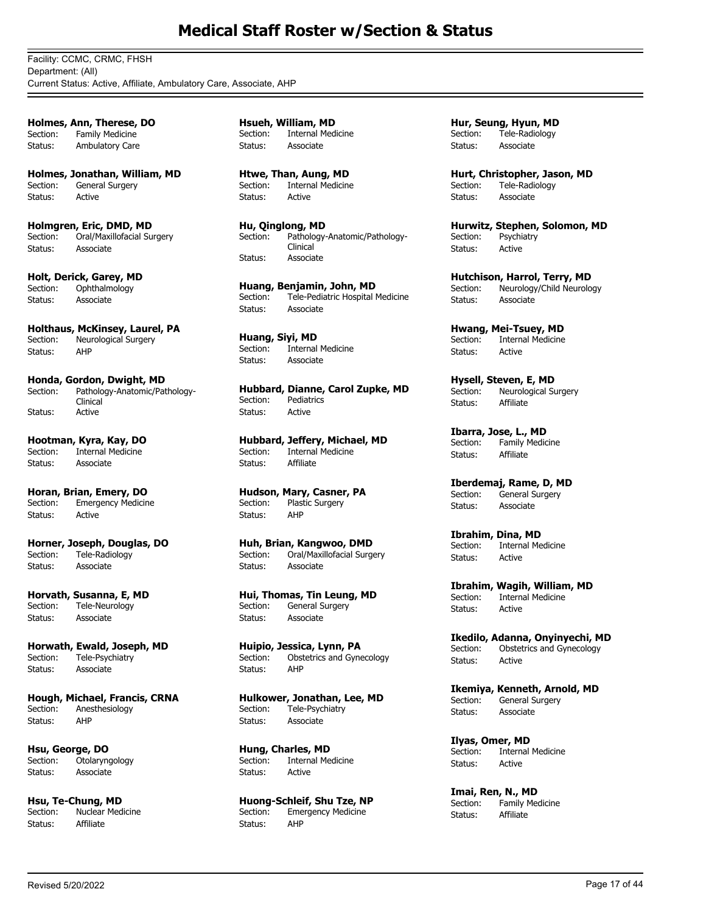# Medical Staff Roster w/Section & Status

Facility: CCMC, CRMC, FHSH
Department: (All)
Current Status: Active, Affiliate, Ambulatory Care, Associate, AHP

**Holmes, Ann, Therese, DO**
Section: Family Medicine
Status: Ambulatory Care

**Holmes, Jonathan, William, MD**
Section: General Surgery
Status: Active

**Holmgren, Eric, DMD, MD**
Section: Oral/Maxillofacial Surgery
Status: Associate

**Holt, Derick, Garey, MD**
Section: Ophthalmology
Status: Associate

**Holthaus, McKinsey, Laurel, PA**
Section: Neurological Surgery
Status: AHP

**Honda, Gordon, Dwight, MD**
Section: Pathology-Anatomic/Pathology-Clinical
Status: Active

**Hootman, Kyra, Kay, DO**
Section: Internal Medicine
Status: Associate

**Horan, Brian, Emery, DO**
Section: Emergency Medicine
Status: Active

**Horner, Joseph, Douglas, DO**
Section: Tele-Radiology
Status: Associate

**Horvath, Susanna, E, MD**
Section: Tele-Neurology
Status: Associate

**Horwath, Ewald, Joseph, MD**
Section: Tele-Psychiatry
Status: Associate

**Hough, Michael, Francis, CRNA**
Section: Anesthesiology
Status: AHP

**Hsu, George, DO**
Section: Otolaryngology
Status: Associate

**Hsu, Te-Chung, MD**
Section: Nuclear Medicine
Status: Affiliate

**Hsueh, William, MD**
Section: Internal Medicine
Status: Associate

**Htwe, Than, Aung, MD**
Section: Internal Medicine
Status: Active

**Hu, Qinglong, MD**
Section: Pathology-Anatomic/Pathology-Clinical
Status: Associate

**Huang, Benjamin, John, MD**
Section: Tele-Pediatric Hospital Medicine
Status: Associate

**Huang, Siyi, MD**
Section: Internal Medicine
Status: Associate

**Hubbard, Dianne, Carol Zupke, MD**
Section: Pediatrics
Status: Active

**Hubbard, Jeffery, Michael, MD**
Section: Internal Medicine
Status: Affiliate

**Hudson, Mary, Casner, PA**
Section: Plastic Surgery
Status: AHP

**Huh, Brian, Kangwoo, DMD**
Section: Oral/Maxillofacial Surgery
Status: Associate

**Hui, Thomas, Tin Leung, MD**
Section: General Surgery
Status: Associate

**Huipio, Jessica, Lynn, PA**
Section: Obstetrics and Gynecology
Status: AHP

**Hulkower, Jonathan, Lee, MD**
Section: Tele-Psychiatry
Status: Associate

**Hung, Charles, MD**
Section: Internal Medicine
Status: Active

**Huong-Schleif, Shu Tze, NP**
Section: Emergency Medicine
Status: AHP

**Hur, Seung, Hyun, MD**
Section: Tele-Radiology
Status: Associate

**Hurt, Christopher, Jason, MD**
Section: Tele-Radiology
Status: Associate

**Hurwitz, Stephen, Solomon, MD**
Section: Psychiatry
Status: Active

**Hutchison, Harrol, Terry, MD**
Section: Neurology/Child Neurology
Status: Associate

**Hwang, Mei-Tsuey, MD**
Section: Internal Medicine
Status: Active

**Hysell, Steven, E, MD**
Section: Neurological Surgery
Status: Affiliate

**Ibarra, Jose, L., MD**
Section: Family Medicine
Status: Affiliate

**Iberdemaj, Rame, D, MD**
Section: General Surgery
Status: Associate

**Ibrahim, Dina, MD**
Section: Internal Medicine
Status: Active

**Ibrahim, Wagih, William, MD**
Section: Internal Medicine
Status: Active

**Ikedilo, Adanna, Onyinyechi, MD**
Section: Obstetrics and Gynecology
Status: Active

**Ikemiya, Kenneth, Arnold, MD**
Section: General Surgery
Status: Associate

**Ilyas, Omer, MD**
Section: Internal Medicine
Status: Active

**Imai, Ren, N., MD**
Section: Family Medicine
Status: Affiliate

Revised 5/20/2022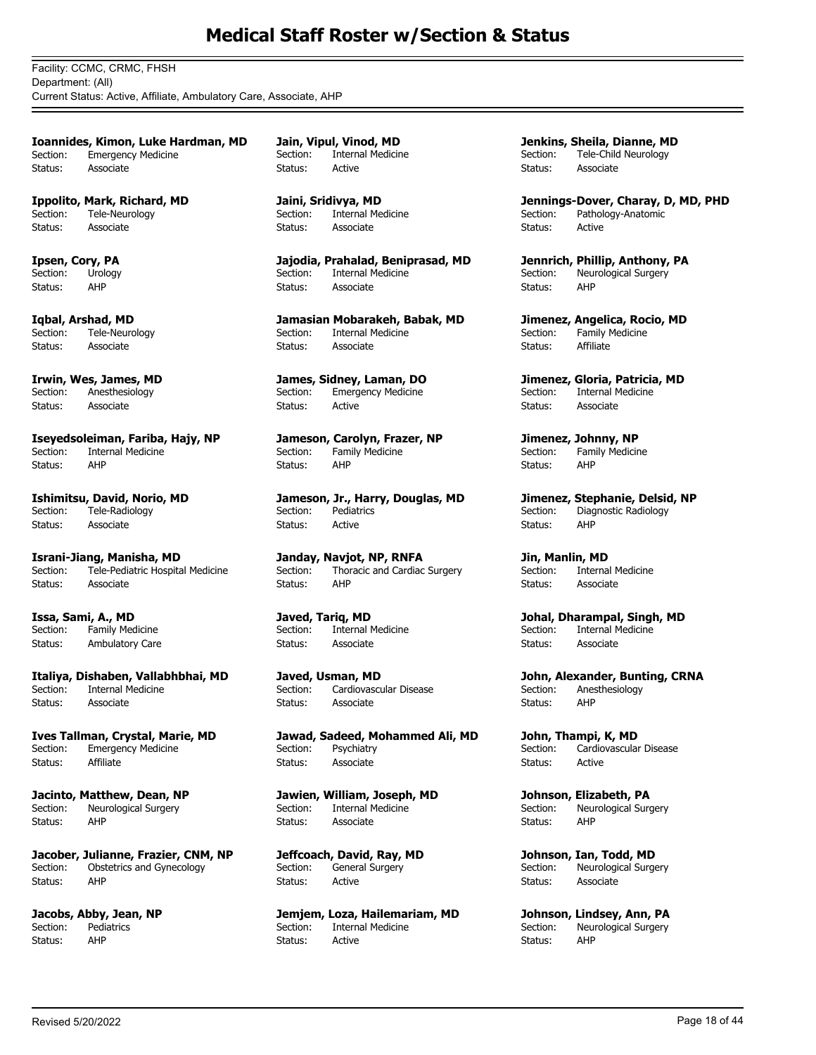# Medical Staff Roster w/Section & Status

Facility: CCMC, CRMC, FHSH
Department: (All)
Current Status: Active, Affiliate, Ambulatory Care, Associate, AHP

**Ioannides, Kimon, Luke Hardman, MD**
Section: Emergency Medicine
Status: Associate

**Ippolito, Mark, Richard, MD**
Section: Tele-Neurology
Status: Associate

**Ipsen, Cory, PA**
Section: Urology
Status: AHP

**Iqbal, Arshad, MD**
Section: Tele-Neurology
Status: Associate

**Irwin, Wes, James, MD**
Section: Anesthesiology
Status: Associate

**Iseyedsoleiman, Fariba, Hajy, NP**
Section: Internal Medicine
Status: AHP

**Ishimitsu, David, Norio, MD**
Section: Tele-Radiology
Status: Associate

**Israni-Jiang, Manisha, MD**
Section: Tele-Pediatric Hospital Medicine
Status: Associate

**Issa, Sami, A., MD**
Section: Family Medicine
Status: Ambulatory Care

**Italiya, Dishaben, Vallabhbhai, MD**
Section: Internal Medicine
Status: Associate

**Ives Tallman, Crystal, Marie, MD**
Section: Emergency Medicine
Status: Affiliate

**Jacinto, Matthew, Dean, NP**
Section: Neurological Surgery
Status: AHP

**Jacober, Julianne, Frazier, CNM, NP**
Section: Obstetrics and Gynecology
Status: AHP

**Jacobs, Abby, Jean, NP**
Section: Pediatrics
Status: AHP

**Jain, Vipul, Vinod, MD**
Section: Internal Medicine
Status: Active

**Jaini, Sridivya, MD**
Section: Internal Medicine
Status: Associate

**Jajodia, Prahalad, Beniprasad, MD**
Section: Internal Medicine
Status: Associate

**Jamasian Mobarakeh, Babak, MD**
Section: Internal Medicine
Status: Associate

**James, Sidney, Laman, DO**
Section: Emergency Medicine
Status: Active

**Jameson, Carolyn, Frazer, NP**
Section: Family Medicine
Status: AHP

**Jameson, Jr., Harry, Douglas, MD**
Section: Pediatrics
Status: Active

**Janday, Navjot, NP, RNFA**
Section: Thoracic and Cardiac Surgery
Status: AHP

**Javed, Tariq, MD**
Section: Internal Medicine
Status: Associate

**Javed, Usman, MD**
Section: Cardiovascular Disease
Status: Associate

**Jawad, Sadeed, Mohammed Ali, MD**
Section: Psychiatry
Status: Associate

**Jawien, William, Joseph, MD**
Section: Internal Medicine
Status: Associate

**Jeffcoach, David, Ray, MD**
Section: General Surgery
Status: Active

**Jemjem, Loza, Hailemariam, MD**
Section: Internal Medicine
Status: Active

**Jenkins, Sheila, Dianne, MD**
Section: Tele-Child Neurology
Status: Associate

**Jennings-Dover, Charay, D, MD, PHD**
Section: Pathology-Anatomic
Status: Active

**Jennrich, Phillip, Anthony, PA**
Section: Neurological Surgery
Status: AHP

**Jimenez, Angelica, Rocio, MD**
Section: Family Medicine
Status: Affiliate

**Jimenez, Gloria, Patricia, MD**
Section: Internal Medicine
Status: Associate

**Jimenez, Johnny, NP**
Section: Family Medicine
Status: AHP

**Jimenez, Stephanie, Delsid, NP**
Section: Diagnostic Radiology
Status: AHP

**Jin, Manlin, MD**
Section: Internal Medicine
Status: Associate

**Johal, Dharampal, Singh, MD**
Section: Internal Medicine
Status: Associate

**John, Alexander, Bunting, CRNA**
Section: Anesthesiology
Status: AHP

**John, Thampi, K, MD**
Section: Cardiovascular Disease
Status: Active

**Johnson, Elizabeth, PA**
Section: Neurological Surgery
Status: AHP

**Johnson, Ian, Todd, MD**
Section: Neurological Surgery
Status: Associate

**Johnson, Lindsey, Ann, PA**
Section: Neurological Surgery
Status: AHP

Revised 5/20/2022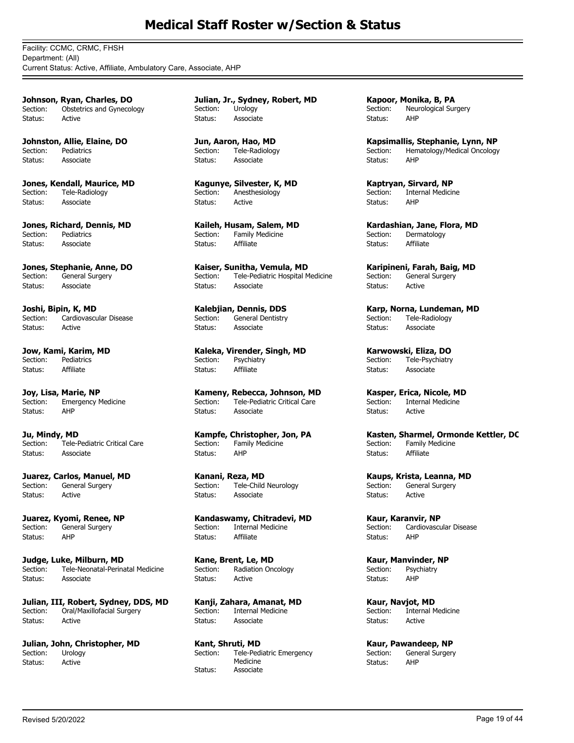# Medical Staff Roster w/Section & Status

Facility: CCMC, CRMC, FHSH
Department: (All)
Current Status: Active, Affiliate, Ambulatory Care, Associate, AHP

**Johnson, Ryan, Charles, DO**
Section: Obstetrics and Gynecology
Status: Active

**Johnston, Allie, Elaine, DO**
Section: Pediatrics
Status: Associate

**Jones, Kendall, Maurice, MD**
Section: Tele-Radiology
Status: Associate

**Jones, Richard, Dennis, MD**
Section: Pediatrics
Status: Associate

**Jones, Stephanie, Anne, DO**
Section: General Surgery
Status: Associate

**Joshi, Bipin, K, MD**
Section: Cardiovascular Disease
Status: Active

**Jow, Kami, Karim, MD**
Section: Pediatrics
Status: Affiliate

**Joy, Lisa, Marie, NP**
Section: Emergency Medicine
Status: AHP

**Ju, Mindy, MD**
Section: Tele-Pediatric Critical Care
Status: Associate

**Juarez, Carlos, Manuel, MD**
Section: General Surgery
Status: Active

**Juarez, Kyomi, Renee, NP**
Section: General Surgery
Status: AHP

**Judge, Luke, Milburn, MD**
Section: Tele-Neonatal-Perinatal Medicine
Status: Associate

**Julian, III, Robert, Sydney, DDS, MD**
Section: Oral/Maxillofacial Surgery
Status: Active

**Julian, John, Christopher, MD**
Section: Urology
Status: Active

**Julian, Jr., Sydney, Robert, MD**
Section: Urology
Status: Associate

**Jun, Aaron, Hao, MD**
Section: Tele-Radiology
Status: Associate

**Kagunye, Silvester, K, MD**
Section: Anesthesiology
Status: Active

**Kaileh, Husam, Salem, MD**
Section: Family Medicine
Status: Affiliate

**Kaiser, Sunitha, Vemula, MD**
Section: Tele-Pediatric Hospital Medicine
Status: Associate

**Kalebjian, Dennis, DDS**
Section: General Dentistry
Status: Associate

**Kaleka, Virender, Singh, MD**
Section: Psychiatry
Status: Affiliate

**Kameny, Rebecca, Johnson, MD**
Section: Tele-Pediatric Critical Care
Status: Associate

**Kampfe, Christopher, Jon, PA**
Section: Family Medicine
Status: AHP

**Kanani, Reza, MD**
Section: Tele-Child Neurology
Status: Associate

**Kandaswamy, Chitradevi, MD**
Section: Internal Medicine
Status: Affiliate

**Kane, Brent, Le, MD**
Section: Radiation Oncology
Status: Active

**Kanji, Zahara, Amanat, MD**
Section: Internal Medicine
Status: Associate

**Kant, Shruti, MD**
Section: Tele-Pediatric Emergency Medicine
Status: Associate

**Kapoor, Monika, B, PA**
Section: Neurological Surgery
Status: AHP

**Kapsimallis, Stephanie, Lynn, NP**
Section: Hematology/Medical Oncology
Status: AHP

**Kaptryan, Sirvard, NP**
Section: Internal Medicine
Status: AHP

**Kardashian, Jane, Flora, MD**
Section: Dermatology
Status: Affiliate

**Karipineni, Farah, Baig, MD**
Section: General Surgery
Status: Active

**Karp, Norna, Lundeman, MD**
Section: Tele-Radiology
Status: Associate

**Karwowski, Eliza, DO**
Section: Tele-Psychiatry
Status: Associate

**Kasper, Erica, Nicole, MD**
Section: Internal Medicine
Status: Active

**Kasten, Sharmel, Ormonde Kettler, DO**
Section: Family Medicine
Status: Affiliate

**Kaups, Krista, Leanna, MD**
Section: General Surgery
Status: Active

**Kaur, Karanvir, NP**
Section: Cardiovascular Disease
Status: AHP

**Kaur, Manvinder, NP**
Section: Psychiatry
Status: AHP

**Kaur, Navjot, MD**
Section: Internal Medicine
Status: Active

**Kaur, Pawandeep, NP**
Section: General Surgery
Status: AHP

Revised 5/20/2022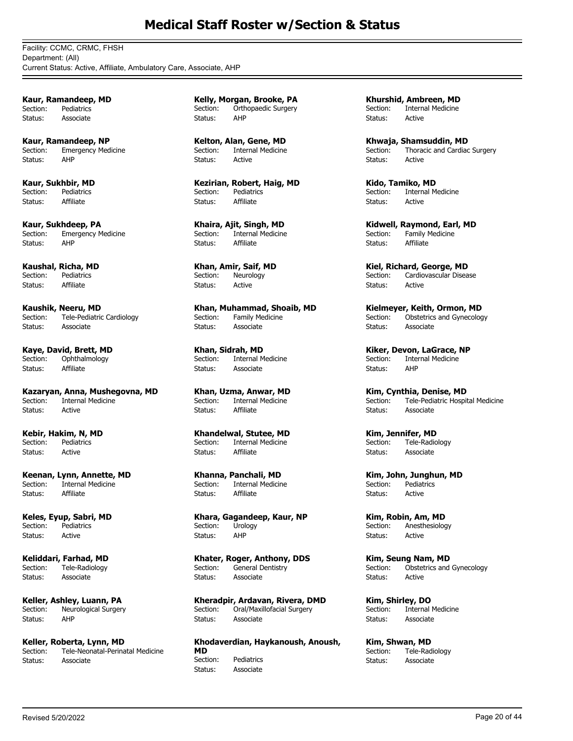# Medical Staff Roster w/Section & Status

Facility: CCMC, CRMC, FHSH
Department: (All)
Current Status: Active, Affiliate, Ambulatory Care, Associate, AHP

**Kaur, Ramandeep, MD**
Section: Pediatrics
Status: Associate

**Kaur, Ramandeep, NP**
Section: Emergency Medicine
Status: AHP

**Kaur, Sukhbir, MD**
Section: Pediatrics
Status: Affiliate

**Kaur, Sukhdeep, PA**
Section: Emergency Medicine
Status: AHP

**Kaushal, Richa, MD**
Section: Pediatrics
Status: Affiliate

**Kaushik, Neeru, MD**
Section: Tele-Pediatric Cardiology
Status: Associate

**Kaye, David, Brett, MD**
Section: Ophthalmology
Status: Affiliate

**Kazaryan, Anna, Mushegovna, MD**
Section: Internal Medicine
Status: Active

**Kebir, Hakim, N, MD**
Section: Pediatrics
Status: Active

**Keenan, Lynn, Annette, MD**
Section: Internal Medicine
Status: Affiliate

**Keles, Eyup, Sabri, MD**
Section: Pediatrics
Status: Active

**Keliddari, Farhad, MD**
Section: Tele-Radiology
Status: Associate

**Keller, Ashley, Luann, PA**
Section: Neurological Surgery
Status: AHP

**Keller, Roberta, Lynn, MD**
Section: Tele-Neonatal-Perinatal Medicine
Status: Associate

**Kelly, Morgan, Brooke, PA**
Section: Orthopaedic Surgery
Status: AHP

**Kelton, Alan, Gene, MD**
Section: Internal Medicine
Status: Active

**Kezirian, Robert, Haig, MD**
Section: Pediatrics
Status: Affiliate

**Khaira, Ajit, Singh, MD**
Section: Internal Medicine
Status: Affiliate

**Khan, Amir, Saif, MD**
Section: Neurology
Status: Active

**Khan, Muhammad, Shoaib, MD**
Section: Family Medicine
Status: Associate

**Khan, Sidrah, MD**
Section: Internal Medicine
Status: Associate

**Khan, Uzma, Anwar, MD**
Section: Internal Medicine
Status: Affiliate

**Khandelwal, Stutee, MD**
Section: Internal Medicine
Status: Affiliate

**Khanna, Panchali, MD**
Section: Internal Medicine
Status: Affiliate

**Khara, Gagandeep, Kaur, NP**
Section: Urology
Status: AHP

**Khater, Roger, Anthony, DDS**
Section: General Dentistry
Status: Associate

**Kheradpir, Ardavan, Rivera, DMD**
Section: Oral/Maxillofacial Surgery
Status: Associate

**Khodaverdian, Haykanoush, Anoush, MD**
Section: Pediatrics
Status: Associate

**Khurshid, Ambreen, MD**
Section: Internal Medicine
Status: Active

**Khwaja, Shamsuddin, MD**
Section: Thoracic and Cardiac Surgery
Status: Active

**Kido, Tamiko, MD**
Section: Internal Medicine
Status: Active

**Kidwell, Raymond, Earl, MD**
Section: Family Medicine
Status: Affiliate

**Kiel, Richard, George, MD**
Section: Cardiovascular Disease
Status: Active

**Kielmeyer, Keith, Ormon, MD**
Section: Obstetrics and Gynecology
Status: Associate

**Kiker, Devon, LaGrace, NP**
Section: Internal Medicine
Status: AHP

**Kim, Cynthia, Denise, MD**
Section: Tele-Pediatric Hospital Medicine
Status: Associate

**Kim, Jennifer, MD**
Section: Tele-Radiology
Status: Associate

**Kim, John, Junghun, MD**
Section: Pediatrics
Status: Active

**Kim, Robin, Am, MD**
Section: Anesthesiology
Status: Active

**Kim, Seung Nam, MD**
Section: Obstetrics and Gynecology
Status: Active

**Kim, Shirley, DO**
Section: Internal Medicine
Status: Associate

**Kim, Shwan, MD**
Section: Tele-Radiology
Status: Associate

Revised 5/20/2022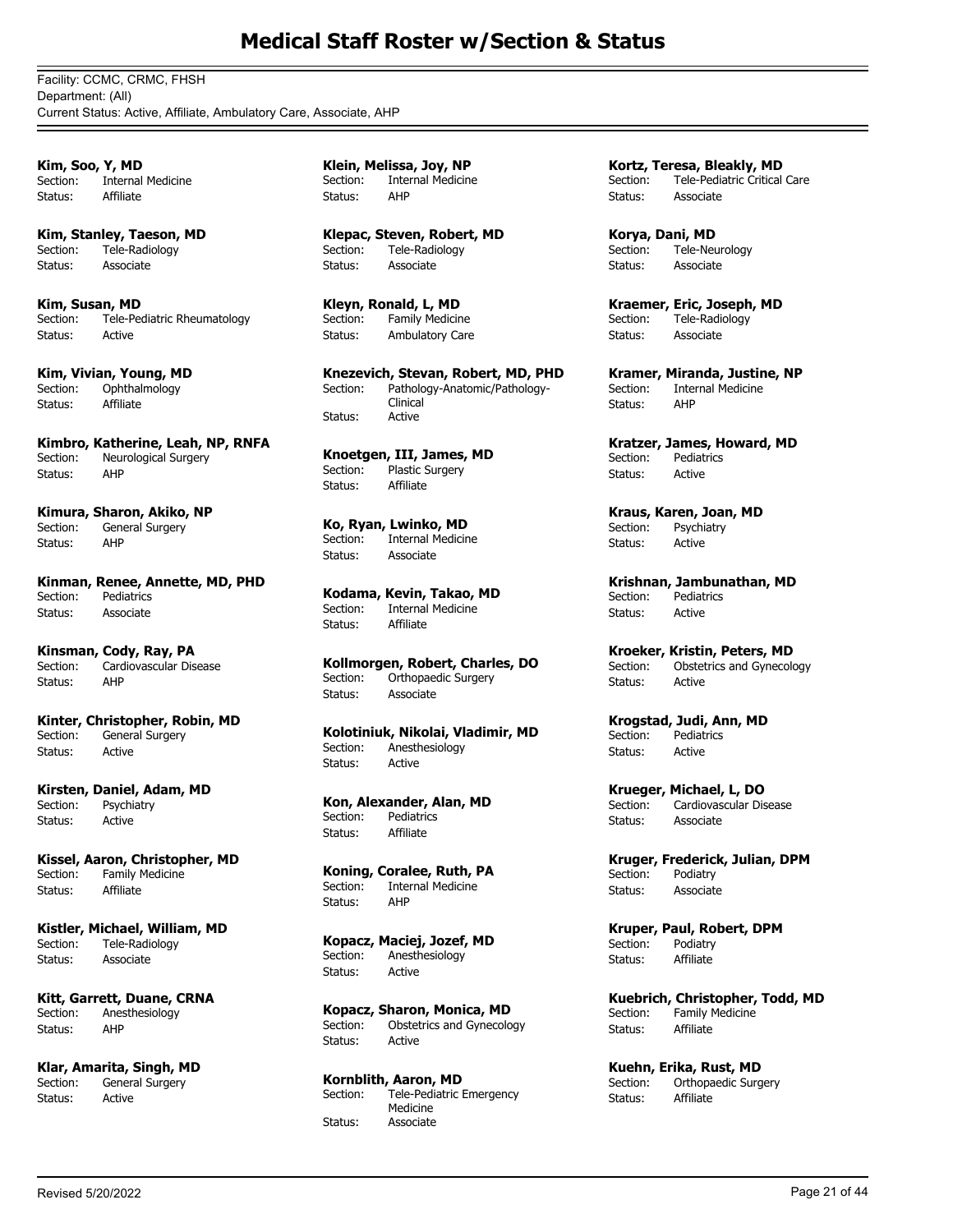# Medical Staff Roster w/Section & Status

Facility: CCMC, CRMC, FHSH
Department: (All)
Current Status: Active, Affiliate, Ambulatory Care, Associate, AHP

**Kim, Soo, Y, MD**
Section: Internal Medicine
Status: Affiliate

**Kim, Stanley, Taeson, MD**
Section: Tele-Radiology
Status: Associate

**Kim, Susan, MD**
Section: Tele-Pediatric Rheumatology
Status: Active

**Kim, Vivian, Young, MD**
Section: Ophthalmology
Status: Affiliate

**Kimbro, Katherine, Leah, NP, RNFA**
Section: Neurological Surgery
Status: AHP

**Kimura, Sharon, Akiko, NP**
Section: General Surgery
Status: AHP

**Kinman, Renee, Annette, MD, PHD**
Section: Pediatrics
Status: Associate

**Kinsman, Cody, Ray, PA**
Section: Cardiovascular Disease
Status: AHP

**Kinter, Christopher, Robin, MD**
Section: General Surgery
Status: Active

**Kirsten, Daniel, Adam, MD**
Section: Psychiatry
Status: Active

**Kissel, Aaron, Christopher, MD**
Section: Family Medicine
Status: Affiliate

**Kistler, Michael, William, MD**
Section: Tele-Radiology
Status: Associate

**Kitt, Garrett, Duane, CRNA**
Section: Anesthesiology
Status: AHP

**Klar, Amarita, Singh, MD**
Section: General Surgery
Status: Active

**Klein, Melissa, Joy, NP**
Section: Internal Medicine
Status: AHP

**Klepac, Steven, Robert, MD**
Section: Tele-Radiology
Status: Associate

**Kleyn, Ronald, L, MD**
Section: Family Medicine
Status: Ambulatory Care

**Knezevich, Stevan, Robert, MD, PHD**
Section: Pathology-Anatomic/Pathology-Clinical
Status: Active

**Knoetgen, III, James, MD**
Section: Plastic Surgery
Status: Affiliate

**Ko, Ryan, Lwinko, MD**
Section: Internal Medicine
Status: Associate

**Kodama, Kevin, Takao, MD**
Section: Internal Medicine
Status: Affiliate

**Kollmorgen, Robert, Charles, DO**
Section: Orthopaedic Surgery
Status: Associate

**Kolotiniuk, Nikolai, Vladimir, MD**
Section: Anesthesiology
Status: Active

**Kon, Alexander, Alan, MD**
Section: Pediatrics
Status: Affiliate

**Koning, Coralee, Ruth, PA**
Section: Internal Medicine
Status: AHP

**Kopacz, Maciej, Jozef, MD**
Section: Anesthesiology
Status: Active

**Kopacz, Sharon, Monica, MD**
Section: Obstetrics and Gynecology
Status: Active

**Kornblith, Aaron, MD**
Section: Tele-Pediatric Emergency Medicine
Status: Associate

**Kortz, Teresa, Bleakly, MD**
Section: Tele-Pediatric Critical Care
Status: Associate

**Korya, Dani, MD**
Section: Tele-Neurology
Status: Associate

**Kraemer, Eric, Joseph, MD**
Section: Tele-Radiology
Status: Associate

**Kramer, Miranda, Justine, NP**
Section: Internal Medicine
Status: AHP

**Kratzer, James, Howard, MD**
Section: Pediatrics
Status: Active

**Kraus, Karen, Joan, MD**
Section: Psychiatry
Status: Active

**Krishnan, Jambunathan, MD**
Section: Pediatrics
Status: Active

**Kroeker, Kristin, Peters, MD**
Section: Obstetrics and Gynecology
Status: Active

**Krogstad, Judi, Ann, MD**
Section: Pediatrics
Status: Active

**Krueger, Michael, L, DO**
Section: Cardiovascular Disease
Status: Associate

**Kruger, Frederick, Julian, DPM**
Section: Podiatry
Status: Associate

**Kruper, Paul, Robert, DPM**
Section: Podiatry
Status: Affiliate

**Kuebrich, Christopher, Todd, MD**
Section: Family Medicine
Status: Affiliate

**Kuehn, Erika, Rust, MD**
Section: Orthopaedic Surgery
Status: Affiliate

Revised 5/20/2022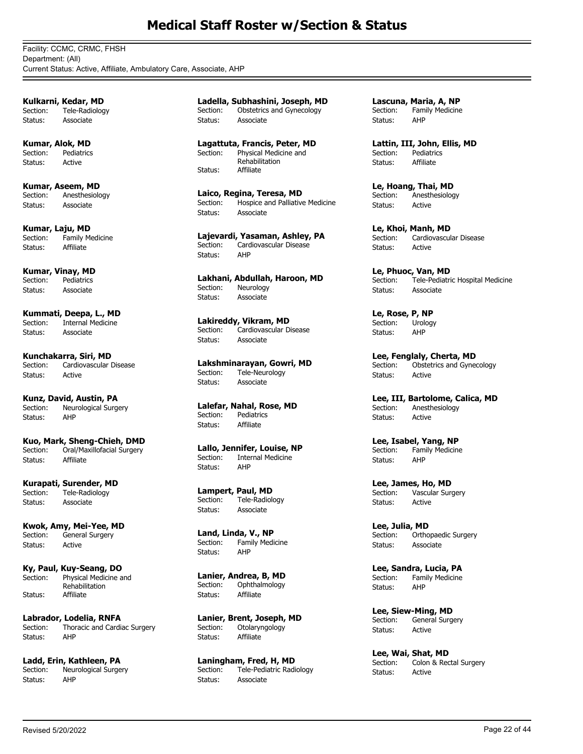# Medical Staff Roster w/Section & Status

Facility: CCMC, CRMC, FHSH
Department: (All)
Current Status: Active, Affiliate, Ambulatory Care, Associate, AHP

**Kulkarni, Kedar, MD**
Section: Tele-Radiology
Status: Associate

**Kumar, Alok, MD**
Section: Pediatrics
Status: Active

**Kumar, Aseem, MD**
Section: Anesthesiology
Status: Associate

**Kumar, Laju, MD**
Section: Family Medicine
Status: Affiliate

**Kumar, Vinay, MD**
Section: Pediatrics
Status: Associate

**Kummati, Deepa, L., MD**
Section: Internal Medicine
Status: Associate

**Kunchakarra, Siri, MD**
Section: Cardiovascular Disease
Status: Active

**Kunz, David, Austin, PA**
Section: Neurological Surgery
Status: AHP

**Kuo, Mark, Sheng-Chieh, DMD**
Section: Oral/Maxillofacial Surgery
Status: Affiliate

**Kurapati, Surender, MD**
Section: Tele-Radiology
Status: Associate

**Kwok, Amy, Mei-Yee, MD**
Section: General Surgery
Status: Active

**Ky, Paul, Kuy-Seang, DO**
Section: Physical Medicine and Rehabilitation
Status: Affiliate

**Labrador, Lodelia, RNFA**
Section: Thoracic and Cardiac Surgery
Status: AHP

**Ladd, Erin, Kathleen, PA**
Section: Neurological Surgery
Status: AHP

**Ladella, Subhashini, Joseph, MD**
Section: Obstetrics and Gynecology
Status: Associate

**Lagattuta, Francis, Peter, MD**
Section: Physical Medicine and Rehabilitation
Status: Affiliate

**Laico, Regina, Teresa, MD**
Section: Hospice and Palliative Medicine
Status: Associate

**Lajevardi, Yasaman, Ashley, PA**
Section: Cardiovascular Disease
Status: AHP

**Lakhani, Abdullah, Haroon, MD**
Section: Neurology
Status: Associate

**Lakireddy, Vikram, MD**
Section: Cardiovascular Disease
Status: Associate

**Lakshminarayan, Gowri, MD**
Section: Tele-Neurology
Status: Associate

**Lalefar, Nahal, Rose, MD**
Section: Pediatrics
Status: Affiliate

**Lallo, Jennifer, Louise, NP**
Section: Internal Medicine
Status: AHP

**Lampert, Paul, MD**
Section: Tele-Radiology
Status: Associate

**Land, Linda, V., NP**
Section: Family Medicine
Status: AHP

**Lanier, Andrea, B, MD**
Section: Ophthalmology
Status: Affiliate

**Lanier, Brent, Joseph, MD**
Section: Otolaryngology
Status: Affiliate

**Laningham, Fred, H, MD**
Section: Tele-Pediatric Radiology
Status: Associate

**Lascuna, Maria, A, NP**
Section: Family Medicine
Status: AHP

**Lattin, III, John, Ellis, MD**
Section: Pediatrics
Status: Affiliate

**Le, Hoang, Thai, MD**
Section: Anesthesiology
Status: Active

**Le, Khoi, Manh, MD**
Section: Cardiovascular Disease
Status: Active

**Le, Phuoc, Van, MD**
Section: Tele-Pediatric Hospital Medicine
Status: Associate

**Le, Rose, P, NP**
Section: Urology
Status: AHP

**Lee, Fenglaly, Cherta, MD**
Section: Obstetrics and Gynecology
Status: Active

**Lee, III, Bartolome, Calica, MD**
Section: Anesthesiology
Status: Active

**Lee, Isabel, Yang, NP**
Section: Family Medicine
Status: AHP

**Lee, James, Ho, MD**
Section: Vascular Surgery
Status: Active

**Lee, Julia, MD**
Section: Orthopaedic Surgery
Status: Associate

**Lee, Sandra, Lucia, PA**
Section: Family Medicine
Status: AHP

**Lee, Siew-Ming, MD**
Section: General Surgery
Status: Active

**Lee, Wai, Shat, MD**
Section: Colon & Rectal Surgery
Status: Active

Revised 5/20/2022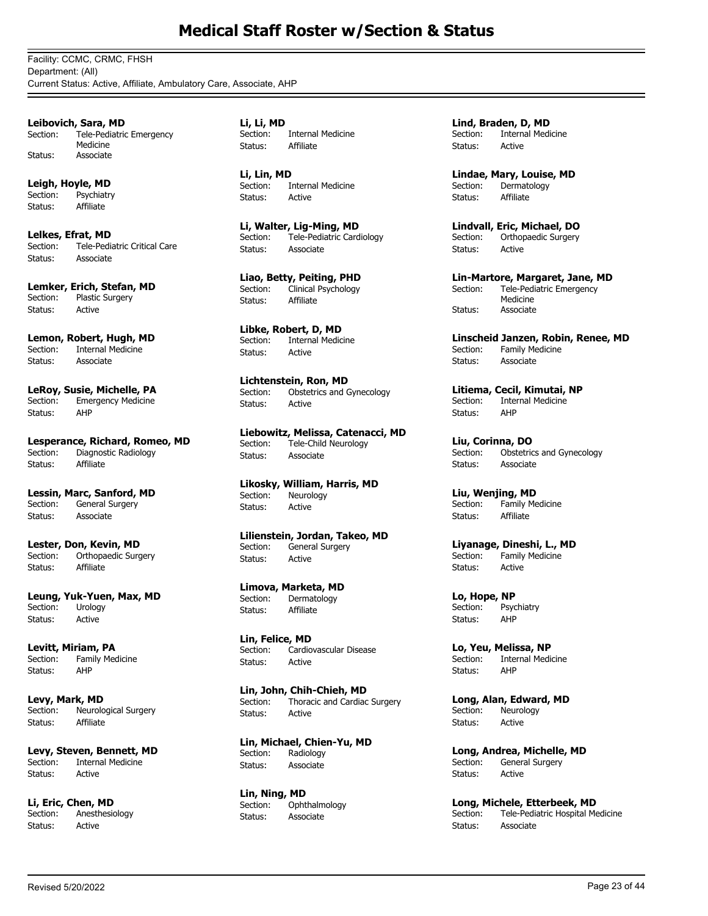# Medical Staff Roster w/Section & Status

Facility: CCMC, CRMC, FHSH
Department: (All)
Current Status: Active, Affiliate, Ambulatory Care, Associate, AHP

---

**Leibovich, Sara, MD**
Section: Tele-Pediatric Emergency Medicine
Status: Associate

**Leigh, Hoyle, MD**
Section: Psychiatry
Status: Affiliate

**Lelkes, Efrat, MD**
Section: Tele-Pediatric Critical Care
Status: Associate

**Lemker, Erich, Stefan, MD**
Section: Plastic Surgery
Status: Active

**Lemon, Robert, Hugh, MD**
Section: Internal Medicine
Status: Associate

**LeRoy, Susie, Michelle, PA**
Section: Emergency Medicine
Status: AHP

**Lesperance, Richard, Romeo, MD**
Section: Diagnostic Radiology
Status: Affiliate

**Lessin, Marc, Sanford, MD**
Section: General Surgery
Status: Associate

**Lester, Don, Kevin, MD**
Section: Orthopaedic Surgery
Status: Affiliate

**Leung, Yuk-Yuen, Max, MD**
Section: Urology
Status: Active

**Levitt, Miriam, PA**
Section: Family Medicine
Status: AHP

**Levy, Mark, MD**
Section: Neurological Surgery
Status: Affiliate

**Levy, Steven, Bennett, MD**
Section: Internal Medicine
Status: Active

**Li, Eric, Chen, MD**
Section: Anesthesiology
Status: Active

**Li, Li, MD**
Section: Internal Medicine
Status: Affiliate

**Li, Lin, MD**
Section: Internal Medicine
Status: Active

**Li, Walter, Lig-Ming, MD**
Section: Tele-Pediatric Cardiology
Status: Associate

**Liao, Betty, Peiting, PHD**
Section: Clinical Psychology
Status: Affiliate

**Libke, Robert, D, MD**
Section: Internal Medicine
Status: Active

**Lichtenstein, Ron, MD**
Section: Obstetrics and Gynecology
Status: Active

**Liebowitz, Melissa, Catenacci, MD**
Section: Tele-Child Neurology
Status: Associate

**Likosky, William, Harris, MD**
Section: Neurology
Status: Active

**Lilienstein, Jordan, Takeo, MD**
Section: General Surgery
Status: Active

**Limova, Marketa, MD**
Section: Dermatology
Status: Affiliate

**Lin, Felice, MD**
Section: Cardiovascular Disease
Status: Active

**Lin, John, Chih-Chieh, MD**
Section: Thoracic and Cardiac Surgery
Status: Active

**Lin, Michael, Chien-Yu, MD**
Section: Radiology
Status: Associate

**Lin, Ning, MD**
Section: Ophthalmology
Status: Associate

**Lind, Braden, D, MD**
Section: Internal Medicine
Status: Active

**Lindae, Mary, Louise, MD**
Section: Dermatology
Status: Affiliate

**Lindvall, Eric, Michael, DO**
Section: Orthopaedic Surgery
Status: Active

**Lin-Martore, Margaret, Jane, MD**
Section: Tele-Pediatric Emergency Medicine
Status: Associate

**Linscheid Janzen, Robin, Renee, MD**
Section: Family Medicine
Status: Associate

**Litiema, Cecil, Kimutai, NP**
Section: Internal Medicine
Status: AHP

**Liu, Corinna, DO**
Section: Obstetrics and Gynecology
Status: Associate

**Liu, Wenjing, MD**
Section: Family Medicine
Status: Affiliate

**Liyanage, Dineshi, L., MD**
Section: Family Medicine
Status: Active

**Lo, Hope, NP**
Section: Psychiatry
Status: AHP

**Lo, Yeu, Melissa, NP**
Section: Internal Medicine
Status: AHP

**Long, Alan, Edward, MD**
Section: Neurology
Status: Active

**Long, Andrea, Michelle, MD**
Section: General Surgery
Status: Active

**Long, Michele, Etterbeek, MD**
Section: Tele-Pediatric Hospital Medicine
Status: Associate

Revised 5/20/2022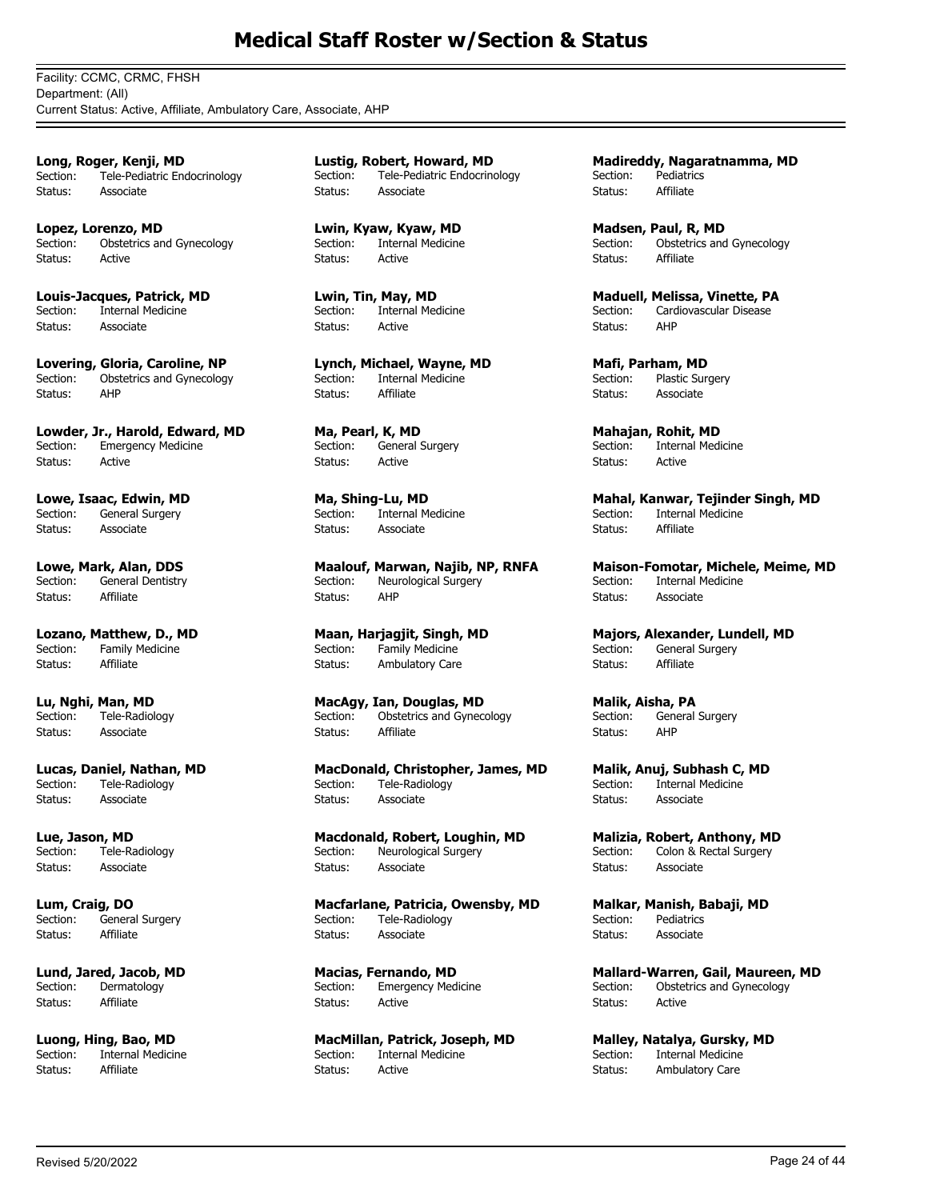# Medical Staff Roster w/Section & Status

Facility: CCMC, CRMC, FHSH
Department: (All)
Current Status: Active, Affiliate, Ambulatory Care, Associate, AHP

**Long, Roger, Kenji, MD**
Section: Tele-Pediatric Endocrinology
Status: Associate

**Lopez, Lorenzo, MD**
Section: Obstetrics and Gynecology
Status: Active

**Louis-Jacques, Patrick, MD**
Section: Internal Medicine
Status: Associate

**Lovering, Gloria, Caroline, NP**
Section: Obstetrics and Gynecology
Status: AHP

**Lowder, Jr., Harold, Edward, MD**
Section: Emergency Medicine
Status: Active

**Lowe, Isaac, Edwin, MD**
Section: General Surgery
Status: Associate

**Lowe, Mark, Alan, DDS**
Section: General Dentistry
Status: Affiliate

**Lozano, Matthew, D., MD**
Section: Family Medicine
Status: Affiliate

**Lu, Nghi, Man, MD**
Section: Tele-Radiology
Status: Associate

**Lucas, Daniel, Nathan, MD**
Section: Tele-Radiology
Status: Associate

**Lue, Jason, MD**
Section: Tele-Radiology
Status: Associate

**Lum, Craig, DO**
Section: General Surgery
Status: Affiliate

**Lund, Jared, Jacob, MD**
Section: Dermatology
Status: Affiliate

**Luong, Hing, Bao, MD**
Section: Internal Medicine
Status: Affiliate

**Lustig, Robert, Howard, MD**
Section: Tele-Pediatric Endocrinology
Status: Associate

**Lwin, Kyaw, Kyaw, MD**
Section: Internal Medicine
Status: Active

**Lwin, Tin, May, MD**
Section: Internal Medicine
Status: Active

**Lynch, Michael, Wayne, MD**
Section: Internal Medicine
Status: Affiliate

**Ma, Pearl, K, MD**
Section: General Surgery
Status: Active

**Ma, Shing-Lu, MD**
Section: Internal Medicine
Status: Associate

**Maalouf, Marwan, Najib, NP, RNFA**
Section: Neurological Surgery
Status: AHP

**Maan, Harjagjit, Singh, MD**
Section: Family Medicine
Status: Ambulatory Care

**MacAgy, Ian, Douglas, MD**
Section: Obstetrics and Gynecology
Status: Affiliate

**MacDonald, Christopher, James, MD**
Section: Tele-Radiology
Status: Associate

**Macdonald, Robert, Loughin, MD**
Section: Neurological Surgery
Status: Associate

**Macfarlane, Patricia, Owensby, MD**
Section: Tele-Radiology
Status: Associate

**Macias, Fernando, MD**
Section: Emergency Medicine
Status: Active

**MacMillan, Patrick, Joseph, MD**
Section: Internal Medicine
Status: Active

**Madireddy, Nagaratnamma, MD**
Section: Pediatrics
Status: Affiliate

**Madsen, Paul, R, MD**
Section: Obstetrics and Gynecology
Status: Affiliate

**Maduell, Melissa, Vinette, PA**
Section: Cardiovascular Disease
Status: AHP

**Mafi, Parham, MD**
Section: Plastic Surgery
Status: Associate

**Mahajan, Rohit, MD**
Section: Internal Medicine
Status: Active

**Mahal, Kanwar, Tejinder Singh, MD**
Section: Internal Medicine
Status: Affiliate

**Maison-Fomotar, Michele, Meime, MD**
Section: Internal Medicine
Status: Associate

**Majors, Alexander, Lundell, MD**
Section: General Surgery
Status: Affiliate

**Malik, Aisha, PA**
Section: General Surgery
Status: AHP

**Malik, Anuj, Subhash C, MD**
Section: Internal Medicine
Status: Associate

**Malizia, Robert, Anthony, MD**
Section: Colon & Rectal Surgery
Status: Associate

**Malkar, Manish, Babaji, MD**
Section: Pediatrics
Status: Associate

**Mallard-Warren, Gail, Maureen, MD**
Section: Obstetrics and Gynecology
Status: Active

**Malley, Natalya, Gursky, MD**
Section: Internal Medicine
Status: Ambulatory Care

Revised 5/20/2022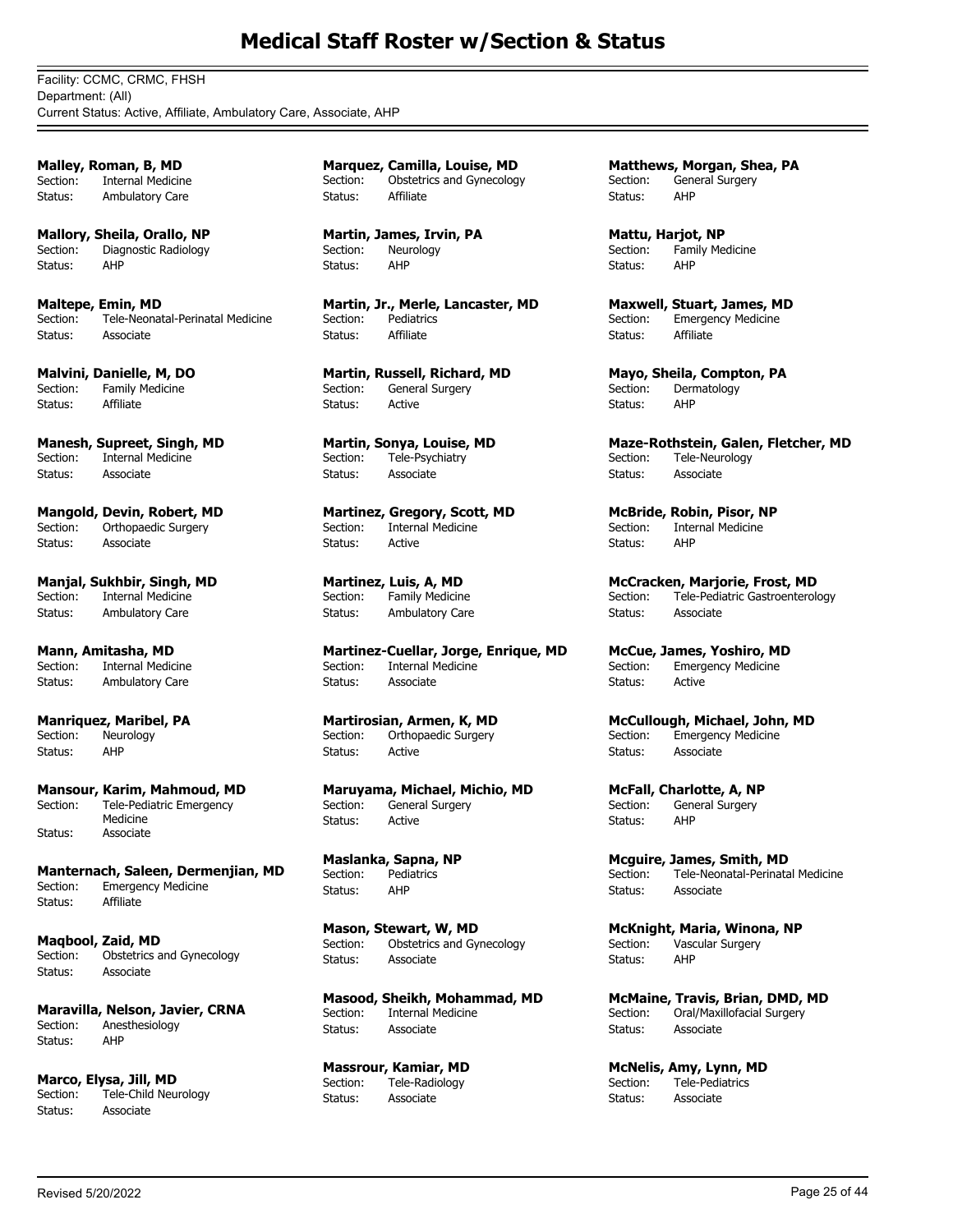# Medical Staff Roster w/Section & Status

Facility: CCMC, CRMC, FHSH
Department: (All)
Current Status: Active, Affiliate, Ambulatory Care, Associate, AHP

**Malley, Roman, B, MD**
Section: Internal Medicine
Status: Ambulatory Care

**Mallory, Sheila, Orallo, NP**
Section: Diagnostic Radiology
Status: AHP

**Maltepe, Emin, MD**
Section: Tele-Neonatal-Perinatal Medicine
Status: Associate

**Malvini, Danielle, M, DO**
Section: Family Medicine
Status: Affiliate

**Manesh, Supreet, Singh, MD**
Section: Internal Medicine
Status: Associate

**Mangold, Devin, Robert, MD**
Section: Orthopaedic Surgery
Status: Associate

**Manjal, Sukhbir, Singh, MD**
Section: Internal Medicine
Status: Ambulatory Care

**Mann, Amitasha, MD**
Section: Internal Medicine
Status: Ambulatory Care

**Manriquez, Maribel, PA**
Section: Neurology
Status: AHP

**Mansour, Karim, Mahmoud, MD**
Section: Tele-Pediatric Emergency Medicine
Status: Associate

**Manternach, Saleen, Dermenjian, MD**
Section: Emergency Medicine
Status: Affiliate

**Maqbool, Zaid, MD**
Section: Obstetrics and Gynecology
Status: Associate

**Maravilla, Nelson, Javier, CRNA**
Section: Anesthesiology
Status: AHP

**Marco, Elysa, Jill, MD**
Section: Tele-Child Neurology
Status: Associate

**Marquez, Camilla, Louise, MD**
Section: Obstetrics and Gynecology
Status: Affiliate

**Martin, James, Irvin, PA**
Section: Neurology
Status: AHP

**Martin, Jr., Merle, Lancaster, MD**
Section: Pediatrics
Status: Affiliate

**Martin, Russell, Richard, MD**
Section: General Surgery
Status: Active

**Martin, Sonya, Louise, MD**
Section: Tele-Psychiatry
Status: Associate

**Martinez, Gregory, Scott, MD**
Section: Internal Medicine
Status: Active

**Martinez, Luis, A, MD**
Section: Family Medicine
Status: Ambulatory Care

**Martinez-Cuellar, Jorge, Enrique, MD**
Section: Internal Medicine
Status: Associate

**Martirosian, Armen, K, MD**
Section: Orthopaedic Surgery
Status: Active

**Maruyama, Michael, Michio, MD**
Section: General Surgery
Status: Active

**Maslanka, Sapna, NP**
Section: Pediatrics
Status: AHP

**Mason, Stewart, W, MD**
Section: Obstetrics and Gynecology
Status: Associate

**Masood, Sheikh, Mohammad, MD**
Section: Internal Medicine
Status: Associate

**Massrour, Kamiar, MD**
Section: Tele-Radiology
Status: Associate

**Matthews, Morgan, Shea, PA**
Section: General Surgery
Status: AHP

**Mattu, Harjot, NP**
Section: Family Medicine
Status: AHP

**Maxwell, Stuart, James, MD**
Section: Emergency Medicine
Status: Affiliate

**Mayo, Sheila, Compton, PA**
Section: Dermatology
Status: AHP

**Maze-Rothstein, Galen, Fletcher, MD**
Section: Tele-Neurology
Status: Associate

**McBride, Robin, Pisor, NP**
Section: Internal Medicine
Status: AHP

**McCracken, Marjorie, Frost, MD**
Section: Tele-Pediatric Gastroenterology
Status: Associate

**McCue, James, Yoshiro, MD**
Section: Emergency Medicine
Status: Active

**McCullough, Michael, John, MD**
Section: Emergency Medicine
Status: Associate

**McFall, Charlotte, A, NP**
Section: General Surgery
Status: AHP

**Mcguire, James, Smith, MD**
Section: Tele-Neonatal-Perinatal Medicine
Status: Associate

**McKnight, Maria, Winona, NP**
Section: Vascular Surgery
Status: AHP

**McMaine, Travis, Brian, DMD, MD**
Section: Oral/Maxillofacial Surgery
Status: Associate

**McNelis, Amy, Lynn, MD**
Section: Tele-Pediatrics
Status: Associate

Revised 5/20/2022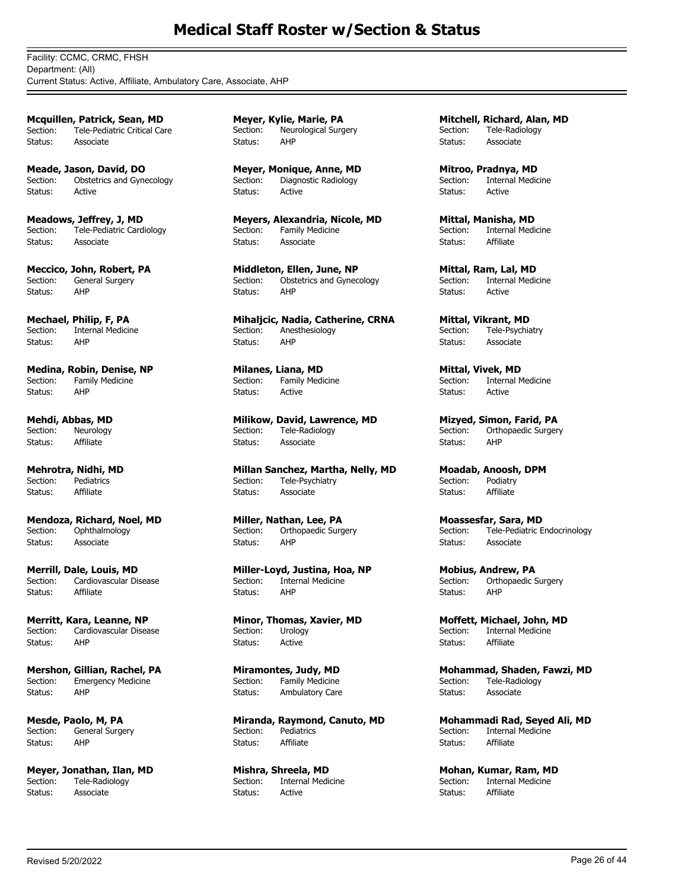# Medical Staff Roster w/Section & Status

Facility: CCMC, CRMC, FHSH
Department: (All)
Current Status: Active, Affiliate, Ambulatory Care, Associate, AHP

**Mcquillen, Patrick, Sean, MD**
Section: Tele-Pediatric Critical Care
Status: Associate

**Meade, Jason, David, DO**
Section: Obstetrics and Gynecology
Status: Active

**Meadows, Jeffrey, J, MD**
Section: Tele-Pediatric Cardiology
Status: Associate

**Meccico, John, Robert, PA**
Section: General Surgery
Status: AHP

**Mechael, Philip, F, PA**
Section: Internal Medicine
Status: AHP

**Medina, Robin, Denise, NP**
Section: Family Medicine
Status: AHP

**Mehdi, Abbas, MD**
Section: Neurology
Status: Affiliate

**Mehrotra, Nidhi, MD**
Section: Pediatrics
Status: Affiliate

**Mendoza, Richard, Noel, MD**
Section: Ophthalmology
Status: Associate

**Merrill, Dale, Louis, MD**
Section: Cardiovascular Disease
Status: Affiliate

**Merritt, Kara, Leanne, NP**
Section: Cardiovascular Disease
Status: AHP

**Mershon, Gillian, Rachel, PA**
Section: Emergency Medicine
Status: AHP

**Mesde, Paolo, M, PA**
Section: General Surgery
Status: AHP

**Meyer, Jonathan, Ilan, MD**
Section: Tele-Radiology
Status: Associate

**Meyer, Kylie, Marie, PA**
Section: Neurological Surgery
Status: AHP

**Meyer, Monique, Anne, MD**
Section: Diagnostic Radiology
Status: Active

**Meyers, Alexandria, Nicole, MD**
Section: Family Medicine
Status: Associate

**Middleton, Ellen, June, NP**
Section: Obstetrics and Gynecology
Status: AHP

**Mihaljcic, Nadia, Catherine, CRNA**
Section: Anesthesiology
Status: AHP

**Milanes, Liana, MD**
Section: Family Medicine
Status: Active

**Milikow, David, Lawrence, MD**
Section: Tele-Radiology
Status: Associate

**Millan Sanchez, Martha, Nelly, MD**
Section: Tele-Psychiatry
Status: Associate

**Miller, Nathan, Lee, PA**
Section: Orthopaedic Surgery
Status: AHP

**Miller-Loyd, Justina, Hoa, NP**
Section: Internal Medicine
Status: AHP

**Minor, Thomas, Xavier, MD**
Section: Urology
Status: Active

**Miramontes, Judy, MD**
Section: Family Medicine
Status: Ambulatory Care

**Miranda, Raymond, Canuto, MD**
Section: Pediatrics
Status: Affiliate

**Mishra, Shreela, MD**
Section: Internal Medicine
Status: Active

**Mitchell, Richard, Alan, MD**
Section: Tele-Radiology
Status: Associate

**Mitroo, Pradnya, MD**
Section: Internal Medicine
Status: Active

**Mittal, Manisha, MD**
Section: Internal Medicine
Status: Affiliate

**Mittal, Ram, Lal, MD**
Section: Internal Medicine
Status: Active

**Mittal, Vikrant, MD**
Section: Tele-Psychiatry
Status: Associate

**Mittal, Vivek, MD**
Section: Internal Medicine
Status: Active

**Mizyed, Simon, Farid, PA**
Section: Orthopaedic Surgery
Status: AHP

**Moadab, Anoosh, DPM**
Section: Podiatry
Status: Affiliate

**Moassesfar, Sara, MD**
Section: Tele-Pediatric Endocrinology
Status: Associate

**Mobius, Andrew, PA**
Section: Orthopaedic Surgery
Status: AHP

**Moffett, Michael, John, MD**
Section: Internal Medicine
Status: Affiliate

**Mohammad, Shaden, Fawzi, MD**
Section: Tele-Radiology
Status: Associate

**Mohammadi Rad, Seyed Ali, MD**
Section: Internal Medicine
Status: Affiliate

**Mohan, Kumar, Ram, MD**
Section: Internal Medicine
Status: Affiliate

Revised 5/20/2022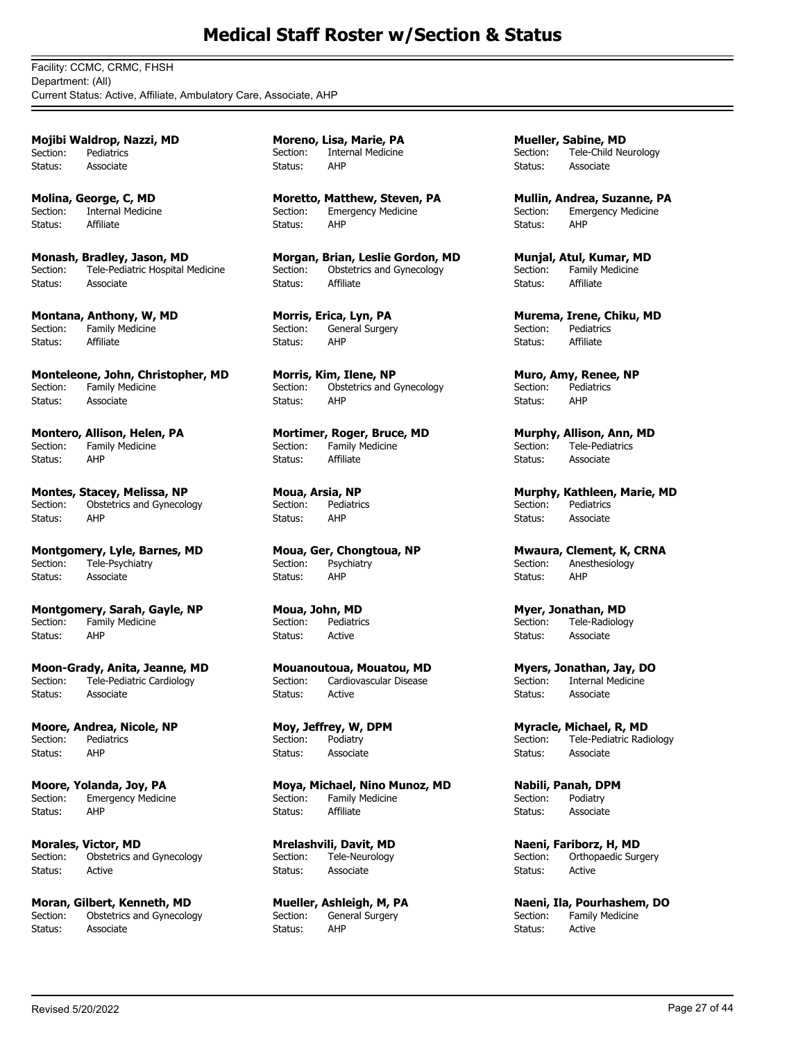# Medical Staff Roster w/Section & Status

Facility: CCMC, CRMC, FHSH
Department: (All)
Current Status: Active, Affiliate, Ambulatory Care, Associate, AHP

**Mojibi Waldrop, Nazzi, MD**
Section: Pediatrics
Status: Associate

**Molina, George, C, MD**
Section: Internal Medicine
Status: Affiliate

**Monash, Bradley, Jason, MD**
Section: Tele-Pediatric Hospital Medicine
Status: Associate

**Montana, Anthony, W, MD**
Section: Family Medicine
Status: Affiliate

**Monteleone, John, Christopher, MD**
Section: Family Medicine
Status: Associate

**Montero, Allison, Helen, PA**
Section: Family Medicine
Status: AHP

**Montes, Stacey, Melissa, NP**
Section: Obstetrics and Gynecology
Status: AHP

**Montgomery, Lyle, Barnes, MD**
Section: Tele-Psychiatry
Status: Associate

**Montgomery, Sarah, Gayle, NP**
Section: Family Medicine
Status: AHP

**Moon-Grady, Anita, Jeanne, MD**
Section: Tele-Pediatric Cardiology
Status: Associate

**Moore, Andrea, Nicole, NP**
Section: Pediatrics
Status: AHP

**Moore, Yolanda, Joy, PA**
Section: Emergency Medicine
Status: AHP

**Morales, Victor, MD**
Section: Obstetrics and Gynecology
Status: Active

**Moran, Gilbert, Kenneth, MD**
Section: Obstetrics and Gynecology
Status: Associate

**Moreno, Lisa, Marie, PA**
Section: Internal Medicine
Status: AHP

**Moretto, Matthew, Steven, PA**
Section: Emergency Medicine
Status: AHP

**Morgan, Brian, Leslie Gordon, MD**
Section: Obstetrics and Gynecology
Status: Affiliate

**Morris, Erica, Lyn, PA**
Section: General Surgery
Status: AHP

**Morris, Kim, Ilene, NP**
Section: Obstetrics and Gynecology
Status: AHP

**Mortimer, Roger, Bruce, MD**
Section: Family Medicine
Status: Affiliate

**Moua, Arsia, NP**
Section: Pediatrics
Status: AHP

**Moua, Ger, Chongtoua, NP**
Section: Psychiatry
Status: AHP

**Moua, John, MD**
Section: Pediatrics
Status: Active

**Mouanoutoua, Mouatou, MD**
Section: Cardiovascular Disease
Status: Active

**Moy, Jeffrey, W, DPM**
Section: Podiatry
Status: Associate

**Moya, Michael, Nino Munoz, MD**
Section: Family Medicine
Status: Affiliate

**Mrelashvili, Davit, MD**
Section: Tele-Neurology
Status: Associate

**Mueller, Ashleigh, M, PA**
Section: General Surgery
Status: AHP

**Mueller, Sabine, MD**
Section: Tele-Child Neurology
Status: Associate

**Mullin, Andrea, Suzanne, PA**
Section: Emergency Medicine
Status: AHP

**Munjal, Atul, Kumar, MD**
Section: Family Medicine
Status: Affiliate

**Murema, Irene, Chiku, MD**
Section: Pediatrics
Status: Affiliate

**Muro, Amy, Renee, NP**
Section: Pediatrics
Status: AHP

**Murphy, Allison, Ann, MD**
Section: Tele-Pediatrics
Status: Associate

**Murphy, Kathleen, Marie, MD**
Section: Pediatrics
Status: Associate

**Mwaura, Clement, K, CRNA**
Section: Anesthesiology
Status: AHP

**Myer, Jonathan, MD**
Section: Tele-Radiology
Status: Associate

**Myers, Jonathan, Jay, DO**
Section: Internal Medicine
Status: Associate

**Myracle, Michael, R, MD**
Section: Tele-Pediatric Radiology
Status: Associate

**Nabili, Panah, DPM**
Section: Podiatry
Status: Associate

**Naeni, Fariborz, H, MD**
Section: Orthopaedic Surgery
Status: Active

**Naeni, Ila, Pourhashem, DO**
Section: Family Medicine
Status: Active

Revised 5/20/2022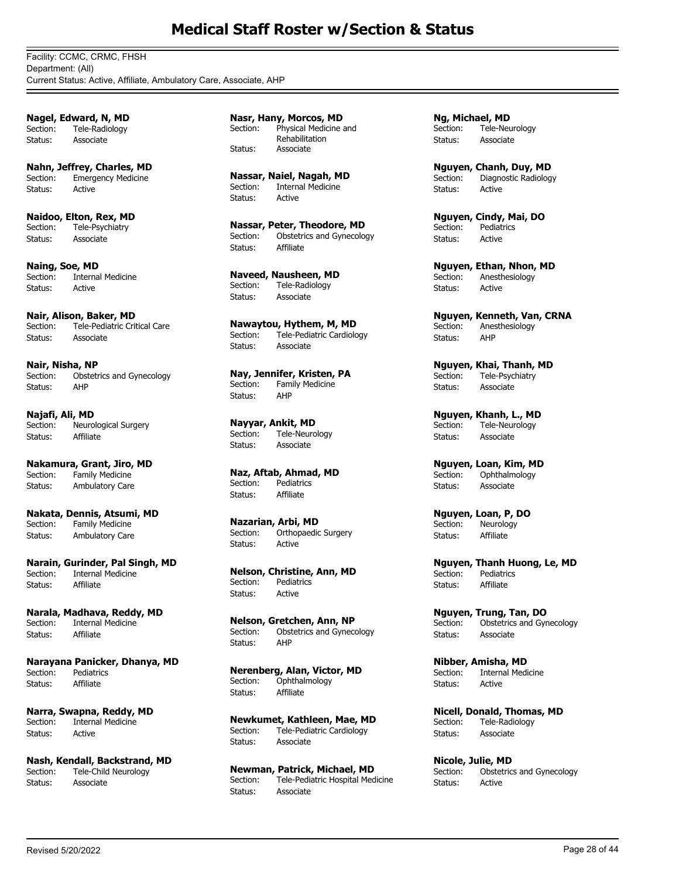# Medical Staff Roster w/Section & Status

Facility: CCMC, CRMC, FHSH
Department: (All)
Current Status: Active, Affiliate, Ambulatory Care, Associate, AHP

**Nagel, Edward, N, MD**
Section: Tele-Radiology
Status: Associate

**Nahn, Jeffrey, Charles, MD**
Section: Emergency Medicine
Status: Active

**Naidoo, Elton, Rex, MD**
Section: Tele-Psychiatry
Status: Associate

**Naing, Soe, MD**
Section: Internal Medicine
Status: Active

**Nair, Alison, Baker, MD**
Section: Tele-Pediatric Critical Care
Status: Associate

**Nair, Nisha, NP**
Section: Obstetrics and Gynecology
Status: AHP

**Najafi, Ali, MD**
Section: Neurological Surgery
Status: Affiliate

**Nakamura, Grant, Jiro, MD**
Section: Family Medicine
Status: Ambulatory Care

**Nakata, Dennis, Atsumi, MD**
Section: Family Medicine
Status: Ambulatory Care

**Narain, Gurinder, Pal Singh, MD**
Section: Internal Medicine
Status: Affiliate

**Narala, Madhava, Reddy, MD**
Section: Internal Medicine
Status: Affiliate

**Narayana Panicker, Dhanya, MD**
Section: Pediatrics
Status: Affiliate

**Narra, Swapna, Reddy, MD**
Section: Internal Medicine
Status: Active

**Nash, Kendall, Backstrand, MD**
Section: Tele-Child Neurology
Status: Associate

**Nasr, Hany, Morcos, MD**
Section: Physical Medicine and Rehabilitation
Status: Associate

**Nassar, Naiel, Nagah, MD**
Section: Internal Medicine
Status: Active

**Nassar, Peter, Theodore, MD**
Section: Obstetrics and Gynecology
Status: Affiliate

**Naveed, Nausheen, MD**
Section: Tele-Radiology
Status: Associate

**Nawaytou, Hythem, M, MD**
Section: Tele-Pediatric Cardiology
Status: Associate

**Nay, Jennifer, Kristen, PA**
Section: Family Medicine
Status: AHP

**Nayyar, Ankit, MD**
Section: Tele-Neurology
Status: Associate

**Naz, Aftab, Ahmad, MD**
Section: Pediatrics
Status: Affiliate

**Nazarian, Arbi, MD**
Section: Orthopaedic Surgery
Status: Active

**Nelson, Christine, Ann, MD**
Section: Pediatrics
Status: Active

**Nelson, Gretchen, Ann, NP**
Section: Obstetrics and Gynecology
Status: AHP

**Nerenberg, Alan, Victor, MD**
Section: Ophthalmology
Status: Affiliate

**Newkumet, Kathleen, Mae, MD**
Section: Tele-Pediatric Cardiology
Status: Associate

**Newman, Patrick, Michael, MD**
Section: Tele-Pediatric Hospital Medicine
Status: Associate

**Ng, Michael, MD**
Section: Tele-Neurology
Status: Associate

**Nguyen, Chanh, Duy, MD**
Section: Diagnostic Radiology
Status: Active

**Nguyen, Cindy, Mai, DO**
Section: Pediatrics
Status: Active

**Nguyen, Ethan, Nhon, MD**
Section: Anesthesiology
Status: Active

**Nguyen, Kenneth, Van, CRNA**
Section: Anesthesiology
Status: AHP

**Nguyen, Khai, Thanh, MD**
Section: Tele-Psychiatry
Status: Associate

**Nguyen, Khanh, L., MD**
Section: Tele-Neurology
Status: Associate

**Nguyen, Loan, Kim, MD**
Section: Ophthalmology
Status: Associate

**Nguyen, Loan, P, DO**
Section: Neurology
Status: Affiliate

**Nguyen, Thanh Huong, Le, MD**
Section: Pediatrics
Status: Affiliate

**Nguyen, Trung, Tan, DO**
Section: Obstetrics and Gynecology
Status: Associate

**Nibber, Amisha, MD**
Section: Internal Medicine
Status: Active

**Nicell, Donald, Thomas, MD**
Section: Tele-Radiology
Status: Associate

**Nicole, Julie, MD**
Section: Obstetrics and Gynecology
Status: Active

Revised 5/20/2022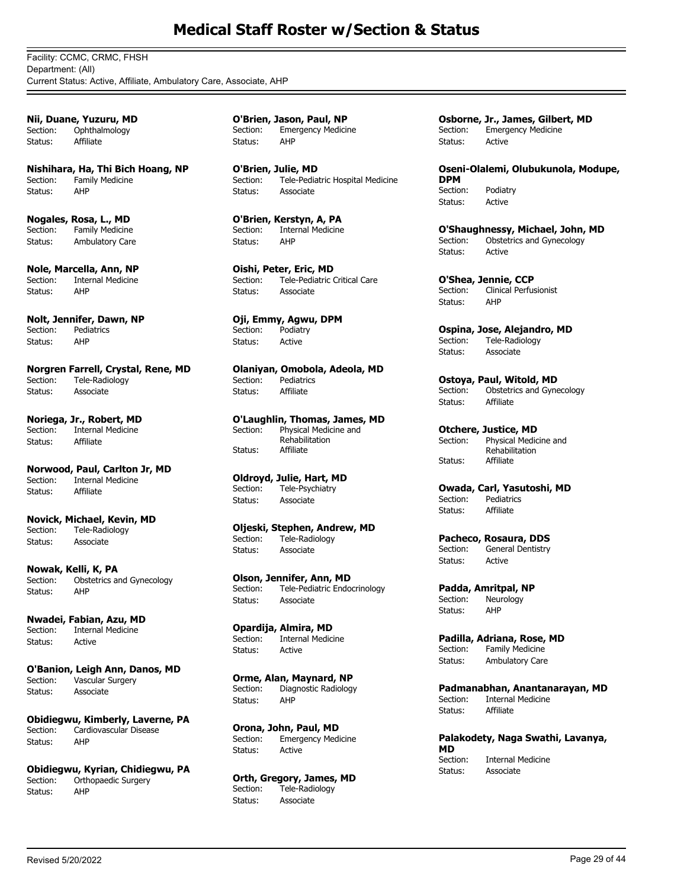# Medical Staff Roster w/Section & Status

Facility: CCMC, CRMC, FHSH
Department: (All)
Current Status: Active, Affiliate, Ambulatory Care, Associate, AHP

**Nii, Duane, Yuzuru, MD**
Section: Ophthalmology
Status: Affiliate

**Nishihara, Ha, Thi Bich Hoang, NP**
Section: Family Medicine
Status: AHP

**Nogales, Rosa, L., MD**
Section: Family Medicine
Status: Ambulatory Care

**Nole, Marcella, Ann, NP**
Section: Internal Medicine
Status: AHP

**Nolt, Jennifer, Dawn, NP**
Section: Pediatrics
Status: AHP

**Norgren Farrell, Crystal, Rene, MD**
Section: Tele-Radiology
Status: Associate

**Noriega, Jr., Robert, MD**
Section: Internal Medicine
Status: Affiliate

**Norwood, Paul, Carlton Jr, MD**
Section: Internal Medicine
Status: Affiliate

**Novick, Michael, Kevin, MD**
Section: Tele-Radiology
Status: Associate

**Nowak, Kelli, K, PA**
Section: Obstetrics and Gynecology
Status: AHP

**Nwadei, Fabian, Azu, MD**
Section: Internal Medicine
Status: Active

**O'Banion, Leigh Ann, Danos, MD**
Section: Vascular Surgery
Status: Associate

**Obidiegwu, Kimberly, Laverne, PA**
Section: Cardiovascular Disease
Status: AHP

**Obidiegwu, Kyrian, Chidiegwu, PA**
Section: Orthopaedic Surgery
Status: AHP

**O'Brien, Jason, Paul, NP**
Section: Emergency Medicine
Status: AHP

**O'Brien, Julie, MD**
Section: Tele-Pediatric Hospital Medicine
Status: Associate

**O'Brien, Kerstyn, A, PA**
Section: Internal Medicine
Status: AHP

**Oishi, Peter, Eric, MD**
Section: Tele-Pediatric Critical Care
Status: Associate

**Oji, Emmy, Agwu, DPM**
Section: Podiatry
Status: Active

**Olaniyan, Omobola, Adeola, MD**
Section: Pediatrics
Status: Affiliate

**O'Laughlin, Thomas, James, MD**
Section: Physical Medicine and Rehabilitation
Status: Affiliate

**Oldroyd, Julie, Hart, MD**
Section: Tele-Psychiatry
Status: Associate

**Oljeski, Stephen, Andrew, MD**
Section: Tele-Radiology
Status: Associate

**Olson, Jennifer, Ann, MD**
Section: Tele-Pediatric Endocrinology
Status: Associate

**Opardija, Almira, MD**
Section: Internal Medicine
Status: Active

**Orme, Alan, Maynard, NP**
Section: Diagnostic Radiology
Status: AHP

**Orona, John, Paul, MD**
Section: Emergency Medicine
Status: Active

**Orth, Gregory, James, MD**
Section: Tele-Radiology
Status: Associate

**Osborne, Jr., James, Gilbert, MD**
Section: Emergency Medicine
Status: Active

**Oseni-Olalemi, Olubukunola, Modupe, DPM**
Section: Podiatry
Status: Active

**O'Shaughnessy, Michael, John, MD**
Section: Obstetrics and Gynecology
Status: Active

**O'Shea, Jennie, CCP**
Section: Clinical Perfusionist
Status: AHP

**Ospina, Jose, Alejandro, MD**
Section: Tele-Radiology
Status: Associate

**Ostoya, Paul, Witold, MD**
Section: Obstetrics and Gynecology
Status: Affiliate

**Otchere, Justice, MD**
Section: Physical Medicine and Rehabilitation
Status: Affiliate

**Owada, Carl, Yasutoshi, MD**
Section: Pediatrics
Status: Affiliate

**Pacheco, Rosaura, DDS**
Section: General Dentistry
Status: Active

**Padda, Amritpal, NP**
Section: Neurology
Status: AHP

**Padilla, Adriana, Rose, MD**
Section: Family Medicine
Status: Ambulatory Care

**Padmanabhan, Anantanarayan, MD**
Section: Internal Medicine
Status: Affiliate

**Palakodety, Naga Swathi, Lavanya, MD**
Section: Internal Medicine
Status: Associate

Revised 5/20/2022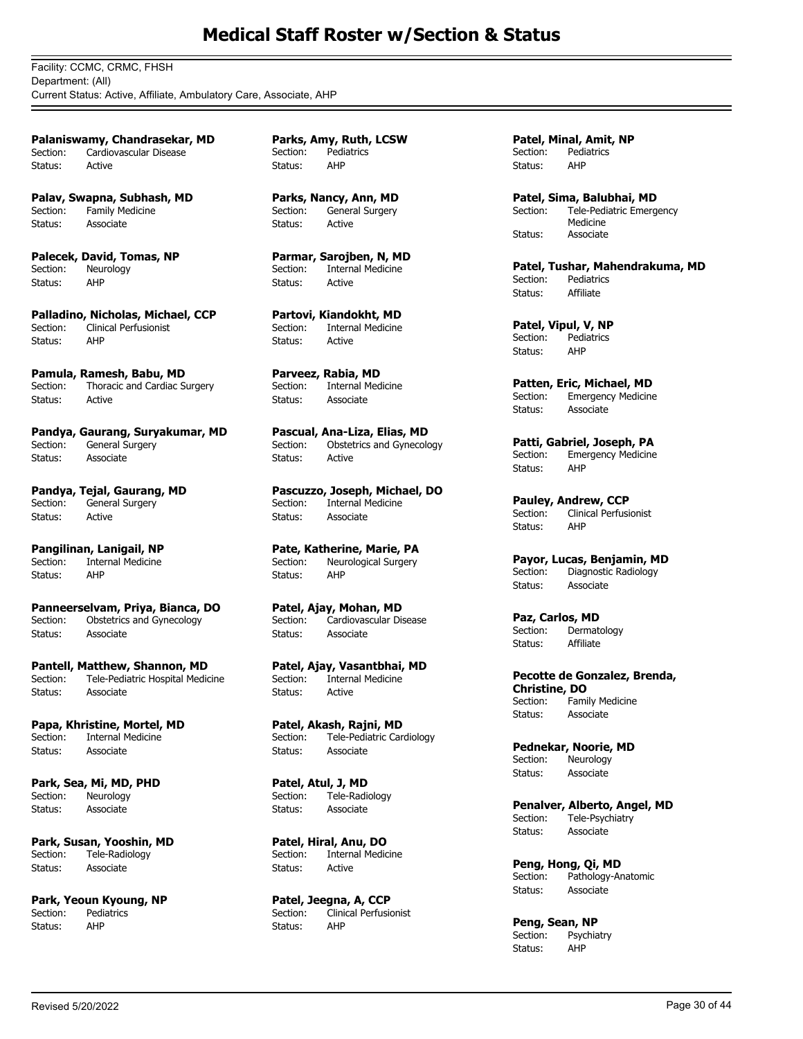# Medical Staff Roster w/Section & Status

Facility: CCMC, CRMC, FHSH
Department: (All)
Current Status: Active, Affiliate, Ambulatory Care, Associate, AHP

**Palaniswamy, Chandrasekar, MD**
Section: Cardiovascular Disease
Status: Active

**Palav, Swapna, Subhash, MD**
Section: Family Medicine
Status: Associate

**Palecek, David, Tomas, NP**
Section: Neurology
Status: AHP

**Palladino, Nicholas, Michael, CCP**
Section: Clinical Perfusionist
Status: AHP

**Pamula, Ramesh, Babu, MD**
Section: Thoracic and Cardiac Surgery
Status: Active

**Pandya, Gaurang, Suryakumar, MD**
Section: General Surgery
Status: Associate

**Pandya, Tejal, Gaurang, MD**
Section: General Surgery
Status: Active

**Pangilinan, Lanigail, NP**
Section: Internal Medicine
Status: AHP

**Panneerselvam, Priya, Bianca, DO**
Section: Obstetrics and Gynecology
Status: Associate

**Pantell, Matthew, Shannon, MD**
Section: Tele-Pediatric Hospital Medicine
Status: Associate

**Papa, Khristine, Mortel, MD**
Section: Internal Medicine
Status: Associate

**Park, Sea, Mi, MD, PHD**
Section: Neurology
Status: Associate

**Park, Susan, Yooshin, MD**
Section: Tele-Radiology
Status: Associate

**Park, Yeoun Kyoung, NP**
Section: Pediatrics
Status: AHP

**Parks, Amy, Ruth, LCSW**
Section: Pediatrics
Status: AHP

**Parks, Nancy, Ann, MD**
Section: General Surgery
Status: Active

**Parmar, Sarojben, N, MD**
Section: Internal Medicine
Status: Active

**Partovi, Kiandokht, MD**
Section: Internal Medicine
Status: Active

**Parveez, Rabia, MD**
Section: Internal Medicine
Status: Associate

**Pascual, Ana-Liza, Elias, MD**
Section: Obstetrics and Gynecology
Status: Active

**Pascuzzo, Joseph, Michael, DO**
Section: Internal Medicine
Status: Associate

**Pate, Katherine, Marie, PA**
Section: Neurological Surgery
Status: AHP

**Patel, Ajay, Mohan, MD**
Section: Cardiovascular Disease
Status: Associate

**Patel, Ajay, Vasantbhai, MD**
Section: Internal Medicine
Status: Active

**Patel, Akash, Rajni, MD**
Section: Tele-Pediatric Cardiology
Status: Associate

**Patel, Atul, J, MD**
Section: Tele-Radiology
Status: Associate

**Patel, Hiral, Anu, DO**
Section: Internal Medicine
Status: Active

**Patel, Jeegna, A, CCP**
Section: Clinical Perfusionist
Status: AHP

**Patel, Minal, Amit, NP**
Section: Pediatrics
Status: AHP

**Patel, Sima, Balubhai, MD**
Section: Tele-Pediatric Emergency Medicine
Status: Associate

**Patel, Tushar, Mahendrakuma, MD**
Section: Pediatrics
Status: Affiliate

**Patel, Vipul, V, NP**
Section: Pediatrics
Status: AHP

**Patten, Eric, Michael, MD**
Section: Emergency Medicine
Status: Associate

**Patti, Gabriel, Joseph, PA**
Section: Emergency Medicine
Status: AHP

**Pauley, Andrew, CCP**
Section: Clinical Perfusionist
Status: AHP

**Payor, Lucas, Benjamin, MD**
Section: Diagnostic Radiology
Status: Associate

**Paz, Carlos, MD**
Section: Dermatology
Status: Affiliate

**Pecotte de Gonzalez, Brenda, Christine, DO**
Section: Family Medicine
Status: Associate

**Pednekar, Noorie, MD**
Section: Neurology
Status: Associate

**Penalver, Alberto, Angel, MD**
Section: Tele-Psychiatry
Status: Associate

**Peng, Hong, Qi, MD**
Section: Pathology-Anatomic
Status: Associate

**Peng, Sean, NP**
Section: Psychiatry
Status: AHP

Revised 5/20/2022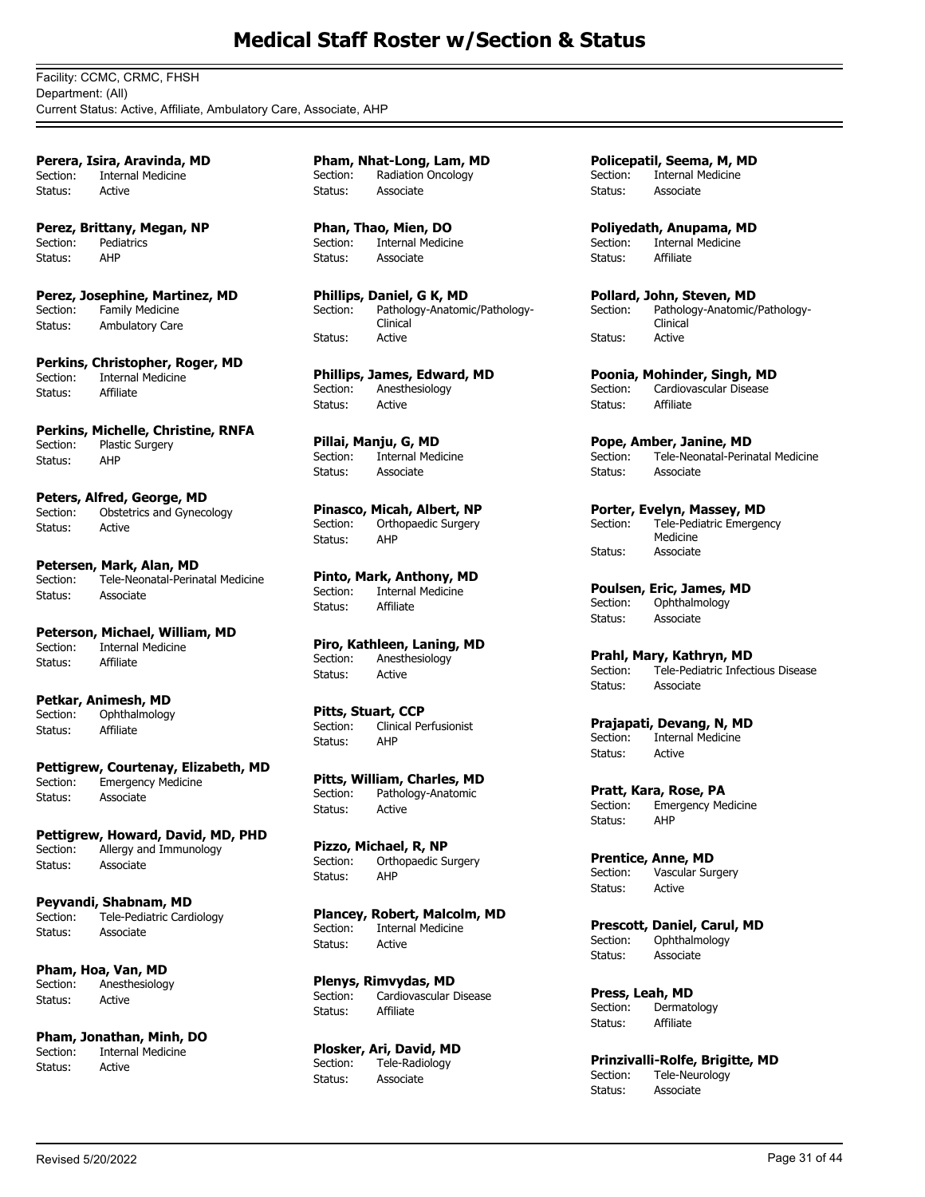# Medical Staff Roster w/Section & Status

Facility: CCMC, CRMC, FHSH
Department: (All)
Current Status: Active, Affiliate, Ambulatory Care, Associate, AHP

**Perera, Isira, Aravinda, MD**
Section: Internal Medicine
Status: Active

**Perez, Brittany, Megan, NP**
Section: Pediatrics
Status: AHP

**Perez, Josephine, Martinez, MD**
Section: Family Medicine
Status: Ambulatory Care

**Perkins, Christopher, Roger, MD**
Section: Internal Medicine
Status: Affiliate

**Perkins, Michelle, Christine, RNFA**
Section: Plastic Surgery
Status: AHP

**Peters, Alfred, George, MD**
Section: Obstetrics and Gynecology
Status: Active

**Petersen, Mark, Alan, MD**
Section: Tele-Neonatal-Perinatal Medicine
Status: Associate

**Peterson, Michael, William, MD**
Section: Internal Medicine
Status: Affiliate

**Petkar, Animesh, MD**
Section: Ophthalmology
Status: Affiliate

**Pettigrew, Courtenay, Elizabeth, MD**
Section: Emergency Medicine
Status: Associate

**Pettigrew, Howard, David, MD, PHD**
Section: Allergy and Immunology
Status: Associate

**Peyvandi, Shabnam, MD**
Section: Tele-Pediatric Cardiology
Status: Associate

**Pham, Hoa, Van, MD**
Section: Anesthesiology
Status: Active

**Pham, Jonathan, Minh, DO**
Section: Internal Medicine
Status: Active

**Pham, Nhat-Long, Lam, MD**
Section: Radiation Oncology
Status: Associate

**Phan, Thao, Mien, DO**
Section: Internal Medicine
Status: Associate

**Phillips, Daniel, G K, MD**
Section: Pathology-Anatomic/Pathology-Clinical
Status: Active

**Phillips, James, Edward, MD**
Section: Anesthesiology
Status: Active

**Pillai, Manju, G, MD**
Section: Internal Medicine
Status: Associate

**Pinasco, Micah, Albert, NP**
Section: Orthopaedic Surgery
Status: AHP

**Pinto, Mark, Anthony, MD**
Section: Internal Medicine
Status: Affiliate

**Piro, Kathleen, Laning, MD**
Section: Anesthesiology
Status: Active

**Pitts, Stuart, CCP**
Section: Clinical Perfusionist
Status: AHP

**Pitts, William, Charles, MD**
Section: Pathology-Anatomic
Status: Active

**Pizzo, Michael, R, NP**
Section: Orthopaedic Surgery
Status: AHP

**Plancey, Robert, Malcolm, MD**
Section: Internal Medicine
Status: Active

**Plenys, Rimvydas, MD**
Section: Cardiovascular Disease
Status: Affiliate

**Plosker, Ari, David, MD**
Section: Tele-Radiology
Status: Associate

**Policepatil, Seema, M, MD**
Section: Internal Medicine
Status: Associate

**Poliyedath, Anupama, MD**
Section: Internal Medicine
Status: Affiliate

**Pollard, John, Steven, MD**
Section: Pathology-Anatomic/Pathology-Clinical
Status: Active

**Poonia, Mohinder, Singh, MD**
Section: Cardiovascular Disease
Status: Affiliate

**Pope, Amber, Janine, MD**
Section: Tele-Neonatal-Perinatal Medicine
Status: Associate

**Porter, Evelyn, Massey, MD**
Section: Tele-Pediatric Emergency Medicine
Status: Associate

**Poulsen, Eric, James, MD**
Section: Ophthalmology
Status: Associate

**Prahl, Mary, Kathryn, MD**
Section: Tele-Pediatric Infectious Disease
Status: Associate

**Prajapati, Devang, N, MD**
Section: Internal Medicine
Status: Active

**Pratt, Kara, Rose, PA**
Section: Emergency Medicine
Status: AHP

**Prentice, Anne, MD**
Section: Vascular Surgery
Status: Active

**Prescott, Daniel, Carul, MD**
Section: Ophthalmology
Status: Associate

**Press, Leah, MD**
Section: Dermatology
Status: Affiliate

**Prinzivalli-Rolfe, Brigitte, MD**
Section: Tele-Neurology
Status: Associate

Revised 5/20/2022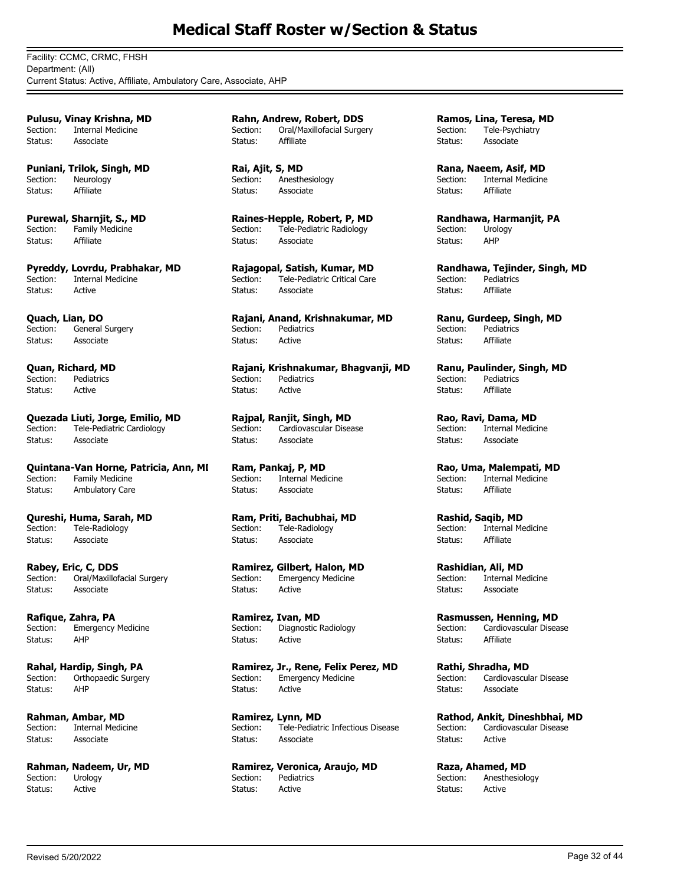# Medical Staff Roster w/Section & Status

Facility: CCMC, CRMC, FHSH
Department: (All)
Current Status: Active, Affiliate, Ambulatory Care, Associate, AHP

**Pulusu, Vinay Krishna, MD**
Section: Internal Medicine
Status: Associate

**Puniani, Trilok, Singh, MD**
Section: Neurology
Status: Affiliate

**Purewal, Sharnjit, S., MD**
Section: Family Medicine
Status: Affiliate

**Pyreddy, Lovrdu, Prabhakar, MD**
Section: Internal Medicine
Status: Active

**Quach, Lian, DO**
Section: General Surgery
Status: Associate

**Quan, Richard, MD**
Section: Pediatrics
Status: Active

**Quezada Liuti, Jorge, Emilio, MD**
Section: Tele-Pediatric Cardiology
Status: Associate

**Quintana-Van Horne, Patricia, Ann, MI**
Section: Family Medicine
Status: Ambulatory Care

**Qureshi, Huma, Sarah, MD**
Section: Tele-Radiology
Status: Associate

**Rabey, Eric, C, DDS**
Section: Oral/Maxillofacial Surgery
Status: Associate

**Rafique, Zahra, PA**
Section: Emergency Medicine
Status: AHP

**Rahal, Hardip, Singh, PA**
Section: Orthopaedic Surgery
Status: AHP

**Rahman, Ambar, MD**
Section: Internal Medicine
Status: Associate

**Rahman, Nadeem, Ur, MD**
Section: Urology
Status: Active

**Rahn, Andrew, Robert, DDS**
Section: Oral/Maxillofacial Surgery
Status: Affiliate

**Rai, Ajit, S, MD**
Section: Anesthesiology
Status: Associate

**Raines-Hepple, Robert, P, MD**
Section: Tele-Pediatric Radiology
Status: Associate

**Rajagopal, Satish, Kumar, MD**
Section: Tele-Pediatric Critical Care
Status: Associate

**Rajani, Anand, Krishnakumar, MD**
Section: Pediatrics
Status: Active

**Rajani, Krishnakumar, Bhagvanji, MD**
Section: Pediatrics
Status: Active

**Rajpal, Ranjit, Singh, MD**
Section: Cardiovascular Disease
Status: Associate

**Ram, Pankaj, P, MD**
Section: Internal Medicine
Status: Associate

**Ram, Priti, Bachubhai, MD**
Section: Tele-Radiology
Status: Associate

**Ramirez, Gilbert, Halon, MD**
Section: Emergency Medicine
Status: Active

**Ramirez, Ivan, MD**
Section: Diagnostic Radiology
Status: Active

**Ramirez, Jr., Rene, Felix Perez, MD**
Section: Emergency Medicine
Status: Active

**Ramirez, Lynn, MD**
Section: Tele-Pediatric Infectious Disease
Status: Associate

**Ramirez, Veronica, Araujo, MD**
Section: Pediatrics
Status: Active

**Ramos, Lina, Teresa, MD**
Section: Tele-Psychiatry
Status: Associate

**Rana, Naeem, Asif, MD**
Section: Internal Medicine
Status: Affiliate

**Randhawa, Harmanjit, PA**
Section: Urology
Status: AHP

**Randhawa, Tejinder, Singh, MD**
Section: Pediatrics
Status: Affiliate

**Ranu, Gurdeep, Singh, MD**
Section: Pediatrics
Status: Affiliate

**Ranu, Paulinder, Singh, MD**
Section: Pediatrics
Status: Affiliate

**Rao, Ravi, Dama, MD**
Section: Internal Medicine
Status: Associate

**Rao, Uma, Malempati, MD**
Section: Internal Medicine
Status: Affiliate

**Rashid, Saqib, MD**
Section: Internal Medicine
Status: Affiliate

**Rashidian, Ali, MD**
Section: Internal Medicine
Status: Associate

**Rasmussen, Henning, MD**
Section: Cardiovascular Disease
Status: Affiliate

**Rathi, Shradha, MD**
Section: Cardiovascular Disease
Status: Associate

**Rathod, Ankit, Dineshbhai, MD**
Section: Cardiovascular Disease
Status: Active

**Raza, Ahamed, MD**
Section: Anesthesiology
Status: Active

Revised 5/20/2022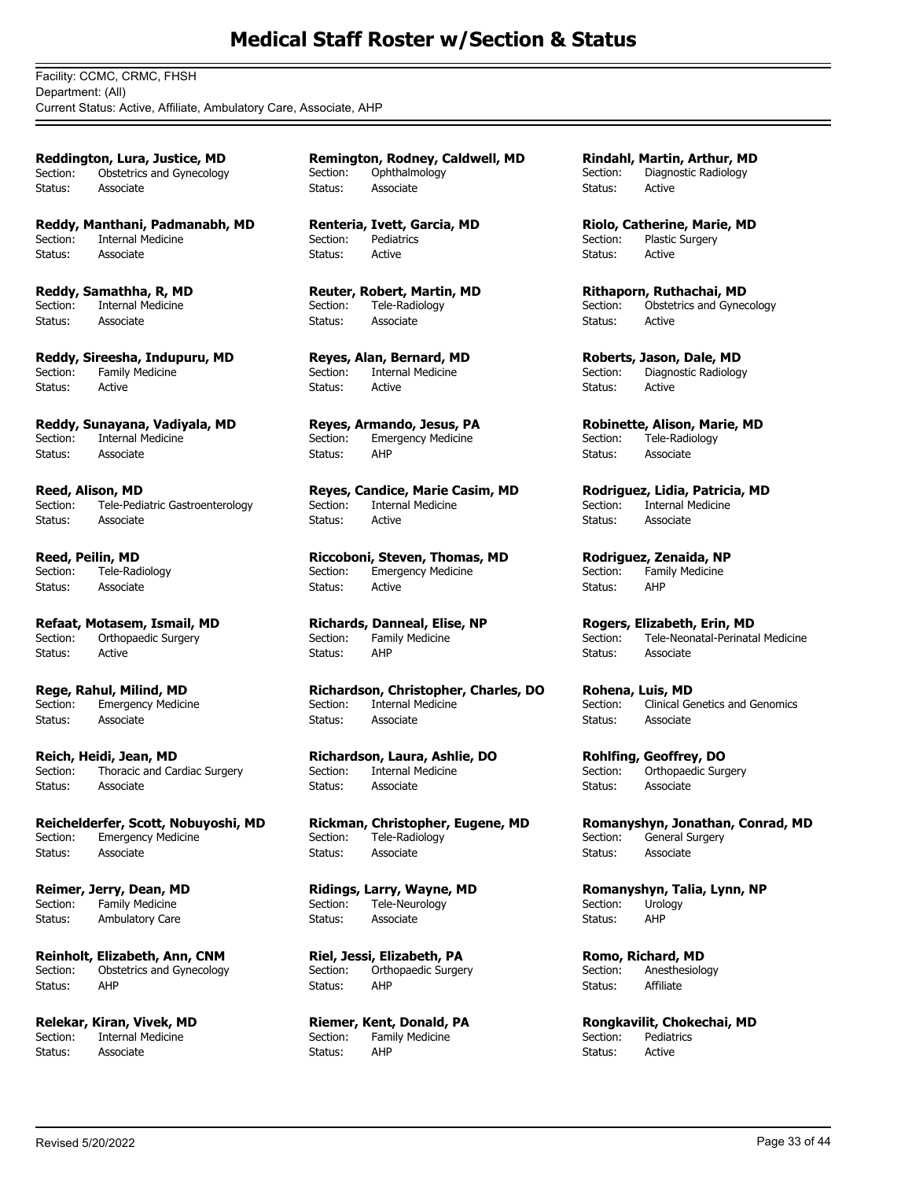# Medical Staff Roster w/Section & Status

Facility: CCMC, CRMC, FHSH
Department: (All)
Current Status: Active, Affiliate, Ambulatory Care, Associate, AHP

**Reddington, Lura, Justice, MD**
Section: Obstetrics and Gynecology
Status: Associate

**Reddy, Manthani, Padmanabh, MD**
Section: Internal Medicine
Status: Associate

**Reddy, Samathha, R, MD**
Section: Internal Medicine
Status: Associate

**Reddy, Sireesha, Indupuru, MD**
Section: Family Medicine
Status: Active

**Reddy, Sunayana, Vadiyala, MD**
Section: Internal Medicine
Status: Associate

**Reed, Alison, MD**
Section: Tele-Pediatric Gastroenterology
Status: Associate

**Reed, Peilin, MD**
Section: Tele-Radiology
Status: Associate

**Refaat, Motasem, Ismail, MD**
Section: Orthopaedic Surgery
Status: Active

**Rege, Rahul, Milind, MD**
Section: Emergency Medicine
Status: Associate

**Reich, Heidi, Jean, MD**
Section: Thoracic and Cardiac Surgery
Status: Associate

**Reichelderfer, Scott, Nobuyoshi, MD**
Section: Emergency Medicine
Status: Associate

**Reimer, Jerry, Dean, MD**
Section: Family Medicine
Status: Ambulatory Care

**Reinholt, Elizabeth, Ann, CNM**
Section: Obstetrics and Gynecology
Status: AHP

**Relekar, Kiran, Vivek, MD**
Section: Internal Medicine
Status: Associate

**Remington, Rodney, Caldwell, MD**
Section: Ophthalmology
Status: Associate

**Renteria, Ivett, Garcia, MD**
Section: Pediatrics
Status: Active

**Reuter, Robert, Martin, MD**
Section: Tele-Radiology
Status: Associate

**Reyes, Alan, Bernard, MD**
Section: Internal Medicine
Status: Active

**Reyes, Armando, Jesus, PA**
Section: Emergency Medicine
Status: AHP

**Reyes, Candice, Marie Casim, MD**
Section: Internal Medicine
Status: Active

**Riccoboni, Steven, Thomas, MD**
Section: Emergency Medicine
Status: Active

**Richards, Danneal, Elise, NP**
Section: Family Medicine
Status: AHP

**Richardson, Christopher, Charles, DO**
Section: Internal Medicine
Status: Associate

**Richardson, Laura, Ashlie, DO**
Section: Internal Medicine
Status: Associate

**Rickman, Christopher, Eugene, MD**
Section: Tele-Radiology
Status: Associate

**Ridings, Larry, Wayne, MD**
Section: Tele-Neurology
Status: Associate

**Riel, Jessi, Elizabeth, PA**
Section: Orthopaedic Surgery
Status: AHP

**Riemer, Kent, Donald, PA**
Section: Family Medicine
Status: AHP

**Rindahl, Martin, Arthur, MD**
Section: Diagnostic Radiology
Status: Active

**Riolo, Catherine, Marie, MD**
Section: Plastic Surgery
Status: Active

**Rithaporn, Ruthachai, MD**
Section: Obstetrics and Gynecology
Status: Active

**Roberts, Jason, Dale, MD**
Section: Diagnostic Radiology
Status: Active

**Robinette, Alison, Marie, MD**
Section: Tele-Radiology
Status: Associate

**Rodriguez, Lidia, Patricia, MD**
Section: Internal Medicine
Status: Associate

**Rodriguez, Zenaida, NP**
Section: Family Medicine
Status: AHP

**Rogers, Elizabeth, Erin, MD**
Section: Tele-Neonatal-Perinatal Medicine
Status: Associate

**Rohena, Luis, MD**
Section: Clinical Genetics and Genomics
Status: Associate

**Rohlfing, Geoffrey, DO**
Section: Orthopaedic Surgery
Status: Associate

**Romanyshyn, Jonathan, Conrad, MD**
Section: General Surgery
Status: Associate

**Romanyshyn, Talia, Lynn, NP**
Section: Urology
Status: AHP

**Romo, Richard, MD**
Section: Anesthesiology
Status: Affiliate

**Rongkavilit, Chokechai, MD**
Section: Pediatrics
Status: Active

Revised 5/20/2022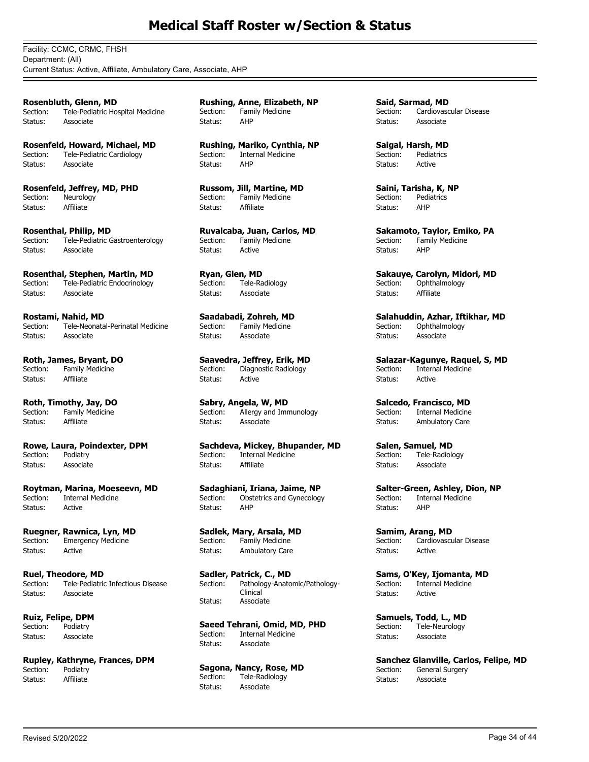# Medical Staff Roster w/Section & Status

Facility: CCMC, CRMC, FHSH
Department: (All)
Current Status: Active, Affiliate, Ambulatory Care, Associate, AHP

**Rosenbluth, Glenn, MD**
Section: Tele-Pediatric Hospital Medicine
Status: Associate

**Rosenfeld, Howard, Michael, MD**
Section: Tele-Pediatric Cardiology
Status: Associate

**Rosenfeld, Jeffrey, MD, PHD**
Section: Neurology
Status: Affiliate

**Rosenthal, Philip, MD**
Section: Tele-Pediatric Gastroenterology
Status: Associate

**Rosenthal, Stephen, Martin, MD**
Section: Tele-Pediatric Endocrinology
Status: Associate

**Rostami, Nahid, MD**
Section: Tele-Neonatal-Perinatal Medicine
Status: Associate

**Roth, James, Bryant, DO**
Section: Family Medicine
Status: Affiliate

**Roth, Timothy, Jay, DO**
Section: Family Medicine
Status: Affiliate

**Rowe, Laura, Poindexter, DPM**
Section: Podiatry
Status: Associate

**Roytman, Marina, Moeseevn, MD**
Section: Internal Medicine
Status: Active

**Ruegner, Rawnica, Lyn, MD**
Section: Emergency Medicine
Status: Active

**Ruel, Theodore, MD**
Section: Tele-Pediatric Infectious Disease
Status: Associate

**Ruiz, Felipe, DPM**
Section: Podiatry
Status: Associate

**Rupley, Kathryne, Frances, DPM**
Section: Podiatry
Status: Affiliate

**Rushing, Anne, Elizabeth, NP**
Section: Family Medicine
Status: AHP

**Rushing, Mariko, Cynthia, NP**
Section: Internal Medicine
Status: AHP

**Russom, Jill, Martine, MD**
Section: Family Medicine
Status: Affiliate

**Ruvalcaba, Juan, Carlos, MD**
Section: Family Medicine
Status: Active

**Ryan, Glen, MD**
Section: Tele-Radiology
Status: Associate

**Saadabadi, Zohreh, MD**
Section: Family Medicine
Status: Associate

**Saavedra, Jeffrey, Erik, MD**
Section: Diagnostic Radiology
Status: Active

**Sabry, Angela, W, MD**
Section: Allergy and Immunology
Status: Associate

**Sachdeva, Mickey, Bhupander, MD**
Section: Internal Medicine
Status: Affiliate

**Sadaghiani, Iriana, Jaime, NP**
Section: Obstetrics and Gynecology
Status: AHP

**Sadlek, Mary, Arsala, MD**
Section: Family Medicine
Status: Ambulatory Care

**Sadler, Patrick, C., MD**
Section: Pathology-Anatomic/Pathology-Clinical
Status: Associate

**Saeed Tehrani, Omid, MD, PHD**
Section: Internal Medicine
Status: Associate

**Sagona, Nancy, Rose, MD**
Section: Tele-Radiology
Status: Associate

**Said, Sarmad, MD**
Section: Cardiovascular Disease
Status: Associate

**Saigal, Harsh, MD**
Section: Pediatrics
Status: Active

**Saini, Tarisha, K, NP**
Section: Pediatrics
Status: AHP

**Sakamoto, Taylor, Emiko, PA**
Section: Family Medicine
Status: AHP

**Sakauye, Carolyn, Midori, MD**
Section: Ophthalmology
Status: Affiliate

**Salahuddin, Azhar, Iftikhar, MD**
Section: Ophthalmology
Status: Associate

**Salazar-Kagunye, Raquel, S, MD**
Section: Internal Medicine
Status: Active

**Salcedo, Francisco, MD**
Section: Internal Medicine
Status: Ambulatory Care

**Salen, Samuel, MD**
Section: Tele-Radiology
Status: Associate

**Salter-Green, Ashley, Dion, NP**
Section: Internal Medicine
Status: AHP

**Samim, Arang, MD**
Section: Cardiovascular Disease
Status: Active

**Sams, O'Key, Ijomanta, MD**
Section: Internal Medicine
Status: Active

**Samuels, Todd, L., MD**
Section: Tele-Neurology
Status: Associate

**Sanchez Glanville, Carlos, Felipe, MD**
Section: General Surgery
Status: Associate

Revised 5/20/2022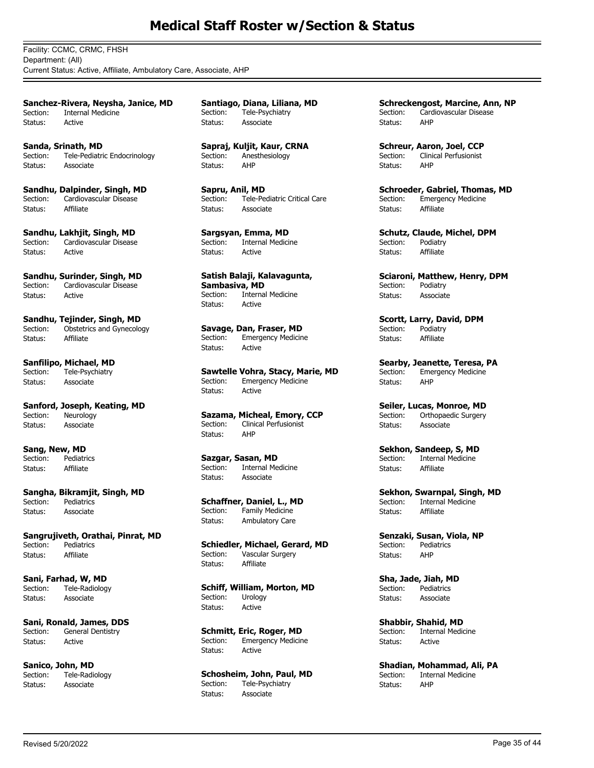# Medical Staff Roster w/Section & Status

Facility: CCMC, CRMC, FHSH
Department: (All)
Current Status: Active, Affiliate, Ambulatory Care, Associate, AHP

**Sanchez-Rivera, Neysha, Janice, MD**
Section: Internal Medicine
Status: Active

**Sanda, Srinath, MD**
Section: Tele-Pediatric Endocrinology
Status: Associate

**Sandhu, Dalpinder, Singh, MD**
Section: Cardiovascular Disease
Status: Affiliate

**Sandhu, Lakhjit, Singh, MD**
Section: Cardiovascular Disease
Status: Active

**Sandhu, Surinder, Singh, MD**
Section: Cardiovascular Disease
Status: Active

**Sandhu, Tejinder, Singh, MD**
Section: Obstetrics and Gynecology
Status: Affiliate

**Sanfilipo, Michael, MD**
Section: Tele-Psychiatry
Status: Associate

**Sanford, Joseph, Keating, MD**
Section: Neurology
Status: Associate

**Sang, New, MD**
Section: Pediatrics
Status: Affiliate

**Sangha, Bikramjit, Singh, MD**
Section: Pediatrics
Status: Associate

**Sangrujiveth, Orathai, Pinrat, MD**
Section: Pediatrics
Status: Affiliate

**Sani, Farhad, W, MD**
Section: Tele-Radiology
Status: Associate

**Sani, Ronald, James, DDS**
Section: General Dentistry
Status: Active

**Sanico, John, MD**
Section: Tele-Radiology
Status: Associate

**Santiago, Diana, Liliana, MD**
Section: Tele-Psychiatry
Status: Associate

**Sapraj, Kuljit, Kaur, CRNA**
Section: Anesthesiology
Status: AHP

**Sapru, Anil, MD**
Section: Tele-Pediatric Critical Care
Status: Associate

**Sargsyan, Emma, MD**
Section: Internal Medicine
Status: Active

**Satish Balaji, Kalavagunta, Sambasiva, MD**
Section: Internal Medicine
Status: Active

**Savage, Dan, Fraser, MD**
Section: Emergency Medicine
Status: Active

**Sawtelle Vohra, Stacy, Marie, MD**
Section: Emergency Medicine
Status: Active

**Sazama, Micheal, Emory, CCP**
Section: Clinical Perfusionist
Status: AHP

**Sazgar, Sasan, MD**
Section: Internal Medicine
Status: Associate

**Schaffner, Daniel, L., MD**
Section: Family Medicine
Status: Ambulatory Care

**Schiedler, Michael, Gerard, MD**
Section: Vascular Surgery
Status: Affiliate

**Schiff, William, Morton, MD**
Section: Urology
Status: Active

**Schmitt, Eric, Roger, MD**
Section: Emergency Medicine
Status: Active

**Schosheim, John, Paul, MD**
Section: Tele-Psychiatry
Status: Associate

**Schreckengost, Marcine, Ann, NP**
Section: Cardiovascular Disease
Status: AHP

**Schreur, Aaron, Joel, CCP**
Section: Clinical Perfusionist
Status: AHP

**Schroeder, Gabriel, Thomas, MD**
Section: Emergency Medicine
Status: Affiliate

**Schutz, Claude, Michel, DPM**
Section: Podiatry
Status: Affiliate

**Sciaroni, Matthew, Henry, DPM**
Section: Podiatry
Status: Associate

**Scortt, Larry, David, DPM**
Section: Podiatry
Status: Affiliate

**Searby, Jeanette, Teresa, PA**
Section: Emergency Medicine
Status: AHP

**Seiler, Lucas, Monroe, MD**
Section: Orthopaedic Surgery
Status: Associate

**Sekhon, Sandeep, S, MD**
Section: Internal Medicine
Status: Affiliate

**Sekhon, Swarnpal, Singh, MD**
Section: Internal Medicine
Status: Affiliate

**Senzaki, Susan, Viola, NP**
Section: Pediatrics
Status: AHP

**Sha, Jade, Jiah, MD**
Section: Pediatrics
Status: Associate

**Shabbir, Shahid, MD**
Section: Internal Medicine
Status: Active

**Shadian, Mohammad, Ali, PA**
Section: Internal Medicine
Status: AHP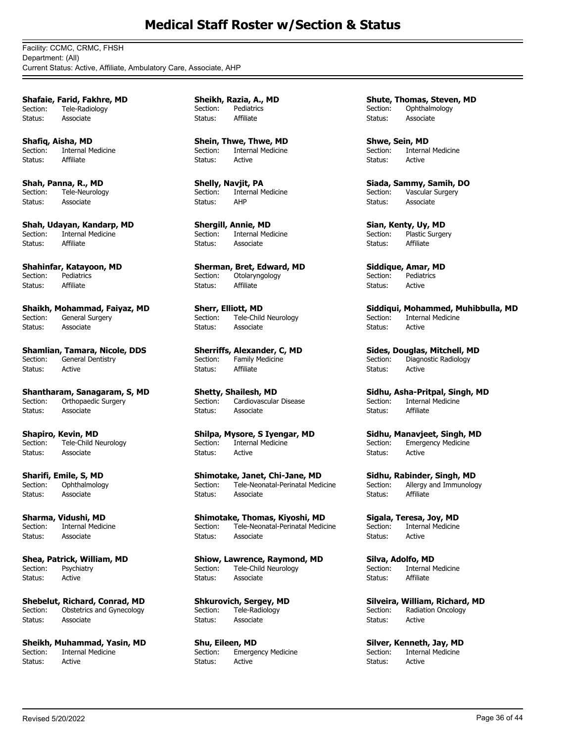# Medical Staff Roster w/Section & Status

Facility: CCMC, CRMC, FHSH
Department: (All)
Current Status: Active, Affiliate, Ambulatory Care, Associate, AHP

**Shafaie, Farid, Fakhre, MD**
Section: Tele-Radiology
Status: Associate

**Shafiq, Aisha, MD**
Section: Internal Medicine
Status: Affiliate

**Shah, Panna, R., MD**
Section: Tele-Neurology
Status: Associate

**Shah, Udayan, Kandarp, MD**
Section: Internal Medicine
Status: Affiliate

**Shahinfar, Katayoon, MD**
Section: Pediatrics
Status: Affiliate

**Shaikh, Mohammad, Faiyaz, MD**
Section: General Surgery
Status: Associate

**Shamlian, Tamara, Nicole, DDS**
Section: General Dentistry
Status: Active

**Shantharam, Sanagaram, S, MD**
Section: Orthopaedic Surgery
Status: Associate

**Shapiro, Kevin, MD**
Section: Tele-Child Neurology
Status: Associate

**Sharifi, Emile, S, MD**
Section: Ophthalmology
Status: Associate

**Sharma, Vidushi, MD**
Section: Internal Medicine
Status: Associate

**Shea, Patrick, William, MD**
Section: Psychiatry
Status: Active

**Shebelut, Richard, Conrad, MD**
Section: Obstetrics and Gynecology
Status: Associate

**Sheikh, Muhammad, Yasin, MD**
Section: Internal Medicine
Status: Active

**Sheikh, Razia, A., MD**
Section: Pediatrics
Status: Affiliate

**Shein, Thwe, Thwe, MD**
Section: Internal Medicine
Status: Active

**Shelly, Navjit, PA**
Section: Internal Medicine
Status: AHP

**Shergill, Annie, MD**
Section: Internal Medicine
Status: Associate

**Sherman, Bret, Edward, MD**
Section: Otolaryngology
Status: Affiliate

**Sherr, Elliott, MD**
Section: Tele-Child Neurology
Status: Associate

**Sherriffs, Alexander, C, MD**
Section: Family Medicine
Status: Affiliate

**Shetty, Shailesh, MD**
Section: Cardiovascular Disease
Status: Associate

**Shilpa, Mysore, S Iyengar, MD**
Section: Internal Medicine
Status: Active

**Shimotake, Janet, Chi-Jane, MD**
Section: Tele-Neonatal-Perinatal Medicine
Status: Associate

**Shimotake, Thomas, Kiyoshi, MD**
Section: Tele-Neonatal-Perinatal Medicine
Status: Associate

**Shiow, Lawrence, Raymond, MD**
Section: Tele-Child Neurology
Status: Associate

**Shkurovich, Sergey, MD**
Section: Tele-Radiology
Status: Associate

**Shu, Eileen, MD**
Section: Emergency Medicine
Status: Active

**Shute, Thomas, Steven, MD**
Section: Ophthalmology
Status: Associate

**Shwe, Sein, MD**
Section: Internal Medicine
Status: Active

**Siada, Sammy, Samih, DO**
Section: Vascular Surgery
Status: Associate

**Sian, Kenty, Uy, MD**
Section: Plastic Surgery
Status: Affiliate

**Siddique, Amar, MD**
Section: Pediatrics
Status: Active

**Siddiqui, Mohammed, Muhibbulla, MD**
Section: Internal Medicine
Status: Active

**Sides, Douglas, Mitchell, MD**
Section: Diagnostic Radiology
Status: Active

**Sidhu, Asha-Pritpal, Singh, MD**
Section: Internal Medicine
Status: Affiliate

**Sidhu, Manavjeet, Singh, MD**
Section: Emergency Medicine
Status: Active

**Sidhu, Rabinder, Singh, MD**
Section: Allergy and Immunology
Status: Affiliate

**Sigala, Teresa, Joy, MD**
Section: Internal Medicine
Status: Active

**Silva, Adolfo, MD**
Section: Internal Medicine
Status: Affiliate

**Silveira, William, Richard, MD**
Section: Radiation Oncology
Status: Active

**Silver, Kenneth, Jay, MD**
Section: Internal Medicine
Status: Active

Revised 5/20/2022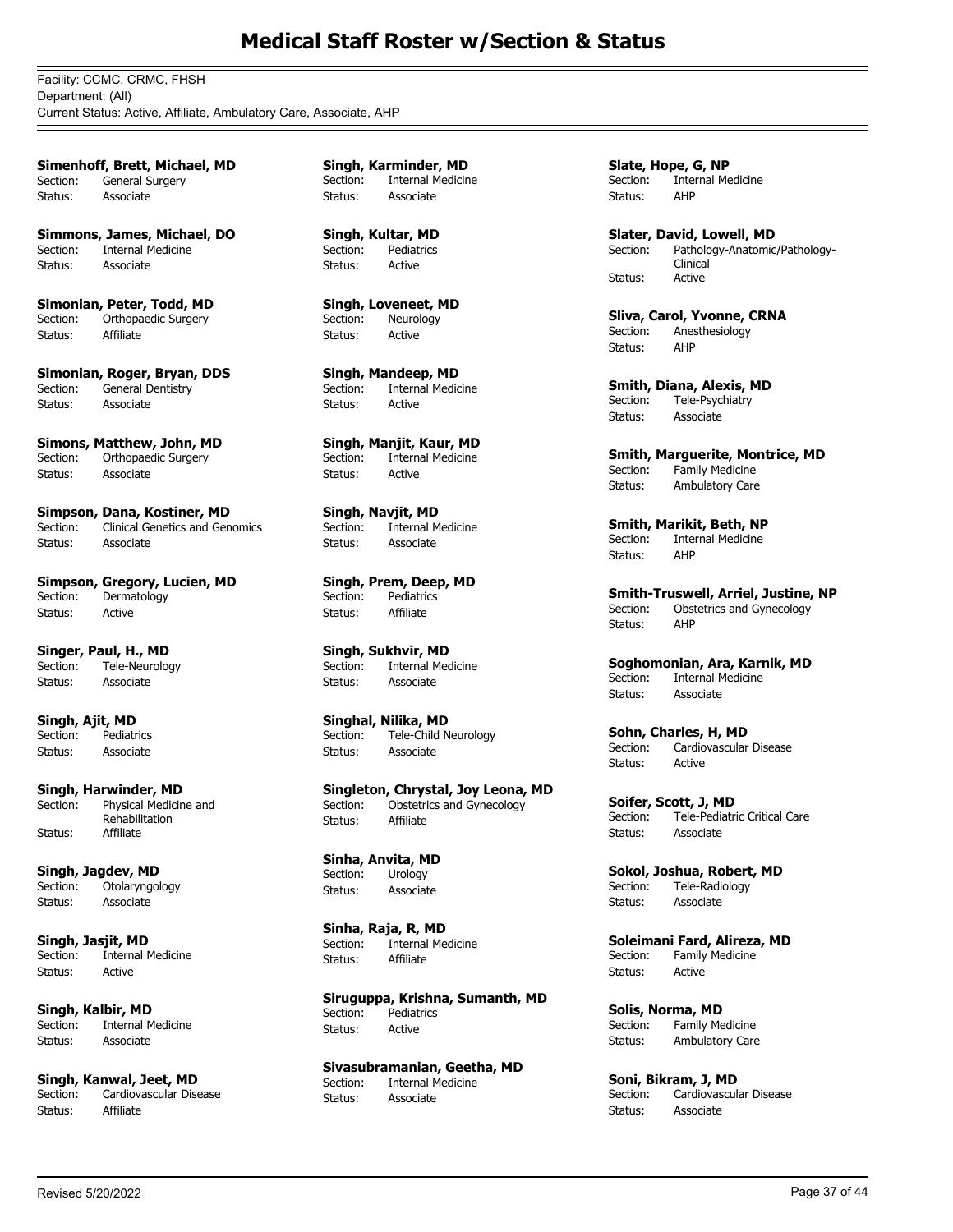# Medical Staff Roster w/Section & Status

Facility: CCMC, CRMC, FHSH
Department: (All)
Current Status: Active, Affiliate, Ambulatory Care, Associate, AHP

**Simenhoff, Brett, Michael, MD**
Section: General Surgery
Status: Associate

**Simmons, James, Michael, DO**
Section: Internal Medicine
Status: Associate

**Simonian, Peter, Todd, MD**
Section: Orthopaedic Surgery
Status: Affiliate

**Simonian, Roger, Bryan, DDS**
Section: General Dentistry
Status: Associate

**Simons, Matthew, John, MD**
Section: Orthopaedic Surgery
Status: Associate

**Simpson, Dana, Kostiner, MD**
Section: Clinical Genetics and Genomics
Status: Associate

**Simpson, Gregory, Lucien, MD**
Section: Dermatology
Status: Active

**Singer, Paul, H., MD**
Section: Tele-Neurology
Status: Associate

**Singh, Ajit, MD**
Section: Pediatrics
Status: Associate

**Singh, Harwinder, MD**
Section: Physical Medicine and Rehabilitation
Status: Affiliate

**Singh, Jagdev, MD**
Section: Otolaryngology
Status: Associate

**Singh, Jasjit, MD**
Section: Internal Medicine
Status: Active

**Singh, Kalbir, MD**
Section: Internal Medicine
Status: Associate

**Singh, Kanwal, Jeet, MD**
Section: Cardiovascular Disease
Status: Affiliate

**Singh, Karminder, MD**
Section: Internal Medicine
Status: Associate

**Singh, Kultar, MD**
Section: Pediatrics
Status: Active

**Singh, Loveneet, MD**
Section: Neurology
Status: Active

**Singh, Mandeep, MD**
Section: Internal Medicine
Status: Active

**Singh, Manjit, Kaur, MD**
Section: Internal Medicine
Status: Active

**Singh, Navjit, MD**
Section: Internal Medicine
Status: Associate

**Singh, Prem, Deep, MD**
Section: Pediatrics
Status: Affiliate

**Singh, Sukhvir, MD**
Section: Internal Medicine
Status: Associate

**Singhal, Nilika, MD**
Section: Tele-Child Neurology
Status: Associate

**Singleton, Chrystal, Joy Leona, MD**
Section: Obstetrics and Gynecology
Status: Affiliate

**Sinha, Anvita, MD**
Section: Urology
Status: Associate

**Sinha, Raja, R, MD**
Section: Internal Medicine
Status: Affiliate

**Siruguppa, Krishna, Sumanth, MD**
Section: Pediatrics
Status: Active

**Sivasubramanian, Geetha, MD**
Section: Internal Medicine
Status: Associate

**Slate, Hope, G, NP**
Section: Internal Medicine
Status: AHP

**Slater, David, Lowell, MD**
Section: Pathology-Anatomic/Pathology-Clinical
Status: Active

**Sliva, Carol, Yvonne, CRNA**
Section: Anesthesiology
Status: AHP

**Smith, Diana, Alexis, MD**
Section: Tele-Psychiatry
Status: Associate

**Smith, Marguerite, Montrice, MD**
Section: Family Medicine
Status: Ambulatory Care

**Smith, Marikit, Beth, NP**
Section: Internal Medicine
Status: AHP

**Smith-Truswell, Arriel, Justine, NP**
Section: Obstetrics and Gynecology
Status: AHP

**Soghomonian, Ara, Karnik, MD**
Section: Internal Medicine
Status: Associate

**Sohn, Charles, H, MD**
Section: Cardiovascular Disease
Status: Active

**Soifer, Scott, J, MD**
Section: Tele-Pediatric Critical Care
Status: Associate

**Sokol, Joshua, Robert, MD**
Section: Tele-Radiology
Status: Associate

**Soleimani Fard, Alireza, MD**
Section: Family Medicine
Status: Active

**Solis, Norma, MD**
Section: Family Medicine
Status: Ambulatory Care

**Soni, Bikram, J, MD**
Section: Cardiovascular Disease
Status: Associate

Revised 5/20/2022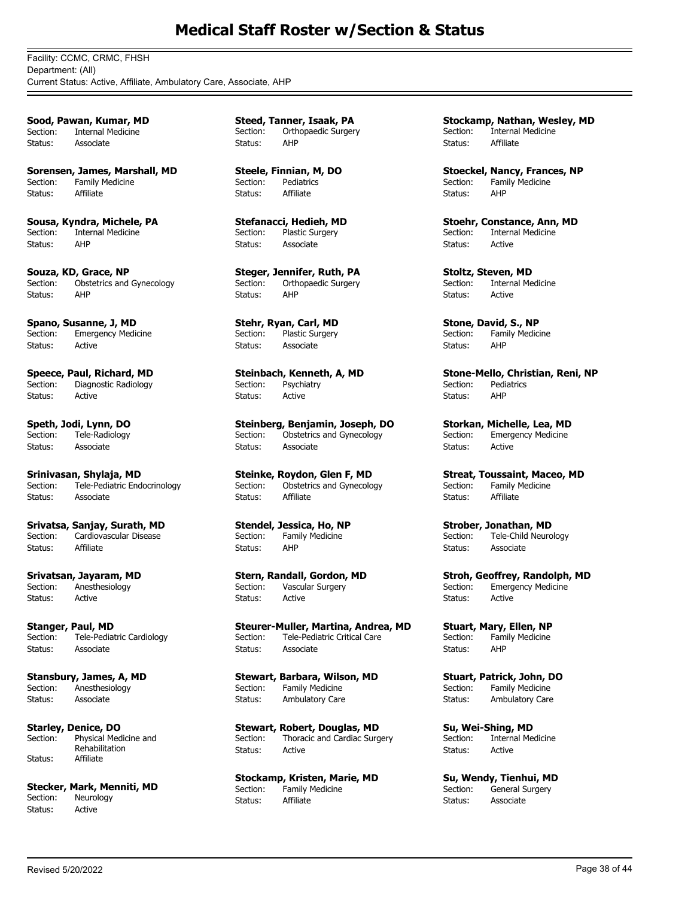# Medical Staff Roster w/Section & Status

Facility: CCMC, CRMC, FHSH
Department: (All)
Current Status: Active, Affiliate, Ambulatory Care, Associate, AHP

**Sood, Pawan, Kumar, MD**
Section: Internal Medicine
Status: Associate

**Sorensen, James, Marshall, MD**
Section: Family Medicine
Status: Affiliate

**Sousa, Kyndra, Michele, PA**
Section: Internal Medicine
Status: AHP

**Souza, KD, Grace, NP**
Section: Obstetrics and Gynecology
Status: AHP

**Spano, Susanne, J, MD**
Section: Emergency Medicine
Status: Active

**Speece, Paul, Richard, MD**
Section: Diagnostic Radiology
Status: Active

**Speth, Jodi, Lynn, DO**
Section: Tele-Radiology
Status: Associate

**Srinivasan, Shylaja, MD**
Section: Tele-Pediatric Endocrinology
Status: Associate

**Srivatsa, Sanjay, Surath, MD**
Section: Cardiovascular Disease
Status: Affiliate

**Srivatsan, Jayaram, MD**
Section: Anesthesiology
Status: Active

**Stanger, Paul, MD**
Section: Tele-Pediatric Cardiology
Status: Associate

**Stansbury, James, A, MD**
Section: Anesthesiology
Status: Associate

**Starley, Denice, DO**
Section: Physical Medicine and Rehabilitation
Status: Affiliate

**Stecker, Mark, Menniti, MD**
Section: Neurology
Status: Active

**Steed, Tanner, Isaak, PA**
Section: Orthopaedic Surgery
Status: AHP

**Steele, Finnian, M, DO**
Section: Pediatrics
Status: Affiliate

**Stefanacci, Hedieh, MD**
Section: Plastic Surgery
Status: Associate

**Steger, Jennifer, Ruth, PA**
Section: Orthopaedic Surgery
Status: AHP

**Stehr, Ryan, Carl, MD**
Section: Plastic Surgery
Status: Associate

**Steinbach, Kenneth, A, MD**
Section: Psychiatry
Status: Active

**Steinberg, Benjamin, Joseph, DO**
Section: Obstetrics and Gynecology
Status: Associate

**Steinke, Roydon, Glen F, MD**
Section: Obstetrics and Gynecology
Status: Affiliate

**Stendel, Jessica, Ho, NP**
Section: Family Medicine
Status: AHP

**Stern, Randall, Gordon, MD**
Section: Vascular Surgery
Status: Active

**Steurer-Muller, Martina, Andrea, MD**
Section: Tele-Pediatric Critical Care
Status: Associate

**Stewart, Barbara, Wilson, MD**
Section: Family Medicine
Status: Ambulatory Care

**Stewart, Robert, Douglas, MD**
Section: Thoracic and Cardiac Surgery
Status: Active

**Stockamp, Kristen, Marie, MD**
Section: Family Medicine
Status: Affiliate

**Stockamp, Nathan, Wesley, MD**
Section: Internal Medicine
Status: Affiliate

**Stoeckel, Nancy, Frances, NP**
Section: Family Medicine
Status: AHP

**Stoehr, Constance, Ann, MD**
Section: Internal Medicine
Status: Active

**Stoltz, Steven, MD**
Section: Internal Medicine
Status: Active

**Stone, David, S., NP**
Section: Family Medicine
Status: AHP

**Stone-Mello, Christian, Reni, NP**
Section: Pediatrics
Status: AHP

**Storkan, Michelle, Lea, MD**
Section: Emergency Medicine
Status: Active

**Streat, Toussaint, Maceo, MD**
Section: Family Medicine
Status: Affiliate

**Strober, Jonathan, MD**
Section: Tele-Child Neurology
Status: Associate

**Stroh, Geoffrey, Randolph, MD**
Section: Emergency Medicine
Status: Active

**Stuart, Mary, Ellen, NP**
Section: Family Medicine
Status: AHP

**Stuart, Patrick, John, DO**
Section: Family Medicine
Status: Ambulatory Care

**Su, Wei-Shing, MD**
Section: Internal Medicine
Status: Active

**Su, Wendy, Tienhui, MD**
Section: General Surgery
Status: Associate

Revised 5/20/2022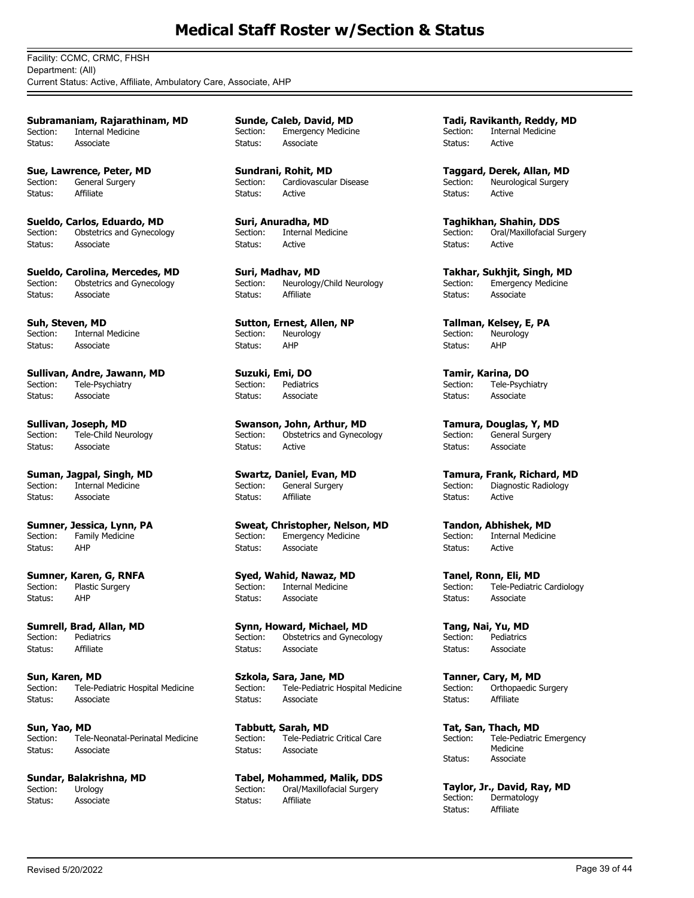# Medical Staff Roster w/Section & Status

Facility: CCMC, CRMC, FHSH
Department: (All)
Current Status: Active, Affiliate, Ambulatory Care, Associate, AHP

**Subramaniam, Rajarathinam, MD**
Section: Internal Medicine
Status: Associate

**Sue, Lawrence, Peter, MD**
Section: General Surgery
Status: Affiliate

**Sueldo, Carlos, Eduardo, MD**
Section: Obstetrics and Gynecology
Status: Associate

**Sueldo, Carolina, Mercedes, MD**
Section: Obstetrics and Gynecology
Status: Associate

**Suh, Steven, MD**
Section: Internal Medicine
Status: Associate

**Sullivan, Andre, Jawann, MD**
Section: Tele-Psychiatry
Status: Associate

**Sullivan, Joseph, MD**
Section: Tele-Child Neurology
Status: Associate

**Suman, Jagpal, Singh, MD**
Section: Internal Medicine
Status: Associate

**Sumner, Jessica, Lynn, PA**
Section: Family Medicine
Status: AHP

**Sumner, Karen, G, RNFA**
Section: Plastic Surgery
Status: AHP

**Sumrell, Brad, Allan, MD**
Section: Pediatrics
Status: Affiliate

**Sun, Karen, MD**
Section: Tele-Pediatric Hospital Medicine
Status: Associate

**Sun, Yao, MD**
Section: Tele-Neonatal-Perinatal Medicine
Status: Associate

**Sundar, Balakrishna, MD**
Section: Urology
Status: Associate

**Sunde, Caleb, David, MD**
Section: Emergency Medicine
Status: Associate

**Sundrani, Rohit, MD**
Section: Cardiovascular Disease
Status: Active

**Suri, Anuradha, MD**
Section: Internal Medicine
Status: Active

**Suri, Madhav, MD**
Section: Neurology/Child Neurology
Status: Affiliate

**Sutton, Ernest, Allen, NP**
Section: Neurology
Status: AHP

**Suzuki, Emi, DO**
Section: Pediatrics
Status: Associate

**Swanson, John, Arthur, MD**
Section: Obstetrics and Gynecology
Status: Active

**Swartz, Daniel, Evan, MD**
Section: General Surgery
Status: Affiliate

**Sweat, Christopher, Nelson, MD**
Section: Emergency Medicine
Status: Associate

**Syed, Wahid, Nawaz, MD**
Section: Internal Medicine
Status: Associate

**Synn, Howard, Michael, MD**
Section: Obstetrics and Gynecology
Status: Associate

**Szkola, Sara, Jane, MD**
Section: Tele-Pediatric Hospital Medicine
Status: Associate

**Tabbutt, Sarah, MD**
Section: Tele-Pediatric Critical Care
Status: Associate

**Tabel, Mohammed, Malik, DDS**
Section: Oral/Maxillofacial Surgery
Status: Affiliate

**Tadi, Ravikanth, Reddy, MD**
Section: Internal Medicine
Status: Active

**Taggard, Derek, Allan, MD**
Section: Neurological Surgery
Status: Active

**Taghikhan, Shahin, DDS**
Section: Oral/Maxillofacial Surgery
Status: Active

**Takhar, Sukhjit, Singh, MD**
Section: Emergency Medicine
Status: Associate

**Tallman, Kelsey, E, PA**
Section: Neurology
Status: AHP

**Tamir, Karina, DO**
Section: Tele-Psychiatry
Status: Associate

**Tamura, Douglas, Y, MD**
Section: General Surgery
Status: Associate

**Tamura, Frank, Richard, MD**
Section: Diagnostic Radiology
Status: Active

**Tandon, Abhishek, MD**
Section: Internal Medicine
Status: Active

**Tanel, Ronn, Eli, MD**
Section: Tele-Pediatric Cardiology
Status: Associate

**Tang, Nai, Yu, MD**
Section: Pediatrics
Status: Associate

**Tanner, Cary, M, MD**
Section: Orthopaedic Surgery
Status: Affiliate

**Tat, San, Thach, MD**
Section: Tele-Pediatric Emergency Medicine
Status: Associate

**Taylor, Jr., David, Ray, MD**
Section: Dermatology
Status: Affiliate

Revised 5/20/2022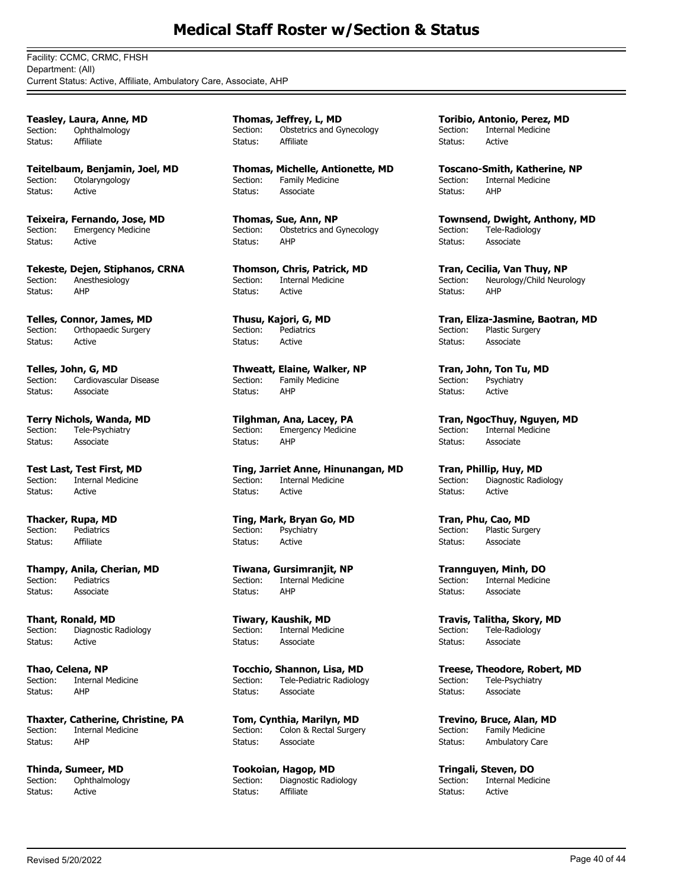# Medical Staff Roster w/Section & Status

Facility: CCMC, CRMC, FHSH
Department: (All)
Current Status: Active, Affiliate, Ambulatory Care, Associate, AHP

**Teasley, Laura, Anne, MD**
Section: Ophthalmology
Status: Affiliate

**Teitelbaum, Benjamin, Joel, MD**
Section: Otolaryngology
Status: Active

**Teixeira, Fernando, Jose, MD**
Section: Emergency Medicine
Status: Active

**Tekeste, Dejen, Stiphanos, CRNA**
Section: Anesthesiology
Status: AHP

**Telles, Connor, James, MD**
Section: Orthopaedic Surgery
Status: Active

**Telles, John, G, MD**
Section: Cardiovascular Disease
Status: Associate

**Terry Nichols, Wanda, MD**
Section: Tele-Psychiatry
Status: Associate

**Test Last, Test First, MD**
Section: Internal Medicine
Status: Active

**Thacker, Rupa, MD**
Section: Pediatrics
Status: Affiliate

**Thampy, Anila, Cherian, MD**
Section: Pediatrics
Status: Associate

**Thant, Ronald, MD**
Section: Diagnostic Radiology
Status: Active

**Thao, Celena, NP**
Section: Internal Medicine
Status: AHP

**Thaxter, Catherine, Christine, PA**
Section: Internal Medicine
Status: AHP

**Thinda, Sumeer, MD**
Section: Ophthalmology
Status: Active

**Thomas, Jeffrey, L, MD**
Section: Obstetrics and Gynecology
Status: Affiliate

**Thomas, Michelle, Antionette, MD**
Section: Family Medicine
Status: Associate

**Thomas, Sue, Ann, NP**
Section: Obstetrics and Gynecology
Status: AHP

**Thomson, Chris, Patrick, MD**
Section: Internal Medicine
Status: Active

**Thusu, Kajori, G, MD**
Section: Pediatrics
Status: Active

**Thweatt, Elaine, Walker, NP**
Section: Family Medicine
Status: AHP

**Tilghman, Ana, Lacey, PA**
Section: Emergency Medicine
Status: AHP

**Ting, Jarriet Anne, Hinunangan, MD**
Section: Internal Medicine
Status: Active

**Ting, Mark, Bryan Go, MD**
Section: Psychiatry
Status: Active

**Tiwana, Gursimranjit, NP**
Section: Internal Medicine
Status: AHP

**Tiwary, Kaushik, MD**
Section: Internal Medicine
Status: Associate

**Tocchio, Shannon, Lisa, MD**
Section: Tele-Pediatric Radiology
Status: Associate

**Tom, Cynthia, Marilyn, MD**
Section: Colon & Rectal Surgery
Status: Associate

**Tookoian, Hagop, MD**
Section: Diagnostic Radiology
Status: Affiliate

**Toribio, Antonio, Perez, MD**
Section: Internal Medicine
Status: Active

**Toscano-Smith, Katherine, NP**
Section: Internal Medicine
Status: AHP

**Townsend, Dwight, Anthony, MD**
Section: Tele-Radiology
Status: Associate

**Tran, Cecilia, Van Thuy, NP**
Section: Neurology/Child Neurology
Status: AHP

**Tran, Eliza-Jasmine, Baotran, MD**
Section: Plastic Surgery
Status: Associate

**Tran, John, Ton Tu, MD**
Section: Psychiatry
Status: Active

**Tran, NgocThuy, Nguyen, MD**
Section: Internal Medicine
Status: Associate

**Tran, Phillip, Huy, MD**
Section: Diagnostic Radiology
Status: Active

**Tran, Phu, Cao, MD**
Section: Plastic Surgery
Status: Associate

**Trannguyen, Minh, DO**
Section: Internal Medicine
Status: Associate

**Travis, Talitha, Skory, MD**
Section: Tele-Radiology
Status: Associate

**Treese, Theodore, Robert, MD**
Section: Tele-Psychiatry
Status: Associate

**Trevino, Bruce, Alan, MD**
Section: Family Medicine
Status: Ambulatory Care

**Tringali, Steven, DO**
Section: Internal Medicine
Status: Active

Revised 5/20/2022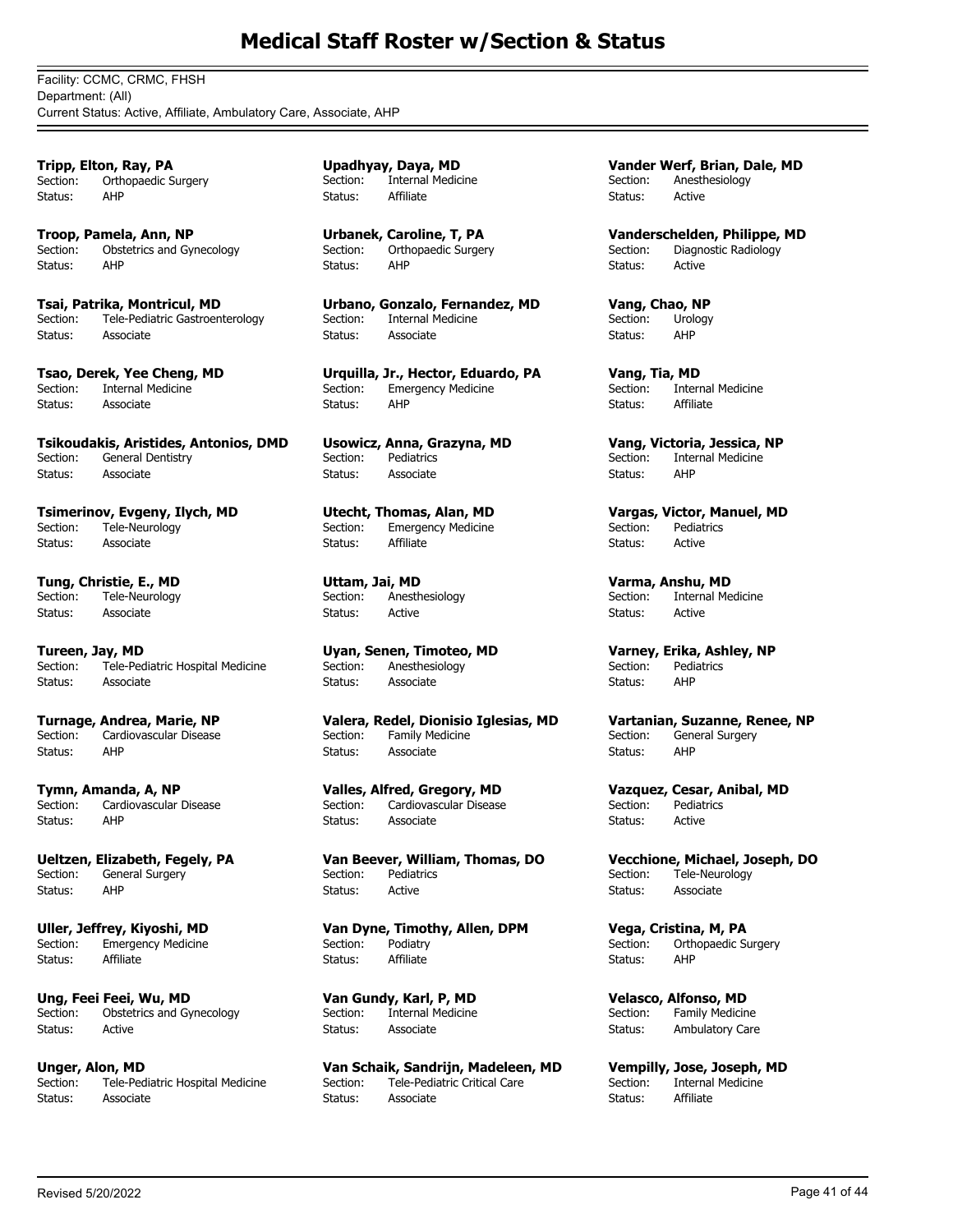# Medical Staff Roster w/Section & Status

Facility: CCMC, CRMC, FHSH
Department: (All)
Current Status: Active, Affiliate, Ambulatory Care, Associate, AHP

**Tripp, Elton, Ray, PA**
Section: Orthopaedic Surgery
Status: AHP

**Troop, Pamela, Ann, NP**
Section: Obstetrics and Gynecology
Status: AHP

**Tsai, Patrika, Montricul, MD**
Section: Tele-Pediatric Gastroenterology
Status: Associate

**Tsao, Derek, Yee Cheng, MD**
Section: Internal Medicine
Status: Associate

**Tsikoudakis, Aristides, Antonios, DMD**
Section: General Dentistry
Status: Associate

**Tsimerinov, Evgeny, Ilych, MD**
Section: Tele-Neurology
Status: Associate

**Tung, Christie, E., MD**
Section: Tele-Neurology
Status: Associate

**Tureen, Jay, MD**
Section: Tele-Pediatric Hospital Medicine
Status: Associate

**Turnage, Andrea, Marie, NP**
Section: Cardiovascular Disease
Status: AHP

**Tymn, Amanda, A, NP**
Section: Cardiovascular Disease
Status: AHP

**Ueltzen, Elizabeth, Fegely, PA**
Section: General Surgery
Status: AHP

**Uller, Jeffrey, Kiyoshi, MD**
Section: Emergency Medicine
Status: Affiliate

**Ung, Feei Feei, Wu, MD**
Section: Obstetrics and Gynecology
Status: Active

**Unger, Alon, MD**
Section: Tele-Pediatric Hospital Medicine
Status: Associate

**Upadhyay, Daya, MD**
Section: Internal Medicine
Status: Affiliate

**Urbanek, Caroline, T, PA**
Section: Orthopaedic Surgery
Status: AHP

**Urbano, Gonzalo, Fernandez, MD**
Section: Internal Medicine
Status: Associate

**Urquilla, Jr., Hector, Eduardo, PA**
Section: Emergency Medicine
Status: AHP

**Usowicz, Anna, Grazyna, MD**
Section: Pediatrics
Status: Associate

**Utecht, Thomas, Alan, MD**
Section: Emergency Medicine
Status: Affiliate

**Uttam, Jai, MD**
Section: Anesthesiology
Status: Active

**Uyan, Senen, Timoteo, MD**
Section: Anesthesiology
Status: Associate

**Valera, Redel, Dionisio Iglesias, MD**
Section: Family Medicine
Status: Associate

**Valles, Alfred, Gregory, MD**
Section: Cardiovascular Disease
Status: Associate

**Van Beever, William, Thomas, DO**
Section: Pediatrics
Status: Active

**Van Dyne, Timothy, Allen, DPM**
Section: Podiatry
Status: Affiliate

**Van Gundy, Karl, P, MD**
Section: Internal Medicine
Status: Associate

**Van Schaik, Sandrijn, Madeleen, MD**
Section: Tele-Pediatric Critical Care
Status: Associate

**Vander Werf, Brian, Dale, MD**
Section: Anesthesiology
Status: Active

**Vanderschelden, Philippe, MD**
Section: Diagnostic Radiology
Status: Active

**Vang, Chao, NP**
Section: Urology
Status: AHP

**Vang, Tia, MD**
Section: Internal Medicine
Status: Affiliate

**Vang, Victoria, Jessica, NP**
Section: Internal Medicine
Status: AHP

**Vargas, Victor, Manuel, MD**
Section: Pediatrics
Status: Active

**Varma, Anshu, MD**
Section: Internal Medicine
Status: Active

**Varney, Erika, Ashley, NP**
Section: Pediatrics
Status: AHP

**Vartanian, Suzanne, Renee, NP**
Section: General Surgery
Status: AHP

**Vazquez, Cesar, Anibal, MD**
Section: Pediatrics
Status: Active

**Vecchione, Michael, Joseph, DO**
Section: Tele-Neurology
Status: Associate

**Vega, Cristina, M, PA**
Section: Orthopaedic Surgery
Status: AHP

**Velasco, Alfonso, MD**
Section: Family Medicine
Status: Ambulatory Care

**Vempilly, Jose, Joseph, MD**
Section: Internal Medicine
Status: Affiliate

Revised 5/20/2022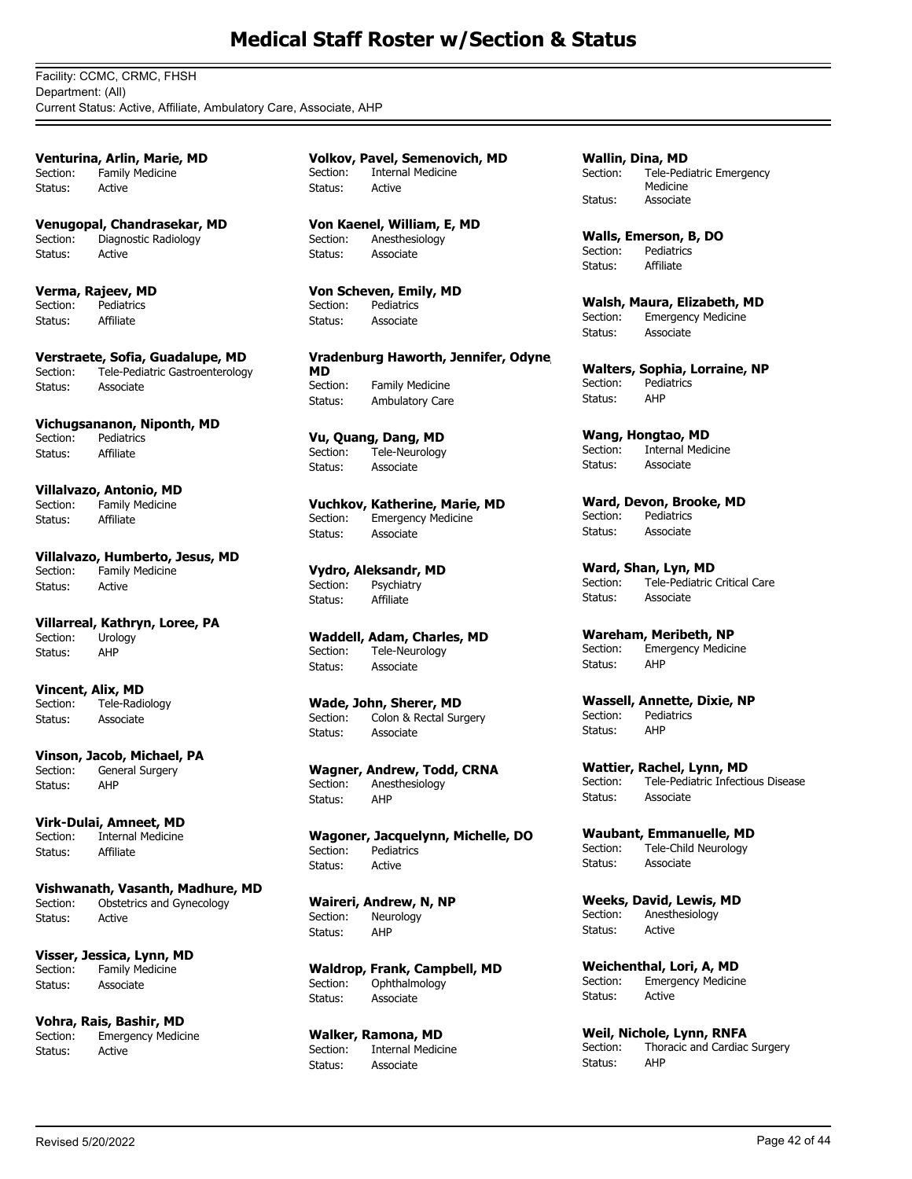# Medical Staff Roster w/Section & Status

Facility: CCMC, CRMC, FHSH
Department: (All)
Current Status: Active, Affiliate, Ambulatory Care, Associate, AHP

**Venturina, Arlin, Marie, MD**
Section: Family Medicine
Status: Active

**Venugopal, Chandrasekar, MD**
Section: Diagnostic Radiology
Status: Active

**Verma, Rajeev, MD**
Section: Pediatrics
Status: Affiliate

**Verstraete, Sofia, Guadalupe, MD**
Section: Tele-Pediatric Gastroenterology
Status: Associate

**Vichugsananon, Niponth, MD**
Section: Pediatrics
Status: Affiliate

**Villalvazo, Antonio, MD**
Section: Family Medicine
Status: Affiliate

**Villalvazo, Humberto, Jesus, MD**
Section: Family Medicine
Status: Active

**Villarreal, Kathryn, Loree, PA**
Section: Urology
Status: AHP

**Vincent, Alix, MD**
Section: Tele-Radiology
Status: Associate

**Vinson, Jacob, Michael, PA**
Section: General Surgery
Status: AHP

**Virk-Dulai, Amneet, MD**
Section: Internal Medicine
Status: Affiliate

**Vishwanath, Vasanth, Madhure, MD**
Section: Obstetrics and Gynecology
Status: Active

**Visser, Jessica, Lynn, MD**
Section: Family Medicine
Status: Associate

**Vohra, Rais, Bashir, MD**
Section: Emergency Medicine
Status: Active

**Volkov, Pavel, Semenovich, MD**
Section: Internal Medicine
Status: Active

**Von Kaenel, William, E, MD**
Section: Anesthesiology
Status: Associate

**Von Scheven, Emily, MD**
Section: Pediatrics
Status: Associate

**Vradenburg Haworth, Jennifer, Odyne, MD**
Section: Family Medicine
Status: Ambulatory Care

**Vu, Quang, Dang, MD**
Section: Tele-Neurology
Status: Associate

**Vuchkov, Katherine, Marie, MD**
Section: Emergency Medicine
Status: Associate

**Vydro, Aleksandr, MD**
Section: Psychiatry
Status: Affiliate

**Waddell, Adam, Charles, MD**
Section: Tele-Neurology
Status: Associate

**Wade, John, Sherer, MD**
Section: Colon & Rectal Surgery
Status: Associate

**Wagner, Andrew, Todd, CRNA**
Section: Anesthesiology
Status: AHP

**Wagoner, Jacquelynn, Michelle, DO**
Section: Pediatrics
Status: Active

**Waireri, Andrew, N, NP**
Section: Neurology
Status: AHP

**Waldrop, Frank, Campbell, MD**
Section: Ophthalmology
Status: Associate

**Walker, Ramona, MD**
Section: Internal Medicine
Status: Associate

**Wallin, Dina, MD**
Section: Tele-Pediatric Emergency Medicine
Status: Associate

**Walls, Emerson, B, DO**
Section: Pediatrics
Status: Affiliate

**Walsh, Maura, Elizabeth, MD**
Section: Emergency Medicine
Status: Associate

**Walters, Sophia, Lorraine, NP**
Section: Pediatrics
Status: AHP

**Wang, Hongtao, MD**
Section: Internal Medicine
Status: Associate

**Ward, Devon, Brooke, MD**
Section: Pediatrics
Status: Associate

**Ward, Shan, Lyn, MD**
Section: Tele-Pediatric Critical Care
Status: Associate

**Wareham, Meribeth, NP**
Section: Emergency Medicine
Status: AHP

**Wassell, Annette, Dixie, NP**
Section: Pediatrics
Status: AHP

**Wattier, Rachel, Lynn, MD**
Section: Tele-Pediatric Infectious Disease
Status: Associate

**Waubant, Emmanuelle, MD**
Section: Tele-Child Neurology
Status: Associate

**Weeks, David, Lewis, MD**
Section: Anesthesiology
Status: Active

**Weichenthal, Lori, A, MD**
Section: Emergency Medicine
Status: Active

**Weil, Nichole, Lynn, RNFA**
Section: Thoracic and Cardiac Surgery
Status: AHP

Revised 5/20/2022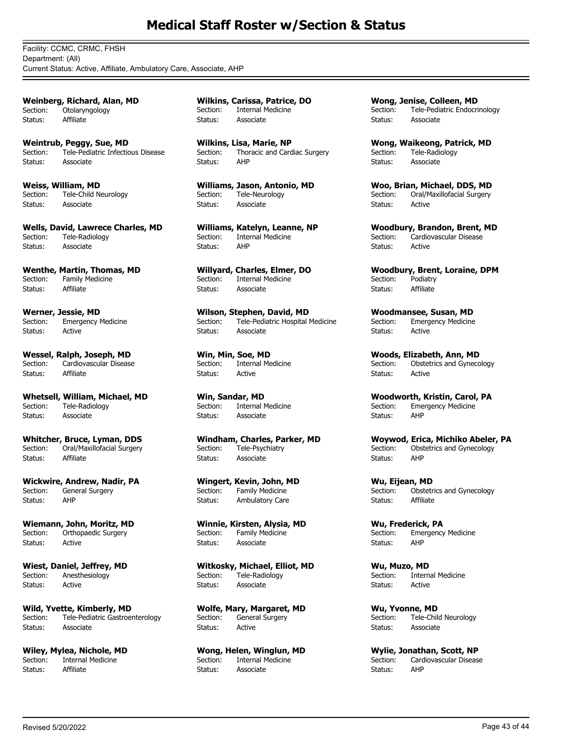# Medical Staff Roster w/Section & Status

Facility: CCMC, CRMC, FHSH
Department: (All)
Current Status: Active, Affiliate, Ambulatory Care, Associate, AHP

**Weinberg, Richard, Alan, MD**
Section: Otolaryngology
Status: Affiliate

**Weintrub, Peggy, Sue, MD**
Section: Tele-Pediatric Infectious Disease
Status: Associate

**Weiss, William, MD**
Section: Tele-Child Neurology
Status: Associate

**Wells, David, Lawrece Charles, MD**
Section: Tele-Radiology
Status: Associate

**Wenthe, Martin, Thomas, MD**
Section: Family Medicine
Status: Affiliate

**Werner, Jessie, MD**
Section: Emergency Medicine
Status: Active

**Wessel, Ralph, Joseph, MD**
Section: Cardiovascular Disease
Status: Affiliate

**Whetsell, William, Michael, MD**
Section: Tele-Radiology
Status: Associate

**Whitcher, Bruce, Lyman, DDS**
Section: Oral/Maxillofacial Surgery
Status: Affiliate

**Wickwire, Andrew, Nadir, PA**
Section: General Surgery
Status: AHP

**Wiemann, John, Moritz, MD**
Section: Orthopaedic Surgery
Status: Active

**Wiest, Daniel, Jeffrey, MD**
Section: Anesthesiology
Status: Active

**Wild, Yvette, Kimberly, MD**
Section: Tele-Pediatric Gastroenterology
Status: Associate

**Wiley, Mylea, Nichole, MD**
Section: Internal Medicine
Status: Affiliate

**Wilkins, Carissa, Patrice, DO**
Section: Internal Medicine
Status: Associate

**Wilkins, Lisa, Marie, NP**
Section: Thoracic and Cardiac Surgery
Status: AHP

**Williams, Jason, Antonio, MD**
Section: Tele-Neurology
Status: Associate

**Williams, Katelyn, Leanne, NP**
Section: Internal Medicine
Status: AHP

**Willyard, Charles, Elmer, DO**
Section: Internal Medicine
Status: Associate

**Wilson, Stephen, David, MD**
Section: Tele-Pediatric Hospital Medicine
Status: Associate

**Win, Min, Soe, MD**
Section: Internal Medicine
Status: Active

**Win, Sandar, MD**
Section: Internal Medicine
Status: Associate

**Windham, Charles, Parker, MD**
Section: Tele-Psychiatry
Status: Associate

**Wingert, Kevin, John, MD**
Section: Family Medicine
Status: Ambulatory Care

**Winnie, Kirsten, Alysia, MD**
Section: Family Medicine
Status: Associate

**Witkosky, Michael, Elliot, MD**
Section: Tele-Radiology
Status: Associate

**Wolfe, Mary, Margaret, MD**
Section: General Surgery
Status: Active

**Wong, Helen, Winglun, MD**
Section: Internal Medicine
Status: Associate

**Wong, Jenise, Colleen, MD**
Section: Tele-Pediatric Endocrinology
Status: Associate

**Wong, Waikeong, Patrick, MD**
Section: Tele-Radiology
Status: Associate

**Woo, Brian, Michael, DDS, MD**
Section: Oral/Maxillofacial Surgery
Status: Active

**Woodbury, Brandon, Brent, MD**
Section: Cardiovascular Disease
Status: Active

**Woodbury, Brent, Loraine, DPM**
Section: Podiatry
Status: Affiliate

**Woodmansee, Susan, MD**
Section: Emergency Medicine
Status: Active

**Woods, Elizabeth, Ann, MD**
Section: Obstetrics and Gynecology
Status: Active

**Woodworth, Kristin, Carol, PA**
Section: Emergency Medicine
Status: AHP

**Woywod, Erica, Michiko Abeler, PA**
Section: Obstetrics and Gynecology
Status: AHP

**Wu, Eijean, MD**
Section: Obstetrics and Gynecology
Status: Affiliate

**Wu, Frederick, PA**
Section: Emergency Medicine
Status: AHP

**Wu, Muzo, MD**
Section: Internal Medicine
Status: Active

**Wu, Yvonne, MD**
Section: Tele-Child Neurology
Status: Associate

**Wylie, Jonathan, Scott, NP**
Section: Cardiovascular Disease
Status: AHP

Revised 5/20/2022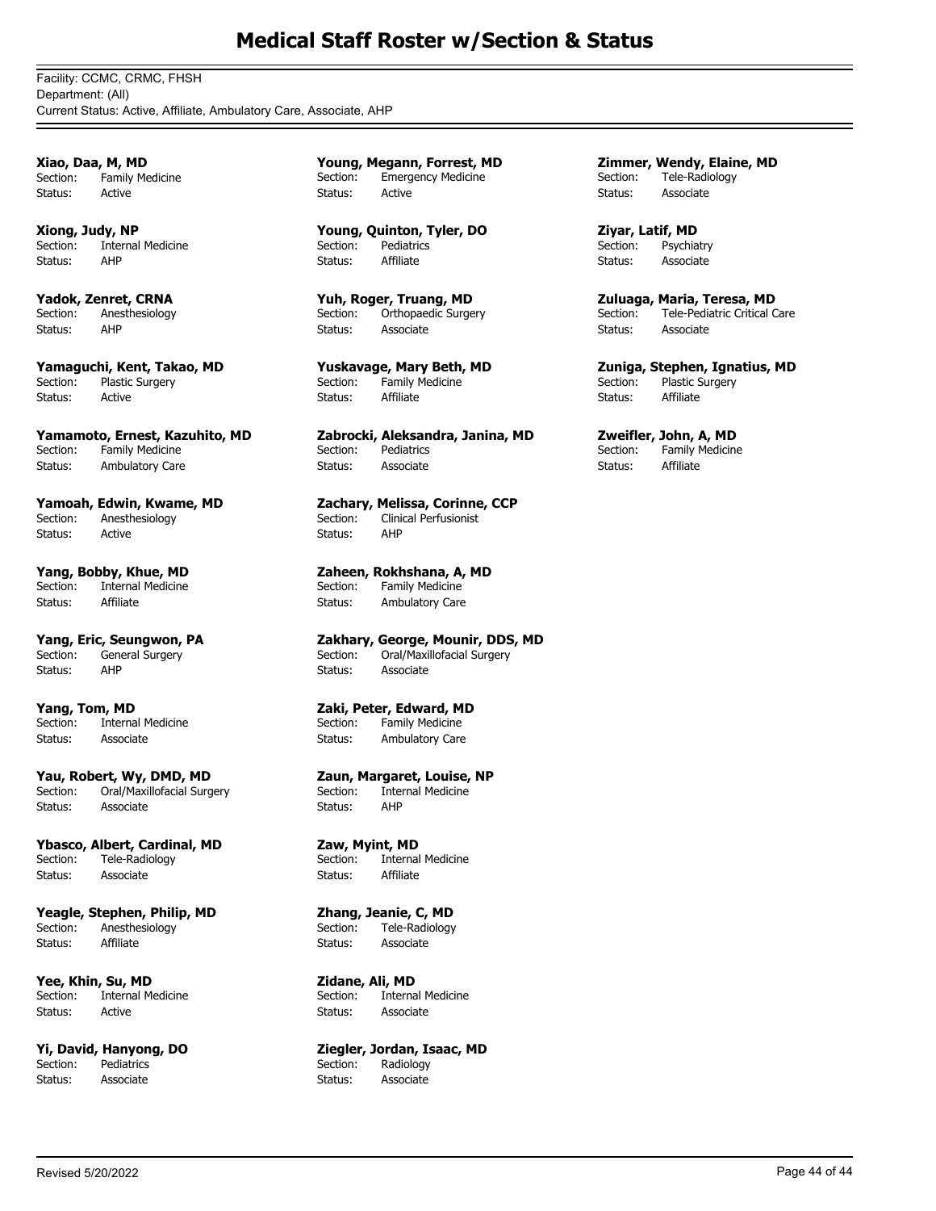# Medical Staff Roster w/Section & Status

Facility: CCMC, CRMC, FHSH
Department: (All)
Current Status: Active, Affiliate, Ambulatory Care, Associate, AHP

**Xiao, Daa, M, MD**
Section: Family Medicine
Status: Active

**Xiong, Judy, NP**
Section: Internal Medicine
Status: AHP

**Yadok, Zenret, CRNA**
Section: Anesthesiology
Status: AHP

**Yamaguchi, Kent, Takao, MD**
Section: Plastic Surgery
Status: Active

**Yamamoto, Ernest, Kazuhito, MD**
Section: Family Medicine
Status: Ambulatory Care

**Yamoah, Edwin, Kwame, MD**
Section: Anesthesiology
Status: Active

**Yang, Bobby, Khue, MD**
Section: Internal Medicine
Status: Affiliate

**Yang, Eric, Seungwon, PA**
Section: General Surgery
Status: AHP

**Yang, Tom, MD**
Section: Internal Medicine
Status: Associate

**Yau, Robert, Wy, DMD, MD**
Section: Oral/Maxillofacial Surgery
Status: Associate

**Ybasco, Albert, Cardinal, MD**
Section: Tele-Radiology
Status: Associate

**Yeagle, Stephen, Philip, MD**
Section: Anesthesiology
Status: Affiliate

**Yee, Khin, Su, MD**
Section: Internal Medicine
Status: Active

**Yi, David, Hanyong, DO**
Section: Pediatrics
Status: Associate

**Young, Megann, Forrest, MD**
Section: Emergency Medicine
Status: Active

**Young, Quinton, Tyler, DO**
Section: Pediatrics
Status: Affiliate

**Yuh, Roger, Truang, MD**
Section: Orthopaedic Surgery
Status: Associate

**Yuskavage, Mary Beth, MD**
Section: Family Medicine
Status: Affiliate

**Zabrocki, Aleksandra, Janina, MD**
Section: Pediatrics
Status: Associate

**Zachary, Melissa, Corinne, CCP**
Section: Clinical Perfusionist
Status: AHP

**Zaheen, Rokhshana, A, MD**
Section: Family Medicine
Status: Ambulatory Care

**Zakhary, George, Mounir, DDS, MD**
Section: Oral/Maxillofacial Surgery
Status: Associate

**Zaki, Peter, Edward, MD**
Section: Family Medicine
Status: Ambulatory Care

**Zaun, Margaret, Louise, NP**
Section: Internal Medicine
Status: AHP

**Zaw, Myint, MD**
Section: Internal Medicine
Status: Affiliate

**Zhang, Jeanie, C, MD**
Section: Tele-Radiology
Status: Associate

**Zidane, Ali, MD**
Section: Internal Medicine
Status: Associate

**Ziegler, Jordan, Isaac, MD**
Section: Radiology
Status: Associate

**Zimmer, Wendy, Elaine, MD**
Section: Tele-Radiology
Status: Associate

**Ziyar, Latif, MD**
Section: Psychiatry
Status: Associate

**Zuluaga, Maria, Teresa, MD**
Section: Tele-Pediatric Critical Care
Status: Associate

**Zuniga, Stephen, Ignatius, MD**
Section: Plastic Surgery
Status: Affiliate

**Zweifler, John, A, MD**
Section: Family Medicine
Status: Affiliate

Revised 5/20/2022